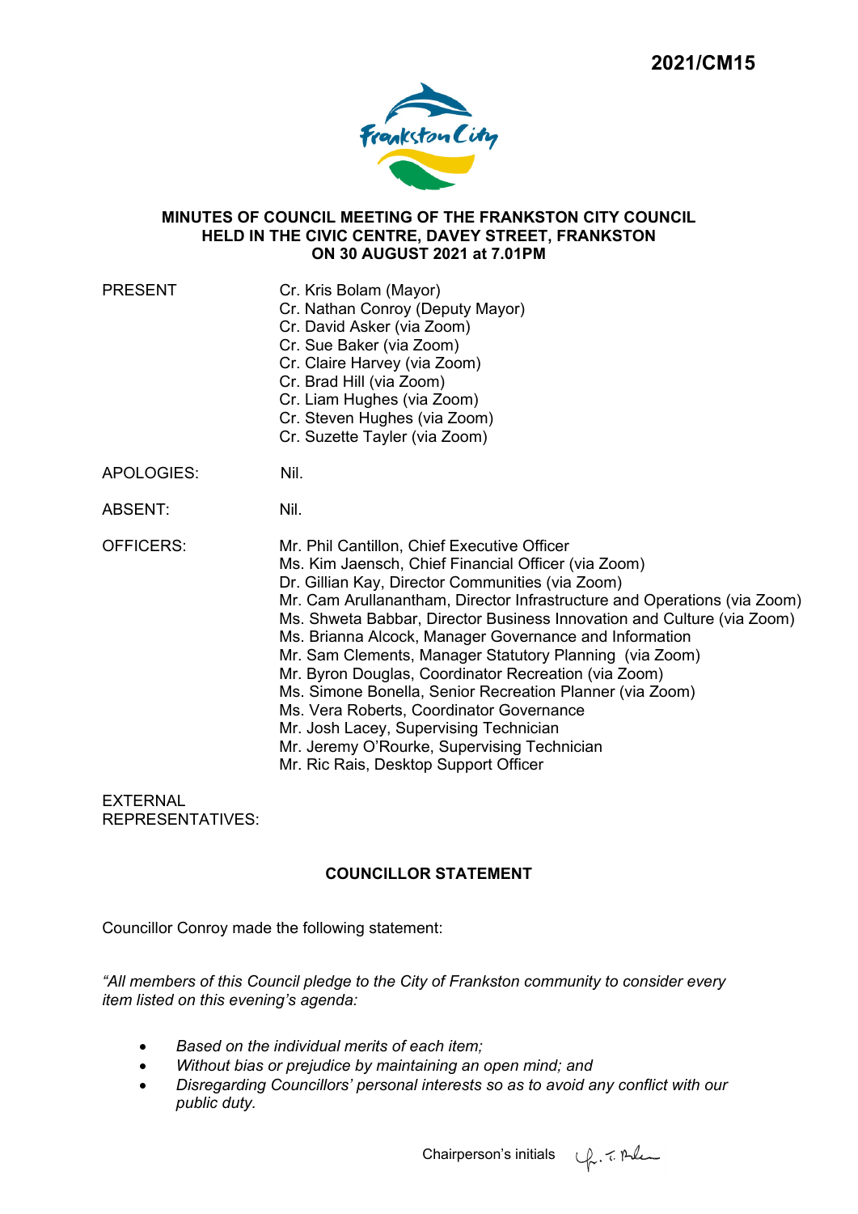2021/CM15

# MINUTES OF COUNCIL MEETING OF THE FRANKSTON CITY COUNCIL HELD IN THE CIVIC CENTRE, DAVEY STREET, FRANKSTON ON 30 AUGUST 2021 at 7.01PM

| | |
|---|---|
| PRESENT | Cr. Kris Bolam (Mayor)<br>Cr. Nathan Conroy (Deputy Mayor)<br>Cr. David Asker (via Zoom)<br>Cr. Sue Baker (via Zoom)<br>Cr. Claire Harvey (via Zoom)<br>Cr. Brad Hill (via Zoom)<br>Cr. Liam Hughes (via Zoom)<br>Cr. Steven Hughes (via Zoom)<br>Cr. Suzette Tayler (via Zoom) |
| APOLOGIES: | Nil. |
| ABSENT: | Nil. |
| OFFICERS: | Mr. Phil Cantillon, Chief Executive Officer<br>Ms. Kim Jaensch, Chief Financial Officer (via Zoom)<br>Dr. Gillian Kay, Director Communities (via Zoom)<br>Mr. Cam Arullanantham, Director Infrastructure and Operations (via Zoom)<br>Ms. Shweta Babbar, Director Business Innovation and Culture (via Zoom)<br>Ms. Brianna Alcock, Manager Governance and Information<br>Mr. Sam Clements, Manager Statutory Planning (via Zoom)<br>Mr. Byron Douglas, Coordinator Recreation (via Zoom)<br>Ms. Simone Bonella, Senior Recreation Planner (via Zoom)<br>Ms. Vera Roberts, Coordinator Governance<br>Mr. Josh Lacey, Supervising Technician<br>Mr. Jeremy O'Rourke, Supervising Technician<br>Mr. Ric Rais, Desktop Support Officer |
| EXTERNAL REPRESENTATIVES: | |

## COUNCILLOR STATEMENT

Councillor Conroy made the following statement:

*"All members of this Council pledge to the City of Frankston community to consider every item listed on this evening's agenda:*

- *Based on the individual merits of each item;*
- *Without bias or prejudice by maintaining an open mind; and*
- *Disregarding Councillors' personal interests so as to avoid any conflict with our public duty.*

Chairperson's initials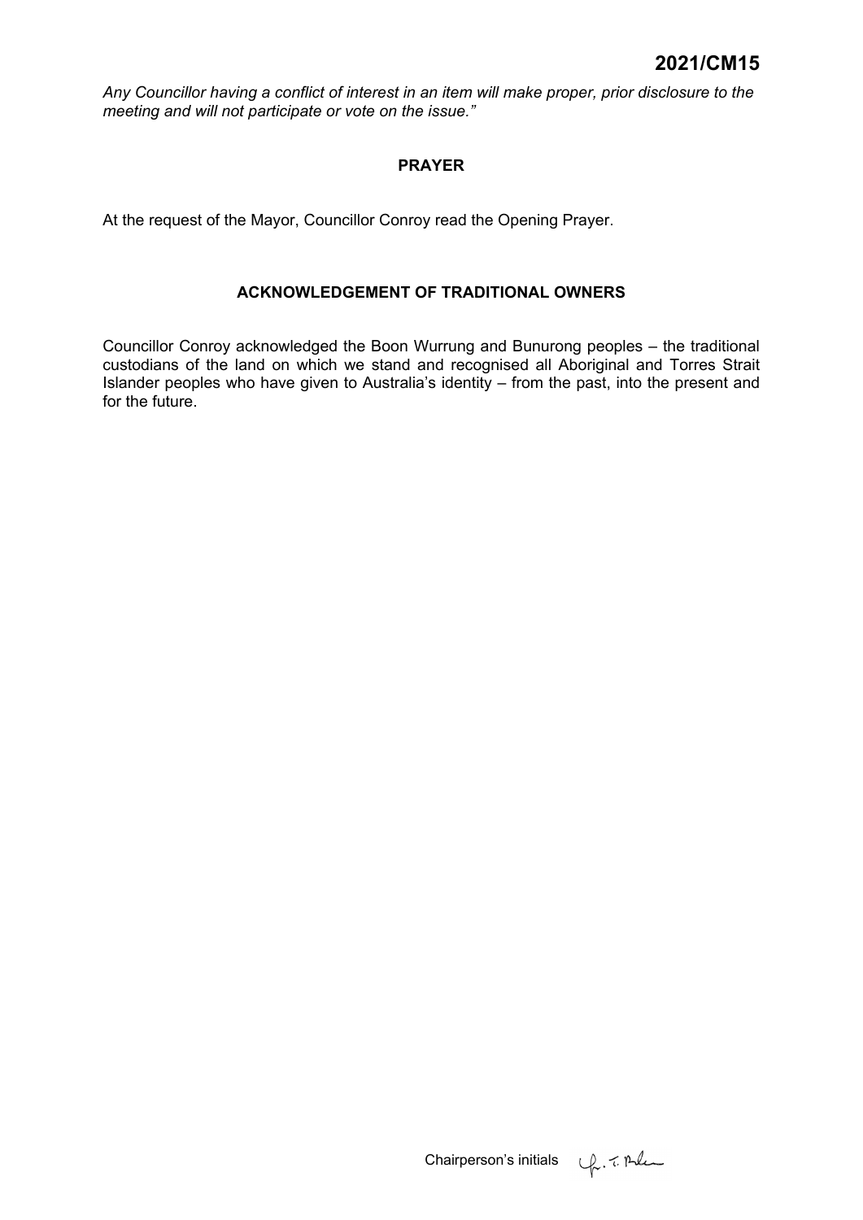*Any Councillor having a conflict of interest in an item will make proper, prior disclosure to the meeting and will not participate or vote on the issue."*

## PRAYER

At the request of the Mayor, Councillor Conroy read the Opening Prayer.

## ACKNOWLEDGEMENT OF TRADITIONAL OWNERS

Councillor Conroy acknowledged the Boon Wurrung and Bunurong peoples – the traditional custodians of the land on which we stand and recognised all Aboriginal and Torres Strait Islander peoples who have given to Australia's identity – from the past, into the present and for the future.

Chairperson's initials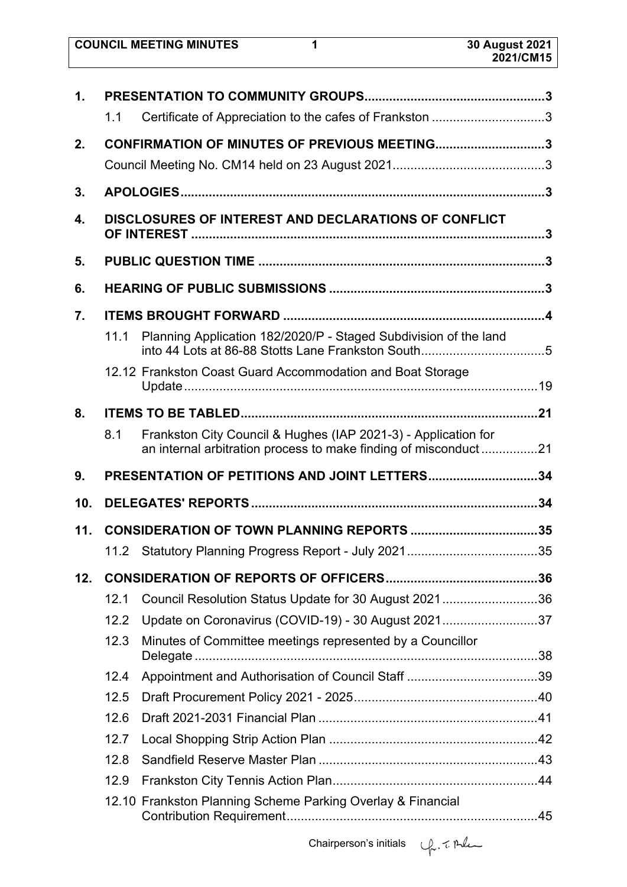| | | |
|---|---|---|
| **1.** | **PRESENTATION TO COMMUNITY GROUPS** | **3** |
| 1.1 | Certificate of Appreciation to the cafes of Frankston | 3 |
| **2.** | **CONFIRMATION OF MINUTES OF PREVIOUS MEETING** | **3** |
| | Council Meeting No. CM14 held on 23 August 2021 | 3 |
| **3.** | **APOLOGIES** | **3** |
| **4.** | **DISCLOSURES OF INTEREST AND DECLARATIONS OF CONFLICT OF INTEREST** | **3** |
| **5.** | **PUBLIC QUESTION TIME** | **3** |
| **6.** | **HEARING OF PUBLIC SUBMISSIONS** | **3** |
| **7.** | **ITEMS BROUGHT FORWARD** | **4** |
| 11.1 | Planning Application 182/2020/P - Staged Subdivision of the land into 44 Lots at 86-88 Stotts Lane Frankston South | 5 |
| 12.12 | Frankston Coast Guard Accommodation and Boat Storage Update | 19 |
| **8.** | **ITEMS TO BE TABLED** | **21** |
| 8.1 | Frankston City Council & Hughes (IAP 2021-3) - Application for an internal arbitration process to make finding of misconduct | 21 |
| **9.** | **PRESENTATION OF PETITIONS AND JOINT LETTERS** | **34** |
| **10.** | **DELEGATES' REPORTS** | **34** |
| **11.** | **CONSIDERATION OF TOWN PLANNING REPORTS** | **35** |
| 11.2 | Statutory Planning Progress Report - July 2021 | 35 |
| **12.** | **CONSIDERATION OF REPORTS OF OFFICERS** | **36** |
| 12.1 | Council Resolution Status Update for 30 August 2021 | 36 |
| 12.2 | Update on Coronavirus (COVID-19) - 30 August 2021 | 37 |
| 12.3 | Minutes of Committee meetings represented by a Councillor Delegate | 38 |
| 12.4 | Appointment and Authorisation of Council Staff | 39 |
| 12.5 | Draft Procurement Policy 2021 - 2025 | 40 |
| 12.6 | Draft 2021-2031 Financial Plan | 41 |
| 12.7 | Local Shopping Strip Action Plan | 42 |
| 12.8 | Sandfield Reserve Master Plan | 43 |
| 12.9 | Frankston City Tennis Action Plan | 44 |
| 12.10 | Frankston Planning Scheme Parking Overlay & Financial Contribution Requirement | 45 |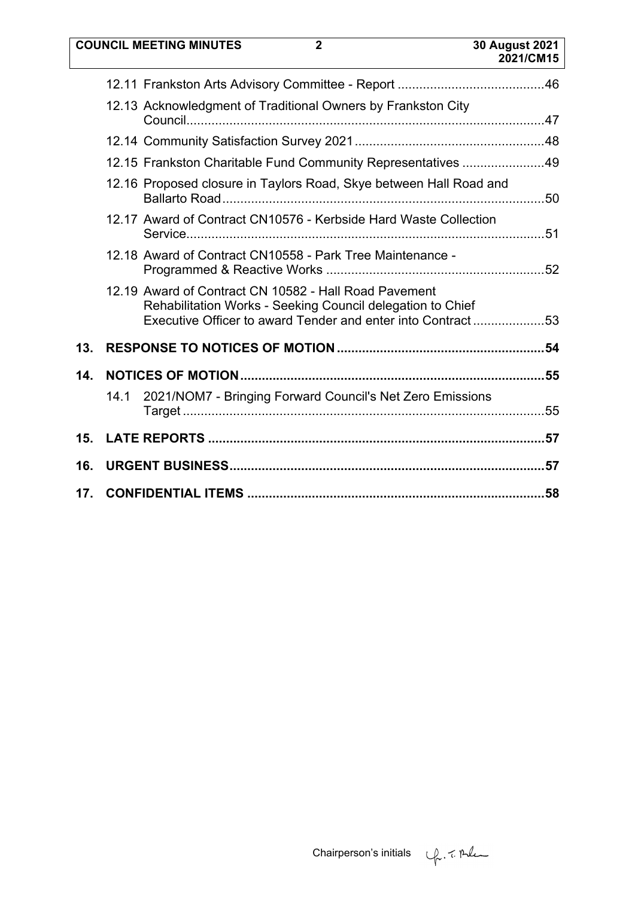12.11 Frankston Arts Advisory Committee - Report ........................................46

12.13 Acknowledgment of Traditional Owners by Frankston City Council....................................................................................................47

12.14 Community Satisfaction Survey 2021....................................................48

12.15 Frankston Charitable Fund Community Representatives .......................49

12.16 Proposed closure in Taylors Road, Skye between Hall Road and Ballarto Road.........................................................................................50

12.17 Award of Contract CN10576 - Kerbside Hard Waste Collection Service...................................................................................................51

12.18 Award of Contract CN10558 - Park Tree Maintenance - Programmed & Reactive Works ............................................................52

12.19 Award of Contract CN 10582 - Hall Road Pavement Rehabilitation Works - Seeking Council delegation to Chief Executive Officer to award Tender and enter into Contract ....................53

**13. RESPONSE TO NOTICES OF MOTION ..........................................................54**

**14. NOTICES OF MOTION....................................................................................55**

14.1 2021/NOM7 - Bringing Forward Council's Net Zero Emissions Target ....................................................................................................55

**15. LATE REPORTS .............................................................................................57**

**16. URGENT BUSINESS.......................................................................................57**

**17. CONFIDENTIAL ITEMS ..................................................................................58**

Chairperson's initials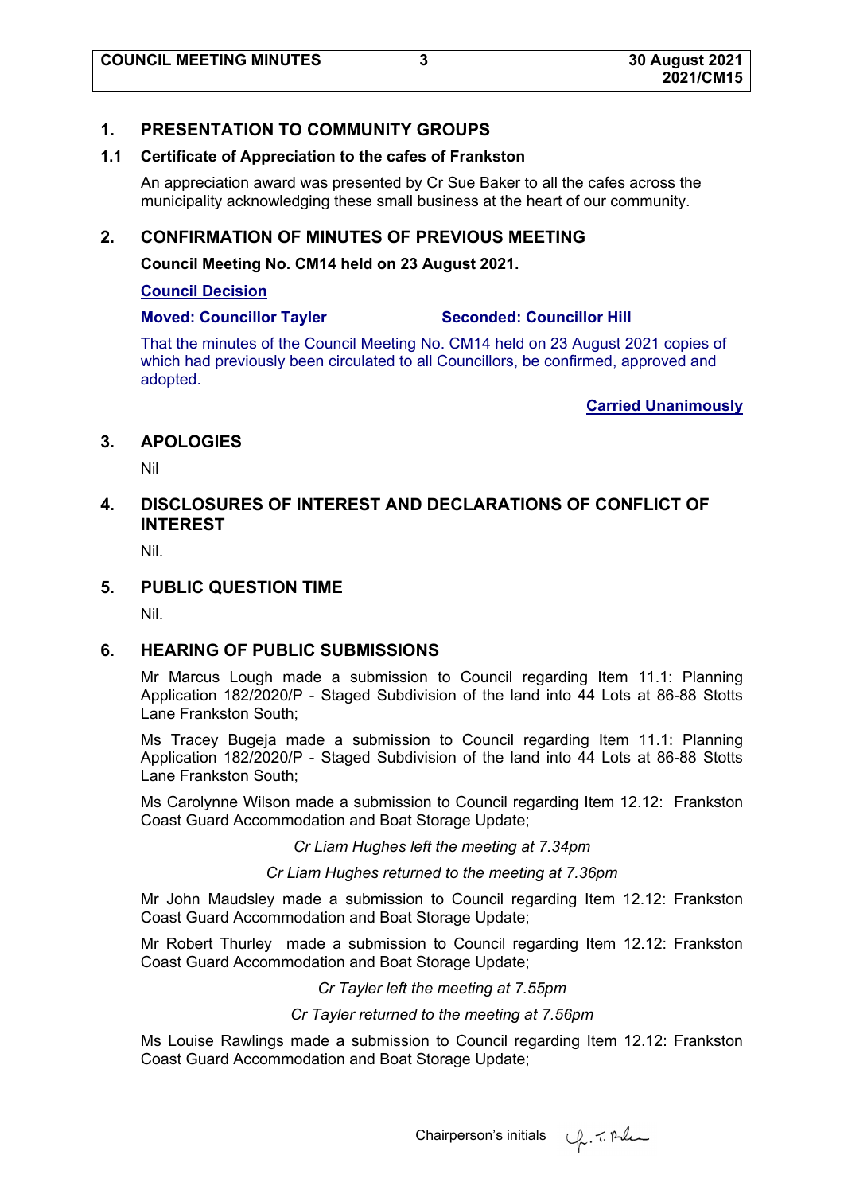## 1. PRESENTATION TO COMMUNITY GROUPS

### 1.1 Certificate of Appreciation to the cafes of Frankston

An appreciation award was presented by Cr Sue Baker to all the cafes across the municipality acknowledging these small business at the heart of our community.

## 2. CONFIRMATION OF MINUTES OF PREVIOUS MEETING

**Council Meeting No. CM14 held on 23 August 2021.**

**Council Decision**

**Moved: Councillor Tayler** **Seconded: Councillor Hill**

That the minutes of the Council Meeting No. CM14 held on 23 August 2021 copies of which had previously been circulated to all Councillors, be confirmed, approved and adopted.

**Carried Unanimously**

## 3. APOLOGIES

Nil

## 4. DISCLOSURES OF INTEREST AND DECLARATIONS OF CONFLICT OF INTEREST

Nil.

## 5. PUBLIC QUESTION TIME

Nil.

## 6. HEARING OF PUBLIC SUBMISSIONS

Mr Marcus Lough made a submission to Council regarding Item 11.1: Planning Application 182/2020/P - Staged Subdivision of the land into 44 Lots at 86-88 Stotts Lane Frankston South;

Ms Tracey Bugeja made a submission to Council regarding Item 11.1: Planning Application 182/2020/P - Staged Subdivision of the land into 44 Lots at 86-88 Stotts Lane Frankston South;

Ms Carolynne Wilson made a submission to Council regarding Item 12.12: Frankston Coast Guard Accommodation and Boat Storage Update;

*Cr Liam Hughes left the meeting at 7.34pm*

*Cr Liam Hughes returned to the meeting at 7.36pm*

Mr John Maudsley made a submission to Council regarding Item 12.12: Frankston Coast Guard Accommodation and Boat Storage Update;

Mr Robert Thurley made a submission to Council regarding Item 12.12: Frankston Coast Guard Accommodation and Boat Storage Update;

*Cr Tayler left the meeting at 7.55pm*

*Cr Tayler returned to the meeting at 7.56pm*

Ms Louise Rawlings made a submission to Council regarding Item 12.12: Frankston Coast Guard Accommodation and Boat Storage Update;

Chairperson's initials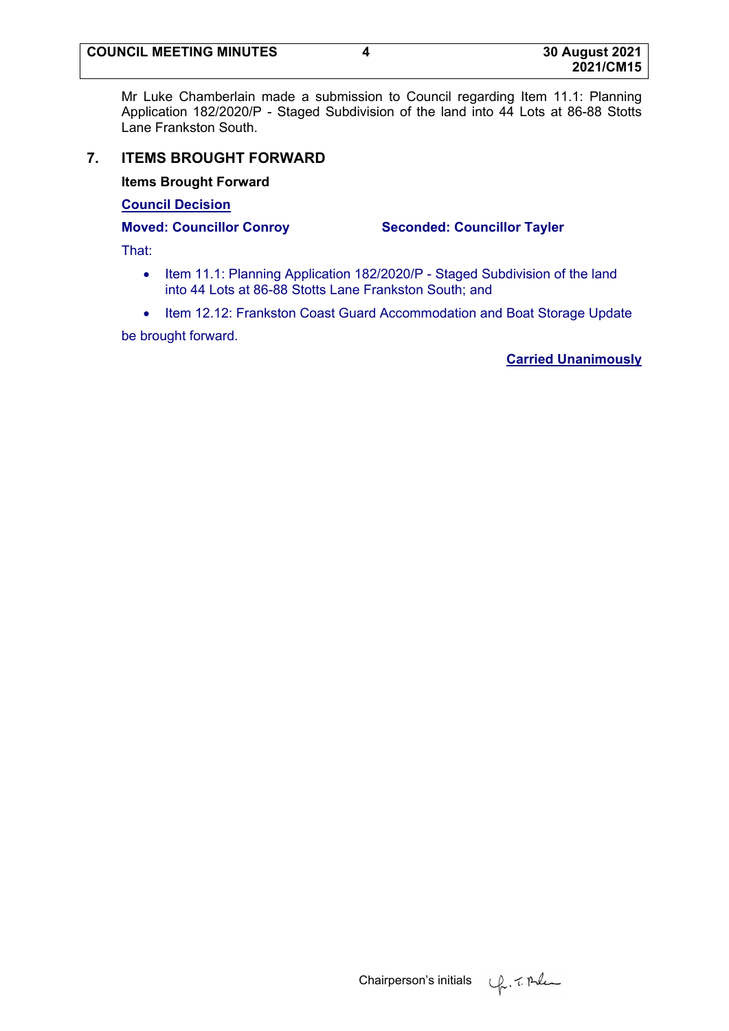Mr Luke Chamberlain made a submission to Council regarding Item 11.1: Planning Application 182/2020/P - Staged Subdivision of the land into 44 Lots at 86-88 Stotts Lane Frankston South.

## 7. ITEMS BROUGHT FORWARD

**Items Brought Forward**

**Council Decision**

**Moved: Councillor Conroy** **Seconded: Councillor Tayler**

That:

- Item 11.1: Planning Application 182/2020/P - Staged Subdivision of the land into 44 Lots at 86-88 Stotts Lane Frankston South; and
- Item 12.12: Frankston Coast Guard Accommodation and Boat Storage Update

be brought forward.

**Carried Unanimously**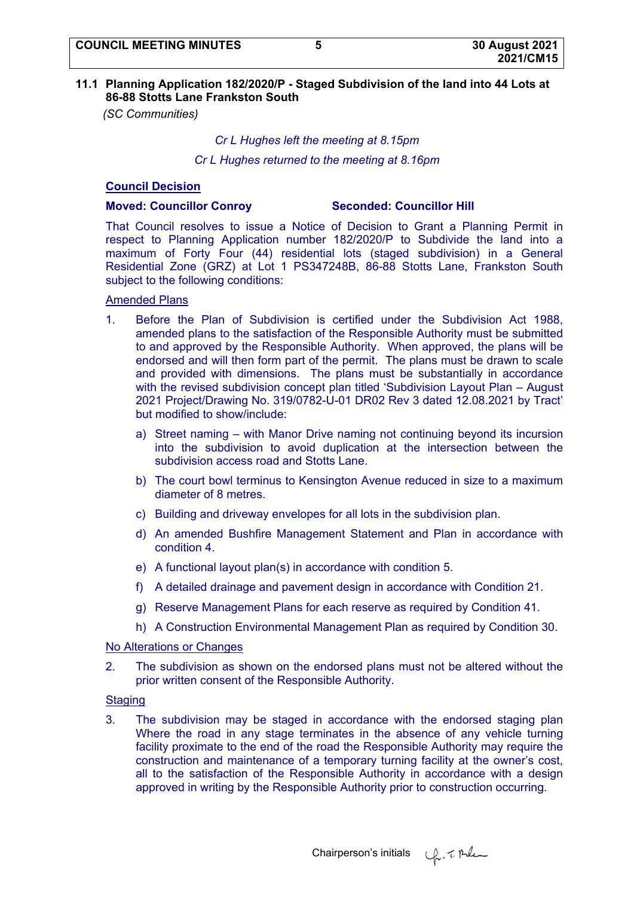## 11.1 Planning Application 182/2020/P - Staged Subdivision of the land into 44 Lots at 86-88 Stotts Lane Frankston South

*(SC Communities)*

*Cr L Hughes left the meeting at 8.15pm*

*Cr L Hughes returned to the meeting at 8.16pm*

### Council Decision

**Moved: Councillor Conroy** **Seconded: Councillor Hill**

That Council resolves to issue a Notice of Decision to Grant a Planning Permit in respect to Planning Application number 182/2020/P to Subdivide the land into a maximum of Forty Four (44) residential lots (staged subdivision) in a General Residential Zone (GRZ) at Lot 1 PS347248B, 86-88 Stotts Lane, Frankston South subject to the following conditions:

Amended Plans

1. Before the Plan of Subdivision is certified under the Subdivision Act 1988, amended plans to the satisfaction of the Responsible Authority must be submitted to and approved by the Responsible Authority. When approved, the plans will be endorsed and will then form part of the permit. The plans must be drawn to scale and provided with dimensions. The plans must be substantially in accordance with the revised subdivision concept plan titled 'Subdivision Layout Plan – August 2021 Project/Drawing No. 319/0782-U-01 DR02 Rev 3 dated 12.08.2021 by Tract' but modified to show/include:
   a) Street naming – with Manor Drive naming not continuing beyond its incursion into the subdivision to avoid duplication at the intersection between the subdivision access road and Stotts Lane.
   b) The court bowl terminus to Kensington Avenue reduced in size to a maximum diameter of 8 metres.
   c) Building and driveway envelopes for all lots in the subdivision plan.
   d) An amended Bushfire Management Statement and Plan in accordance with condition 4.
   e) A functional layout plan(s) in accordance with condition 5.
   f) A detailed drainage and pavement design in accordance with Condition 21.
   g) Reserve Management Plans for each reserve as required by Condition 41.
   h) A Construction Environmental Management Plan as required by Condition 30.

No Alterations or Changes

2. The subdivision as shown on the endorsed plans must not be altered without the prior written consent of the Responsible Authority.

Staging

3. The subdivision may be staged in accordance with the endorsed staging plan Where the road in any stage terminates in the absence of any vehicle turning facility proximate to the end of the road the Responsible Authority may require the construction and maintenance of a temporary turning facility at the owner's cost, all to the satisfaction of the Responsible Authority in accordance with a design approved in writing by the Responsible Authority prior to construction occurring.

Chairperson's initials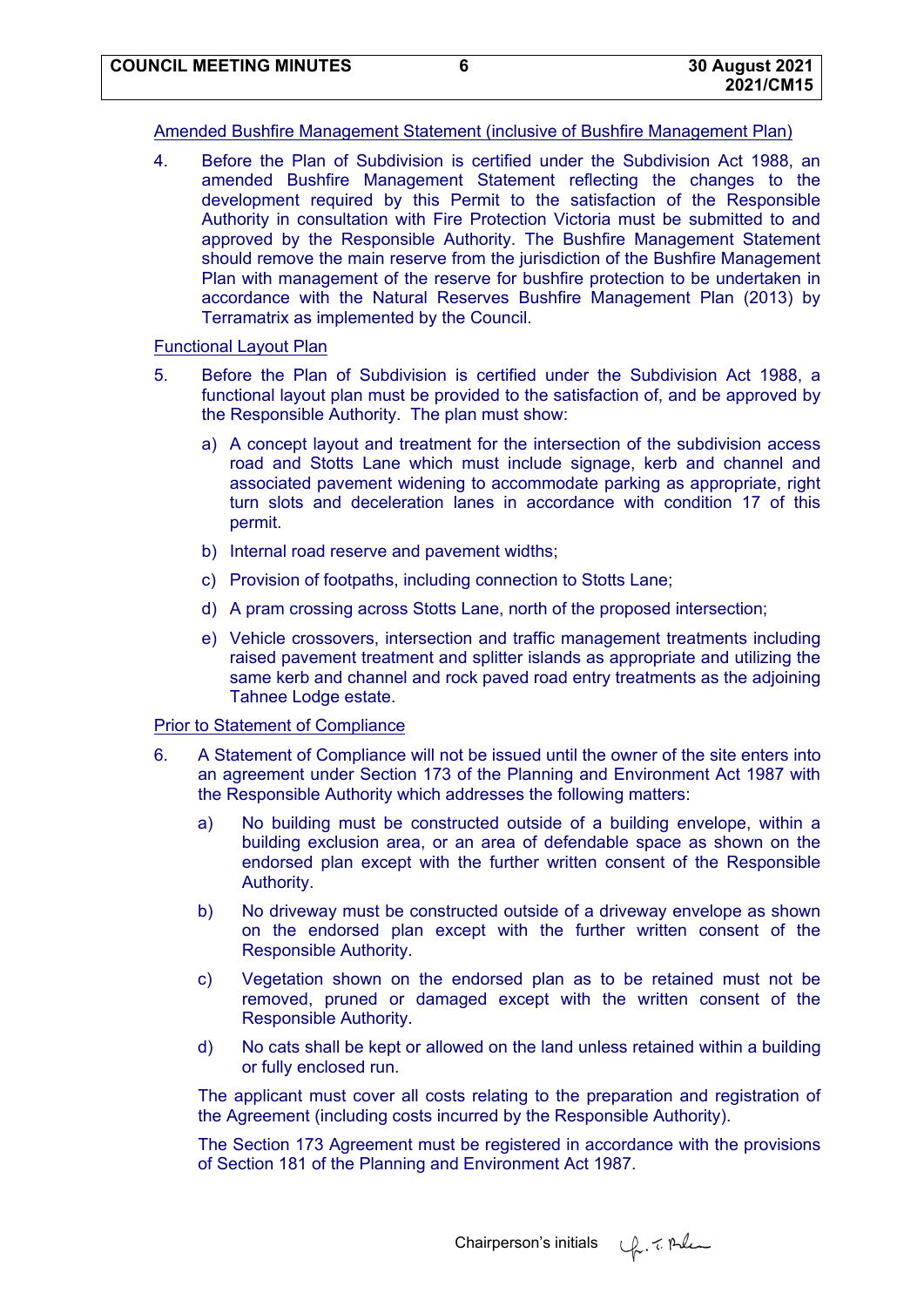Amended Bushfire Management Statement (inclusive of Bushfire Management Plan)

4. Before the Plan of Subdivision is certified under the Subdivision Act 1988, an amended Bushfire Management Statement reflecting the changes to the development required by this Permit to the satisfaction of the Responsible Authority in consultation with Fire Protection Victoria must be submitted to and approved by the Responsible Authority. The Bushfire Management Statement should remove the main reserve from the jurisdiction of the Bushfire Management Plan with management of the reserve for bushfire protection to be undertaken in accordance with the Natural Reserves Bushfire Management Plan (2013) by Terramatrix as implemented by the Council.

Functional Layout Plan

5. Before the Plan of Subdivision is certified under the Subdivision Act 1988, a functional layout plan must be provided to the satisfaction of, and be approved by the Responsible Authority. The plan must show:

   a) A concept layout and treatment for the intersection of the subdivision access road and Stotts Lane which must include signage, kerb and channel and associated pavement widening to accommodate parking as appropriate, right turn slots and deceleration lanes in accordance with condition 17 of this permit.

   b) Internal road reserve and pavement widths;

   c) Provision of footpaths, including connection to Stotts Lane;

   d) A pram crossing across Stotts Lane, north of the proposed intersection;

   e) Vehicle crossovers, intersection and traffic management treatments including raised pavement treatment and splitter islands as appropriate and utilizing the same kerb and channel and rock paved road entry treatments as the adjoining Tahnee Lodge estate.

Prior to Statement of Compliance

6. A Statement of Compliance will not be issued until the owner of the site enters into an agreement under Section 173 of the Planning and Environment Act 1987 with the Responsible Authority which addresses the following matters:

   a) No building must be constructed outside of a building envelope, within a building exclusion area, or an area of defendable space as shown on the endorsed plan except with the further written consent of the Responsible Authority.

   b) No driveway must be constructed outside of a driveway envelope as shown on the endorsed plan except with the further written consent of the Responsible Authority.

   c) Vegetation shown on the endorsed plan as to be retained must not be removed, pruned or damaged except with the written consent of the Responsible Authority.

   d) No cats shall be kept or allowed on the land unless retained within a building or fully enclosed run.

   The applicant must cover all costs relating to the preparation and registration of the Agreement (including costs incurred by the Responsible Authority).

   The Section 173 Agreement must be registered in accordance with the provisions of Section 181 of the Planning and Environment Act 1987.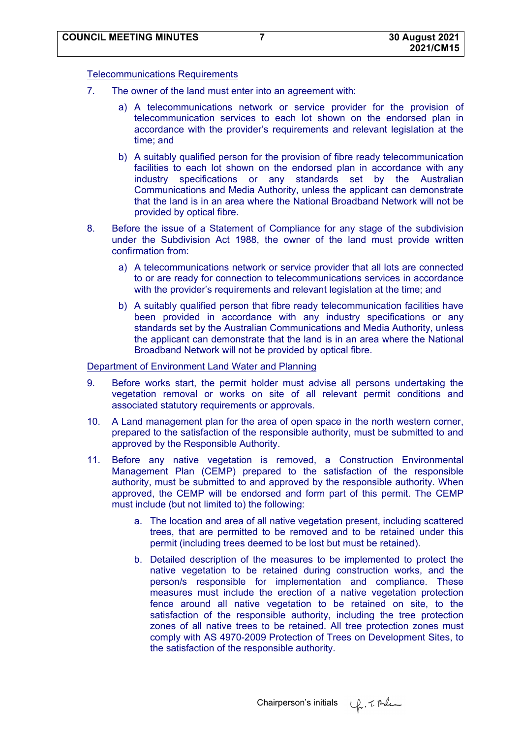Telecommunications Requirements

7. The owner of the land must enter into an agreement with:

   a) A telecommunications network or service provider for the provision of telecommunication services to each lot shown on the endorsed plan in accordance with the provider's requirements and relevant legislation at the time; and

   b) A suitably qualified person for the provision of fibre ready telecommunication facilities to each lot shown on the endorsed plan in accordance with any industry specifications or any standards set by the Australian Communications and Media Authority, unless the applicant can demonstrate that the land is in an area where the National Broadband Network will not be provided by optical fibre.

8. Before the issue of a Statement of Compliance for any stage of the subdivision under the Subdivision Act 1988, the owner of the land must provide written confirmation from:

   a) A telecommunications network or service provider that all lots are connected to or are ready for connection to telecommunications services in accordance with the provider's requirements and relevant legislation at the time; and

   b) A suitably qualified person that fibre ready telecommunication facilities have been provided in accordance with any industry specifications or any standards set by the Australian Communications and Media Authority, unless the applicant can demonstrate that the land is in an area where the National Broadband Network will not be provided by optical fibre.

Department of Environment Land Water and Planning

9. Before works start, the permit holder must advise all persons undertaking the vegetation removal or works on site of all relevant permit conditions and associated statutory requirements or approvals.

10. A Land management plan for the area of open space in the north western corner, prepared to the satisfaction of the responsible authority, must be submitted to and approved by the Responsible Authority.

11. Before any native vegetation is removed, a Construction Environmental Management Plan (CEMP) prepared to the satisfaction of the responsible authority, must be submitted to and approved by the responsible authority. When approved, the CEMP will be endorsed and form part of this permit. The CEMP must include (but not limited to) the following:

    a. The location and area of all native vegetation present, including scattered trees, that are permitted to be removed and to be retained under this permit (including trees deemed to be lost but must be retained).

    b. Detailed description of the measures to be implemented to protect the native vegetation to be retained during construction works, and the person/s responsible for implementation and compliance. These measures must include the erection of a native vegetation protection fence around all native vegetation to be retained on site, to the satisfaction of the responsible authority, including the tree protection zones of all native trees to be retained. All tree protection zones must comply with AS 4970-2009 Protection of Trees on Development Sites, to the satisfaction of the responsible authority.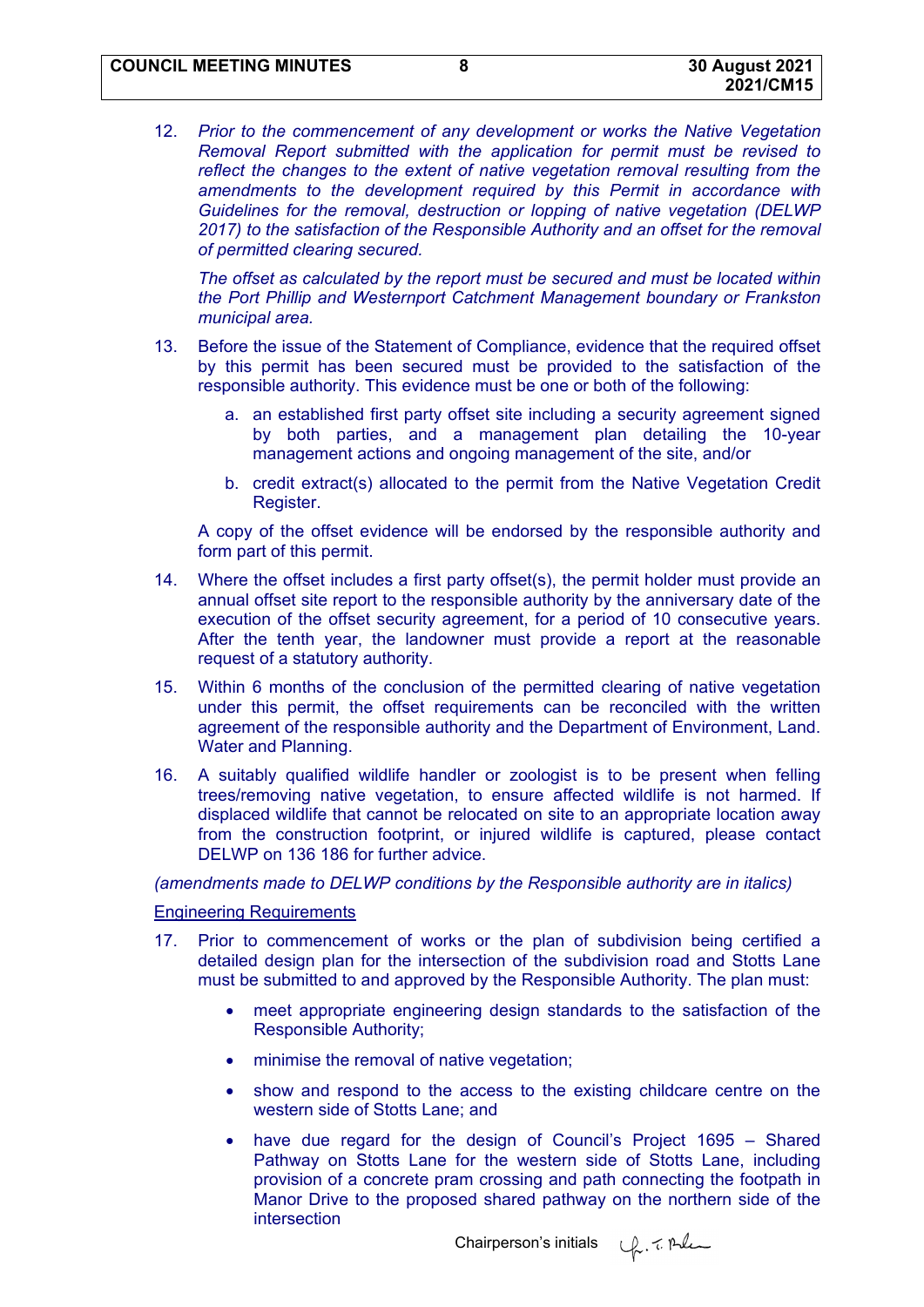12. *Prior to the commencement of any development or works the Native Vegetation Removal Report submitted with the application for permit must be revised to reflect the changes to the extent of native vegetation removal resulting from the amendments to the development required by this Permit in accordance with Guidelines for the removal, destruction or lopping of native vegetation (DELWP 2017) to the satisfaction of the Responsible Authority and an offset for the removal of permitted clearing secured.*

    *The offset as calculated by the report must be secured and must be located within the Port Phillip and Westernport Catchment Management boundary or Frankston municipal area.*

13. Before the issue of the Statement of Compliance, evidence that the required offset by this permit has been secured must be provided to the satisfaction of the responsible authority. This evidence must be one or both of the following:

    a. an established first party offset site including a security agreement signed by both parties, and a management plan detailing the 10-year management actions and ongoing management of the site, and/or

    b. credit extract(s) allocated to the permit from the Native Vegetation Credit Register.

    A copy of the offset evidence will be endorsed by the responsible authority and form part of this permit.

14. Where the offset includes a first party offset(s), the permit holder must provide an annual offset site report to the responsible authority by the anniversary date of the execution of the offset security agreement, for a period of 10 consecutive years. After the tenth year, the landowner must provide a report at the reasonable request of a statutory authority.

15. Within 6 months of the conclusion of the permitted clearing of native vegetation under this permit, the offset requirements can be reconciled with the written agreement of the responsible authority and the Department of Environment, Land. Water and Planning.

16. A suitably qualified wildlife handler or zoologist is to be present when felling trees/removing native vegetation, to ensure affected wildlife is not harmed. If displaced wildlife that cannot be relocated on site to an appropriate location away from the construction footprint, or injured wildlife is captured, please contact DELWP on 136 186 for further advice.

*(amendments made to DELWP conditions by the Responsible authority are in italics)*

Engineering Requirements

17. Prior to commencement of works or the plan of subdivision being certified a detailed design plan for the intersection of the subdivision road and Stotts Lane must be submitted to and approved by the Responsible Authority. The plan must:

    - meet appropriate engineering design standards to the satisfaction of the Responsible Authority;
    - minimise the removal of native vegetation;
    - show and respond to the access to the existing childcare centre on the western side of Stotts Lane; and
    - have due regard for the design of Council's Project 1695 – Shared Pathway on Stotts Lane for the western side of Stotts Lane, including provision of a concrete pram crossing and path connecting the footpath in Manor Drive to the proposed shared pathway on the northern side of the intersection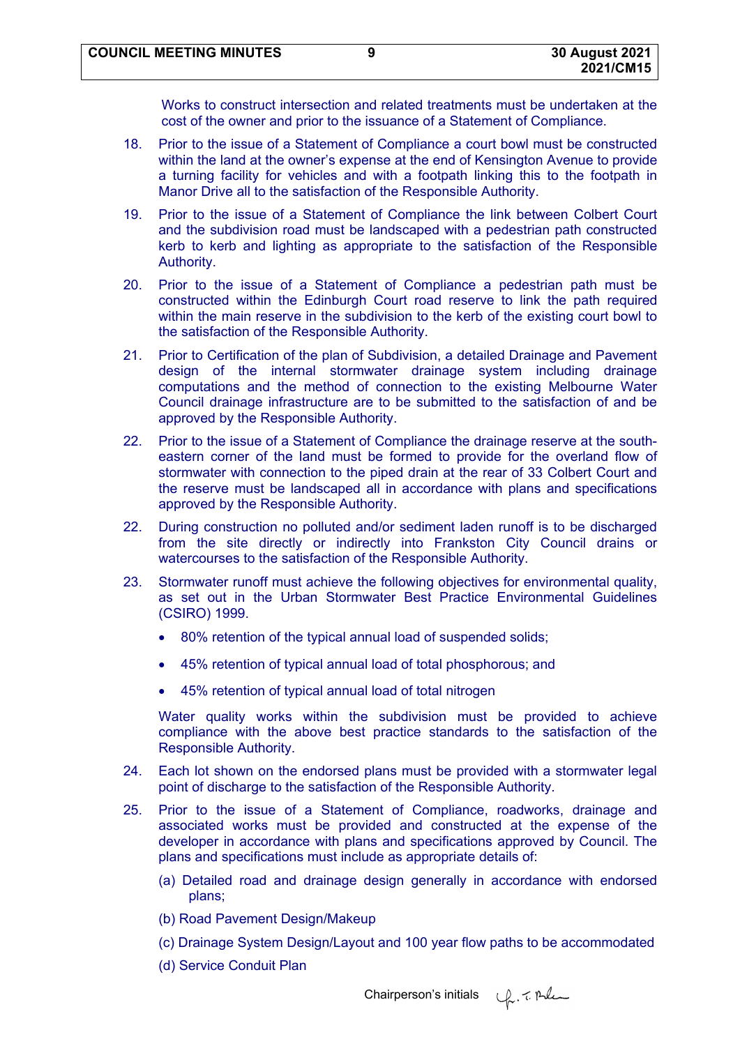Works to construct intersection and related treatments must be undertaken at the cost of the owner and prior to the issuance of a Statement of Compliance.

18. Prior to the issue of a Statement of Compliance a court bowl must be constructed within the land at the owner's expense at the end of Kensington Avenue to provide a turning facility for vehicles and with a footpath linking this to the footpath in Manor Drive all to the satisfaction of the Responsible Authority.

19. Prior to the issue of a Statement of Compliance the link between Colbert Court and the subdivision road must be landscaped with a pedestrian path constructed kerb to kerb and lighting as appropriate to the satisfaction of the Responsible Authority.

20. Prior to the issue of a Statement of Compliance a pedestrian path must be constructed within the Edinburgh Court road reserve to link the path required within the main reserve in the subdivision to the kerb of the existing court bowl to the satisfaction of the Responsible Authority.

21. Prior to Certification of the plan of Subdivision, a detailed Drainage and Pavement design of the internal stormwater drainage system including drainage computations and the method of connection to the existing Melbourne Water Council drainage infrastructure are to be submitted to the satisfaction of and be approved by the Responsible Authority.

22. Prior to the issue of a Statement of Compliance the drainage reserve at the south-eastern corner of the land must be formed to provide for the overland flow of stormwater with connection to the piped drain at the rear of 33 Colbert Court and the reserve must be landscaped all in accordance with plans and specifications approved by the Responsible Authority.

22. During construction no polluted and/or sediment laden runoff is to be discharged from the site directly or indirectly into Frankston City Council drains or watercourses to the satisfaction of the Responsible Authority.

23. Stormwater runoff must achieve the following objectives for environmental quality, as set out in the Urban Stormwater Best Practice Environmental Guidelines (CSIRO) 1999.

    - 80% retention of the typical annual load of suspended solids;
    - 45% retention of typical annual load of total phosphorous; and
    - 45% retention of typical annual load of total nitrogen

    Water quality works within the subdivision must be provided to achieve compliance with the above best practice standards to the satisfaction of the Responsible Authority.

24. Each lot shown on the endorsed plans must be provided with a stormwater legal point of discharge to the satisfaction of the Responsible Authority.

25. Prior to the issue of a Statement of Compliance, roadworks, drainage and associated works must be provided and constructed at the expense of the developer in accordance with plans and specifications approved by Council. The plans and specifications must include as appropriate details of:

    (a) Detailed road and drainage design generally in accordance with endorsed plans;

    (b) Road Pavement Design/Makeup

    (c) Drainage System Design/Layout and 100 year flow paths to be accommodated

    (d) Service Conduit Plan

Chairperson's initials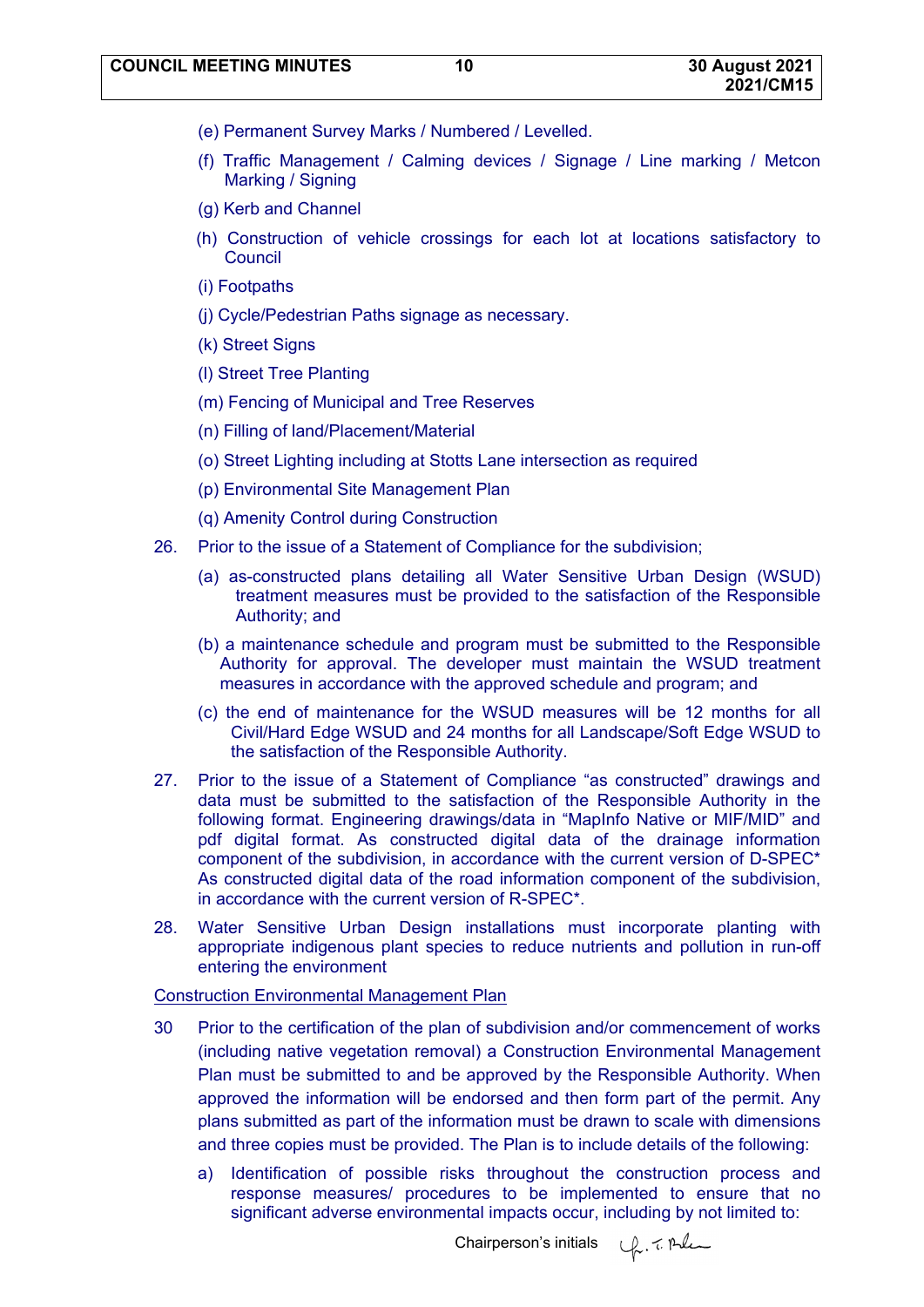(e) Permanent Survey Marks / Numbered / Levelled.

(f) Traffic Management / Calming devices / Signage / Line marking / Metcon Marking / Signing

(g) Kerb and Channel

(h) Construction of vehicle crossings for each lot at locations satisfactory to Council

(i) Footpaths

(j) Cycle/Pedestrian Paths signage as necessary.

(k) Street Signs

(l) Street Tree Planting

(m) Fencing of Municipal and Tree Reserves

(n) Filling of land/Placement/Material

(o) Street Lighting including at Stotts Lane intersection as required

(p) Environmental Site Management Plan

(q) Amenity Control during Construction

26. Prior to the issue of a Statement of Compliance for the subdivision;

    (a) as-constructed plans detailing all Water Sensitive Urban Design (WSUD) treatment measures must be provided to the satisfaction of the Responsible Authority; and

    (b) a maintenance schedule and program must be submitted to the Responsible Authority for approval. The developer must maintain the WSUD treatment measures in accordance with the approved schedule and program; and

    (c) the end of maintenance for the WSUD measures will be 12 months for all Civil/Hard Edge WSUD and 24 months for all Landscape/Soft Edge WSUD to the satisfaction of the Responsible Authority.

27. Prior to the issue of a Statement of Compliance "as constructed" drawings and data must be submitted to the satisfaction of the Responsible Authority in the following format. Engineering drawings/data in "MapInfo Native or MIF/MID" and pdf digital format. As constructed digital data of the drainage information component of the subdivision, in accordance with the current version of D-SPEC* As constructed digital data of the road information component of the subdivision, in accordance with the current version of R-SPEC*.

28. Water Sensitive Urban Design installations must incorporate planting with appropriate indigenous plant species to reduce nutrients and pollution in run-off entering the environment

<u>Construction Environmental Management Plan</u>

30 Prior to the certification of the plan of subdivision and/or commencement of works (including native vegetation removal) a Construction Environmental Management Plan must be submitted to and be approved by the Responsible Authority. When approved the information will be endorsed and then form part of the permit. Any plans submitted as part of the information must be drawn to scale with dimensions and three copies must be provided. The Plan is to include details of the following:

    a) Identification of possible risks throughout the construction process and response measures/ procedures to be implemented to ensure that no significant adverse environmental impacts occur, including by not limited to:

Chairperson's initials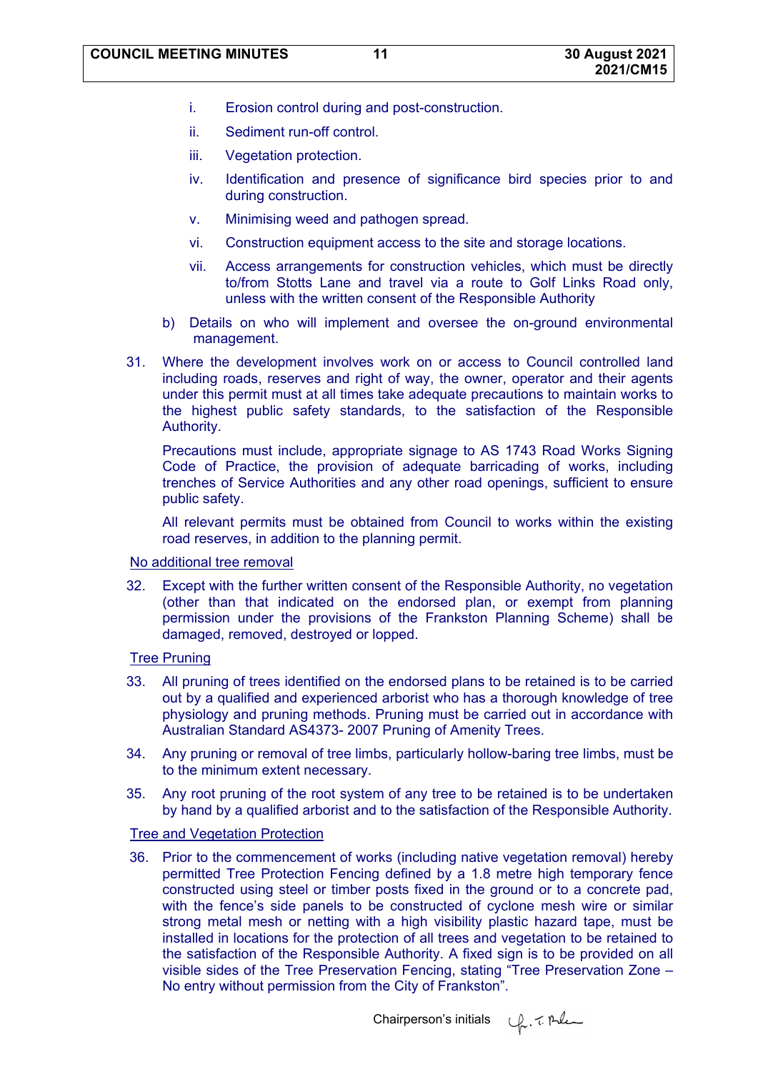i. Erosion control during and post-construction.

ii. Sediment run-off control.

iii. Vegetation protection.

iv. Identification and presence of significance bird species prior to and during construction.

v. Minimising weed and pathogen spread.

vi. Construction equipment access to the site and storage locations.

vii. Access arrangements for construction vehicles, which must be directly to/from Stotts Lane and travel via a route to Golf Links Road only, unless with the written consent of the Responsible Authority

b) Details on who will implement and oversee the on-ground environmental management.

31. Where the development involves work on or access to Council controlled land including roads, reserves and right of way, the owner, operator and their agents under this permit must at all times take adequate precautions to maintain works to the highest public safety standards, to the satisfaction of the Responsible Authority.

Precautions must include, appropriate signage to AS 1743 Road Works Signing Code of Practice, the provision of adequate barricading of works, including trenches of Service Authorities and any other road openings, sufficient to ensure public safety.

All relevant permits must be obtained from Council to works within the existing road reserves, in addition to the planning permit.

<u>No additional tree removal</u>

32. Except with the further written consent of the Responsible Authority, no vegetation (other than that indicated on the endorsed plan, or exempt from planning permission under the provisions of the Frankston Planning Scheme) shall be damaged, removed, destroyed or lopped.

<u>Tree Pruning</u>

33. All pruning of trees identified on the endorsed plans to be retained is to be carried out by a qualified and experienced arborist who has a thorough knowledge of tree physiology and pruning methods. Pruning must be carried out in accordance with Australian Standard AS4373- 2007 Pruning of Amenity Trees.

34. Any pruning or removal of tree limbs, particularly hollow-baring tree limbs, must be to the minimum extent necessary.

35. Any root pruning of the root system of any tree to be retained is to be undertaken by hand by a qualified arborist and to the satisfaction of the Responsible Authority.

<u>Tree and Vegetation Protection</u>

36. Prior to the commencement of works (including native vegetation removal) hereby permitted Tree Protection Fencing defined by a 1.8 metre high temporary fence constructed using steel or timber posts fixed in the ground or to a concrete pad, with the fence's side panels to be constructed of cyclone mesh wire or similar strong metal mesh or netting with a high visibility plastic hazard tape, must be installed in locations for the protection of all trees and vegetation to be retained to the satisfaction of the Responsible Authority. A fixed sign is to be provided on all visible sides of the Tree Preservation Fencing, stating "Tree Preservation Zone – No entry without permission from the City of Frankston".

Chairperson's initials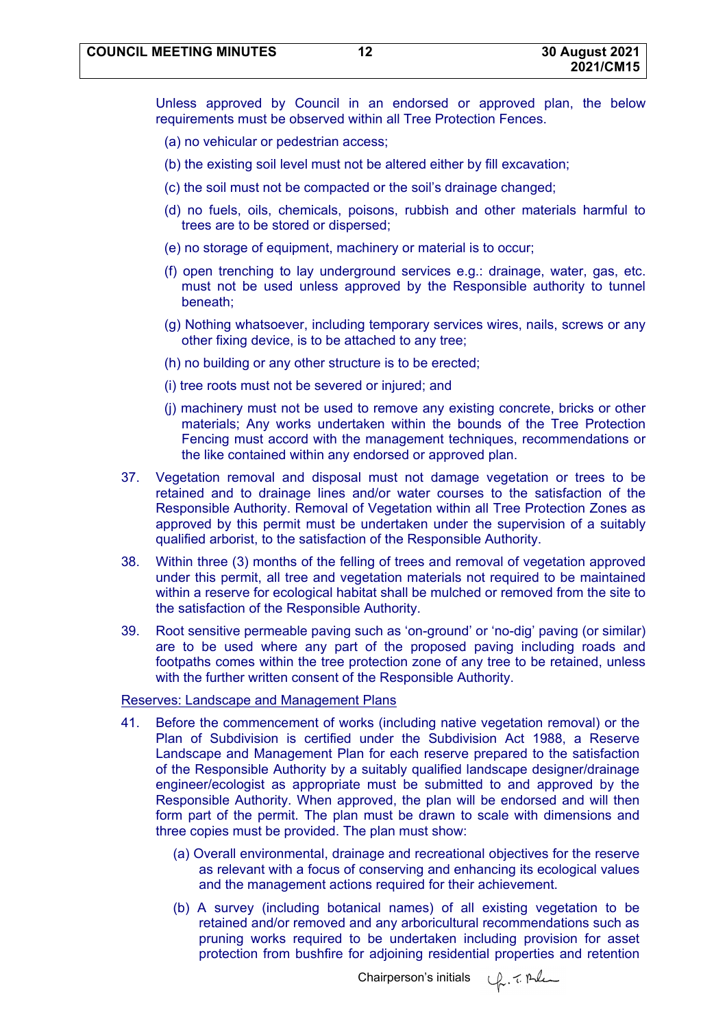Unless approved by Council in an endorsed or approved plan, the below requirements must be observed within all Tree Protection Fences.

(a) no vehicular or pedestrian access;

(b) the existing soil level must not be altered either by fill excavation;

(c) the soil must not be compacted or the soil's drainage changed;

(d) no fuels, oils, chemicals, poisons, rubbish and other materials harmful to trees are to be stored or dispersed;

(e) no storage of equipment, machinery or material is to occur;

(f) open trenching to lay underground services e.g.: drainage, water, gas, etc. must not be used unless approved by the Responsible authority to tunnel beneath;

(g) Nothing whatsoever, including temporary services wires, nails, screws or any other fixing device, is to be attached to any tree;

(h) no building or any other structure is to be erected;

(i) tree roots must not be severed or injured; and

(j) machinery must not be used to remove any existing concrete, bricks or other materials; Any works undertaken within the bounds of the Tree Protection Fencing must accord with the management techniques, recommendations or the like contained within any endorsed or approved plan.

37. Vegetation removal and disposal must not damage vegetation or trees to be retained and to drainage lines and/or water courses to the satisfaction of the Responsible Authority. Removal of Vegetation within all Tree Protection Zones as approved by this permit must be undertaken under the supervision of a suitably qualified arborist, to the satisfaction of the Responsible Authority.

38. Within three (3) months of the felling of trees and removal of vegetation approved under this permit, all tree and vegetation materials not required to be maintained within a reserve for ecological habitat shall be mulched or removed from the site to the satisfaction of the Responsible Authority.

39. Root sensitive permeable paving such as 'on-ground' or 'no-dig' paving (or similar) are to be used where any part of the proposed paving including roads and footpaths comes within the tree protection zone of any tree to be retained, unless with the further written consent of the Responsible Authority.

<u>Reserves: Landscape and Management Plans</u>

41. Before the commencement of works (including native vegetation removal) or the Plan of Subdivision is certified under the Subdivision Act 1988, a Reserve Landscape and Management Plan for each reserve prepared to the satisfaction of the Responsible Authority by a suitably qualified landscape designer/drainage engineer/ecologist as appropriate must be submitted to and approved by the Responsible Authority. When approved, the plan will be endorsed and will then form part of the permit. The plan must be drawn to scale with dimensions and three copies must be provided. The plan must show:

(a) Overall environmental, drainage and recreational objectives for the reserve as relevant with a focus of conserving and enhancing its ecological values and the management actions required for their achievement.

(b) A survey (including botanical names) of all existing vegetation to be retained and/or removed and any arboricultural recommendations such as pruning works required to be undertaken including provision for asset protection from bushfire for adjoining residential properties and retention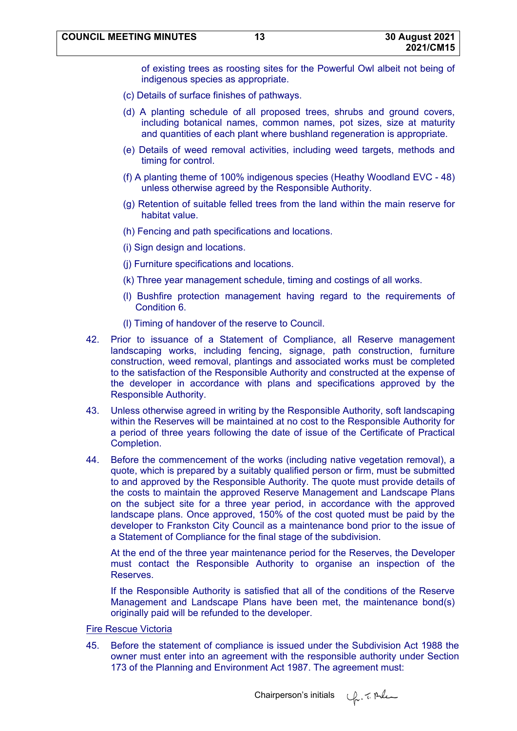of existing trees as roosting sites for the Powerful Owl albeit not being of indigenous species as appropriate.

(c) Details of surface finishes of pathways.

(d) A planting schedule of all proposed trees, shrubs and ground covers, including botanical names, common names, pot sizes, size at maturity and quantities of each plant where bushland regeneration is appropriate.

(e) Details of weed removal activities, including weed targets, methods and timing for control.

(f) A planting theme of 100% indigenous species (Heathy Woodland EVC - 48) unless otherwise agreed by the Responsible Authority.

(g) Retention of suitable felled trees from the land within the main reserve for habitat value.

(h) Fencing and path specifications and locations.

(i) Sign design and locations.

(j) Furniture specifications and locations.

(k) Three year management schedule, timing and costings of all works.

(l) Bushfire protection management having regard to the requirements of Condition 6.

(l) Timing of handover of the reserve to Council.

42. Prior to issuance of a Statement of Compliance, all Reserve management landscaping works, including fencing, signage, path construction, furniture construction, weed removal, plantings and associated works must be completed to the satisfaction of the Responsible Authority and constructed at the expense of the developer in accordance with plans and specifications approved by the Responsible Authority.

43. Unless otherwise agreed in writing by the Responsible Authority, soft landscaping within the Reserves will be maintained at no cost to the Responsible Authority for a period of three years following the date of issue of the Certificate of Practical Completion.

44. Before the commencement of the works (including native vegetation removal), a quote, which is prepared by a suitably qualified person or firm, must be submitted to and approved by the Responsible Authority. The quote must provide details of the costs to maintain the approved Reserve Management and Landscape Plans on the subject site for a three year period, in accordance with the approved landscape plans. Once approved, 150% of the cost quoted must be paid by the developer to Frankston City Council as a maintenance bond prior to the issue of a Statement of Compliance for the final stage of the subdivision.

    At the end of the three year maintenance period for the Reserves, the Developer must contact the Responsible Authority to organise an inspection of the Reserves.

    If the Responsible Authority is satisfied that all of the conditions of the Reserve Management and Landscape Plans have been met, the maintenance bond(s) originally paid will be refunded to the developer.

Fire Rescue Victoria

45. Before the statement of compliance is issued under the Subdivision Act 1988 the owner must enter into an agreement with the responsible authority under Section 173 of the Planning and Environment Act 1987. The agreement must:

Chairperson's initials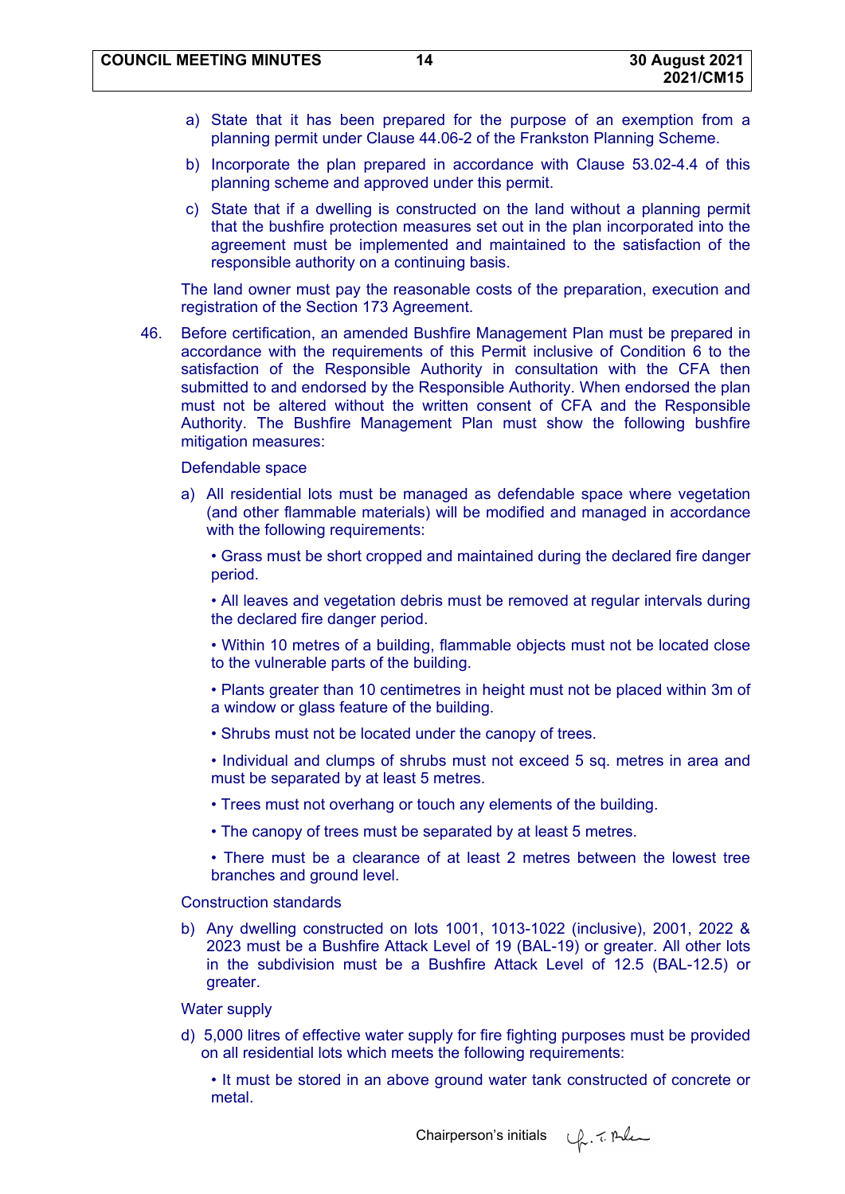a) State that it has been prepared for the purpose of an exemption from a planning permit under Clause 44.06-2 of the Frankston Planning Scheme.

b) Incorporate the plan prepared in accordance with Clause 53.02-4.4 of this planning scheme and approved under this permit.

c) State that if a dwelling is constructed on the land without a planning permit that the bushfire protection measures set out in the plan incorporated into the agreement must be implemented and maintained to the satisfaction of the responsible authority on a continuing basis.

The land owner must pay the reasonable costs of the preparation, execution and registration of the Section 173 Agreement.

46. Before certification, an amended Bushfire Management Plan must be prepared in accordance with the requirements of this Permit inclusive of Condition 6 to the satisfaction of the Responsible Authority in consultation with the CFA then submitted to and endorsed by the Responsible Authority. When endorsed the plan must not be altered without the written consent of CFA and the Responsible Authority. The Bushfire Management Plan must show the following bushfire mitigation measures:

Defendable space

a) All residential lots must be managed as defendable space where vegetation (and other flammable materials) will be modified and managed in accordance with the following requirements:

- Grass must be short cropped and maintained during the declared fire danger period.
- All leaves and vegetation debris must be removed at regular intervals during the declared fire danger period.
- Within 10 metres of a building, flammable objects must not be located close to the vulnerable parts of the building.
- Plants greater than 10 centimetres in height must not be placed within 3m of a window or glass feature of the building.
- Shrubs must not be located under the canopy of trees.
- Individual and clumps of shrubs must not exceed 5 sq. metres in area and must be separated by at least 5 metres.
- Trees must not overhang or touch any elements of the building.
- The canopy of trees must be separated by at least 5 metres.
- There must be a clearance of at least 2 metres between the lowest tree branches and ground level.

Construction standards

b) Any dwelling constructed on lots 1001, 1013-1022 (inclusive), 2001, 2022 & 2023 must be a Bushfire Attack Level of 19 (BAL-19) or greater. All other lots in the subdivision must be a Bushfire Attack Level of 12.5 (BAL-12.5) or greater.

Water supply

d) 5,000 litres of effective water supply for fire fighting purposes must be provided on all residential lots which meets the following requirements:

- It must be stored in an above ground water tank constructed of concrete or metal.

Chairperson's initials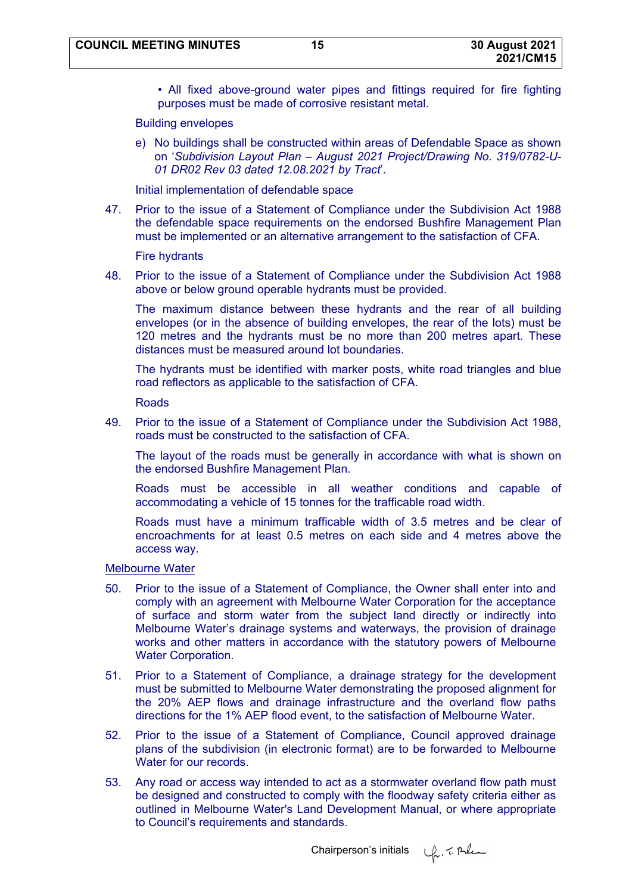• All fixed above-ground water pipes and fittings required for fire fighting purposes must be made of corrosive resistant metal.

Building envelopes

e) No buildings shall be constructed within areas of Defendable Space as shown on '*Subdivision Layout Plan – August 2021 Project/Drawing No. 319/0782-U-01 DR02 Rev 03 dated 12.08.2021 by Tract*'.

Initial implementation of defendable space

47. Prior to the issue of a Statement of Compliance under the Subdivision Act 1988 the defendable space requirements on the endorsed Bushfire Management Plan must be implemented or an alternative arrangement to the satisfaction of CFA.

Fire hydrants

48. Prior to the issue of a Statement of Compliance under the Subdivision Act 1988 above or below ground operable hydrants must be provided.

The maximum distance between these hydrants and the rear of all building envelopes (or in the absence of building envelopes, the rear of the lots) must be 120 metres and the hydrants must be no more than 200 metres apart. These distances must be measured around lot boundaries.

The hydrants must be identified with marker posts, white road triangles and blue road reflectors as applicable to the satisfaction of CFA.

Roads

49. Prior to the issue of a Statement of Compliance under the Subdivision Act 1988, roads must be constructed to the satisfaction of CFA.

The layout of the roads must be generally in accordance with what is shown on the endorsed Bushfire Management Plan.

Roads must be accessible in all weather conditions and capable of accommodating a vehicle of 15 tonnes for the trafficable road width.

Roads must have a minimum trafficable width of 3.5 metres and be clear of encroachments for at least 0.5 metres on each side and 4 metres above the access way.

<u>Melbourne Water</u>

50. Prior to the issue of a Statement of Compliance, the Owner shall enter into and comply with an agreement with Melbourne Water Corporation for the acceptance of surface and storm water from the subject land directly or indirectly into Melbourne Water's drainage systems and waterways, the provision of drainage works and other matters in accordance with the statutory powers of Melbourne Water Corporation.

51. Prior to a Statement of Compliance, a drainage strategy for the development must be submitted to Melbourne Water demonstrating the proposed alignment for the 20% AEP flows and drainage infrastructure and the overland flow paths directions for the 1% AEP flood event, to the satisfaction of Melbourne Water.

52. Prior to the issue of a Statement of Compliance, Council approved drainage plans of the subdivision (in electronic format) are to be forwarded to Melbourne Water for our records.

53. Any road or access way intended to act as a stormwater overland flow path must be designed and constructed to comply with the floodway safety criteria either as outlined in Melbourne Water's Land Development Manual, or where appropriate to Council's requirements and standards.

Chairperson's initials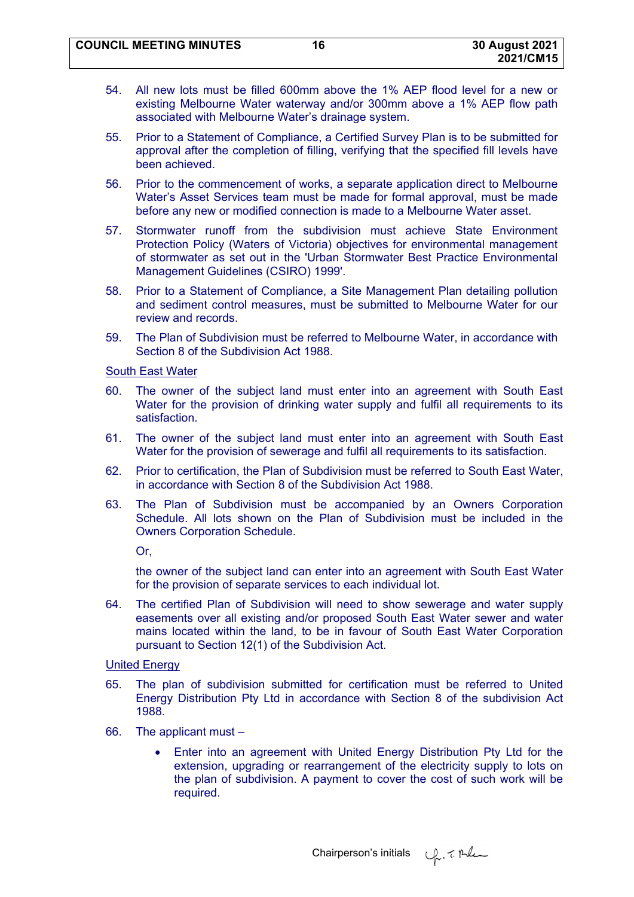54. All new lots must be filled 600mm above the 1% AEP flood level for a new or existing Melbourne Water waterway and/or 300mm above a 1% AEP flow path associated with Melbourne Water's drainage system.

55. Prior to a Statement of Compliance, a Certified Survey Plan is to be submitted for approval after the completion of filling, verifying that the specified fill levels have been achieved.

56. Prior to the commencement of works, a separate application direct to Melbourne Water's Asset Services team must be made for formal approval, must be made before any new or modified connection is made to a Melbourne Water asset.

57. Stormwater runoff from the subdivision must achieve State Environment Protection Policy (Waters of Victoria) objectives for environmental management of stormwater as set out in the 'Urban Stormwater Best Practice Environmental Management Guidelines (CSIRO) 1999'.

58. Prior to a Statement of Compliance, a Site Management Plan detailing pollution and sediment control measures, must be submitted to Melbourne Water for our review and records.

59. The Plan of Subdivision must be referred to Melbourne Water, in accordance with Section 8 of the Subdivision Act 1988.

<u>South East Water</u>

60. The owner of the subject land must enter into an agreement with South East Water for the provision of drinking water supply and fulfil all requirements to its satisfaction.

61. The owner of the subject land must enter into an agreement with South East Water for the provision of sewerage and fulfil all requirements to its satisfaction.

62. Prior to certification, the Plan of Subdivision must be referred to South East Water, in accordance with Section 8 of the Subdivision Act 1988.

63. The Plan of Subdivision must be accompanied by an Owners Corporation Schedule. All lots shown on the Plan of Subdivision must be included in the Owners Corporation Schedule.

    Or,

    the owner of the subject land can enter into an agreement with South East Water for the provision of separate services to each individual lot.

64. The certified Plan of Subdivision will need to show sewerage and water supply easements over all existing and/or proposed South East Water sewer and water mains located within the land, to be in favour of South East Water Corporation pursuant to Section 12(1) of the Subdivision Act.

<u>United Energy</u>

65. The plan of subdivision submitted for certification must be referred to United Energy Distribution Pty Ltd in accordance with Section 8 of the subdivision Act 1988.

66. The applicant must –

    - Enter into an agreement with United Energy Distribution Pty Ltd for the extension, upgrading or rearrangement of the electricity supply to lots on the plan of subdivision. A payment to cover the cost of such work will be required.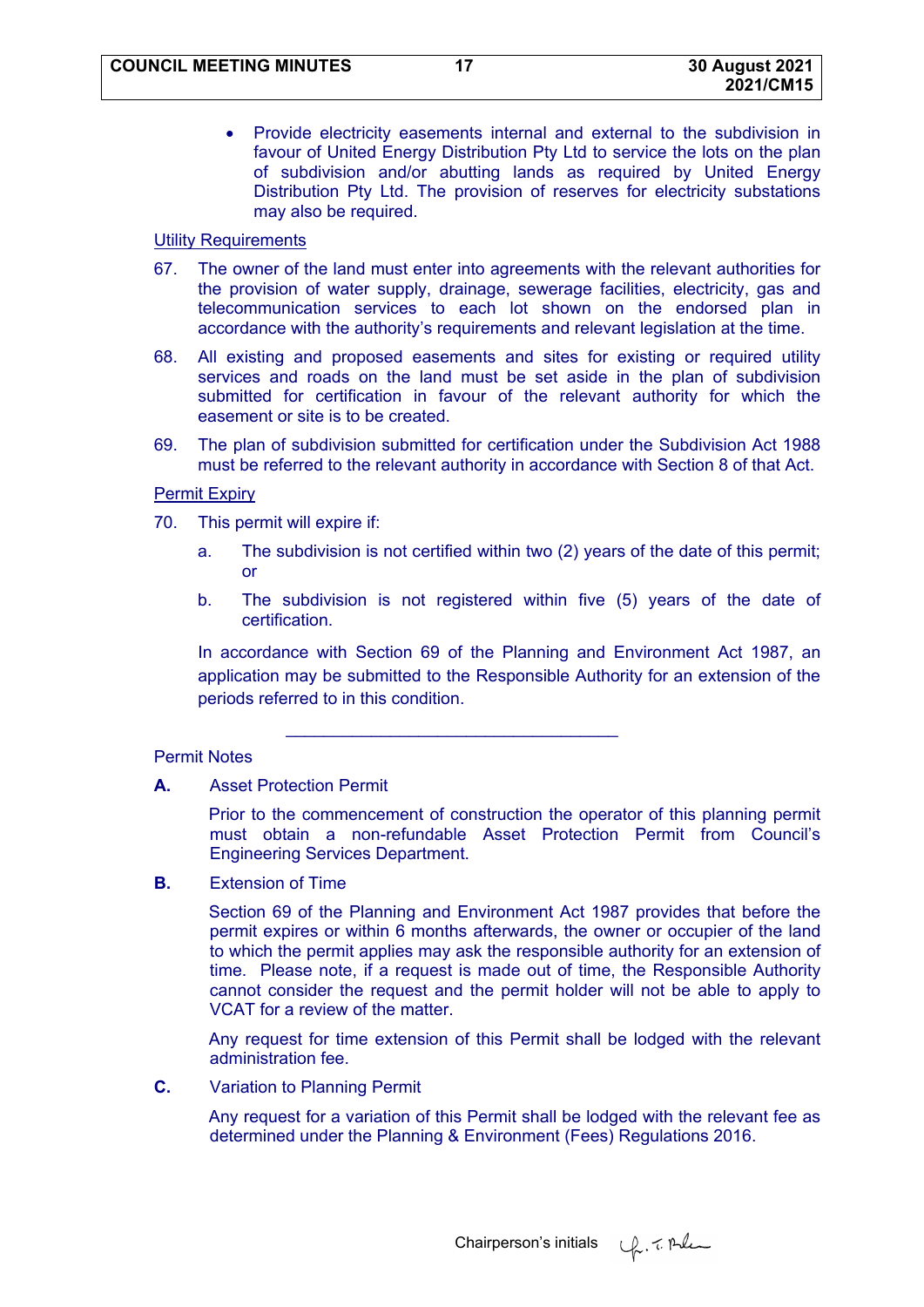- Provide electricity easements internal and external to the subdivision in favour of United Energy Distribution Pty Ltd to service the lots on the plan of subdivision and/or abutting lands as required by United Energy Distribution Pty Ltd. The provision of reserves for electricity substations may also be required.

Utility Requirements

67. The owner of the land must enter into agreements with the relevant authorities for the provision of water supply, drainage, sewerage facilities, electricity, gas and telecommunication services to each lot shown on the endorsed plan in accordance with the authority's requirements and relevant legislation at the time.

68. All existing and proposed easements and sites for existing or required utility services and roads on the land must be set aside in the plan of subdivision submitted for certification in favour of the relevant authority for which the easement or site is to be created.

69. The plan of subdivision submitted for certification under the Subdivision Act 1988 must be referred to the relevant authority in accordance with Section 8 of that Act.

Permit Expiry

70. This permit will expire if:

    a. The subdivision is not certified within two (2) years of the date of this permit; or

    b. The subdivision is not registered within five (5) years of the date of certification.

    In accordance with Section 69 of the Planning and Environment Act 1987, an application may be submitted to the Responsible Authority for an extension of the periods referred to in this condition.

---

Permit Notes

**A.** Asset Protection Permit

Prior to the commencement of construction the operator of this planning permit must obtain a non-refundable Asset Protection Permit from Council's Engineering Services Department.

**B.** Extension of Time

Section 69 of the Planning and Environment Act 1987 provides that before the permit expires or within 6 months afterwards, the owner or occupier of the land to which the permit applies may ask the responsible authority for an extension of time. Please note, if a request is made out of time, the Responsible Authority cannot consider the request and the permit holder will not be able to apply to VCAT for a review of the matter.

Any request for time extension of this Permit shall be lodged with the relevant administration fee.

**C.** Variation to Planning Permit

Any request for a variation of this Permit shall be lodged with the relevant fee as determined under the Planning & Environment (Fees) Regulations 2016.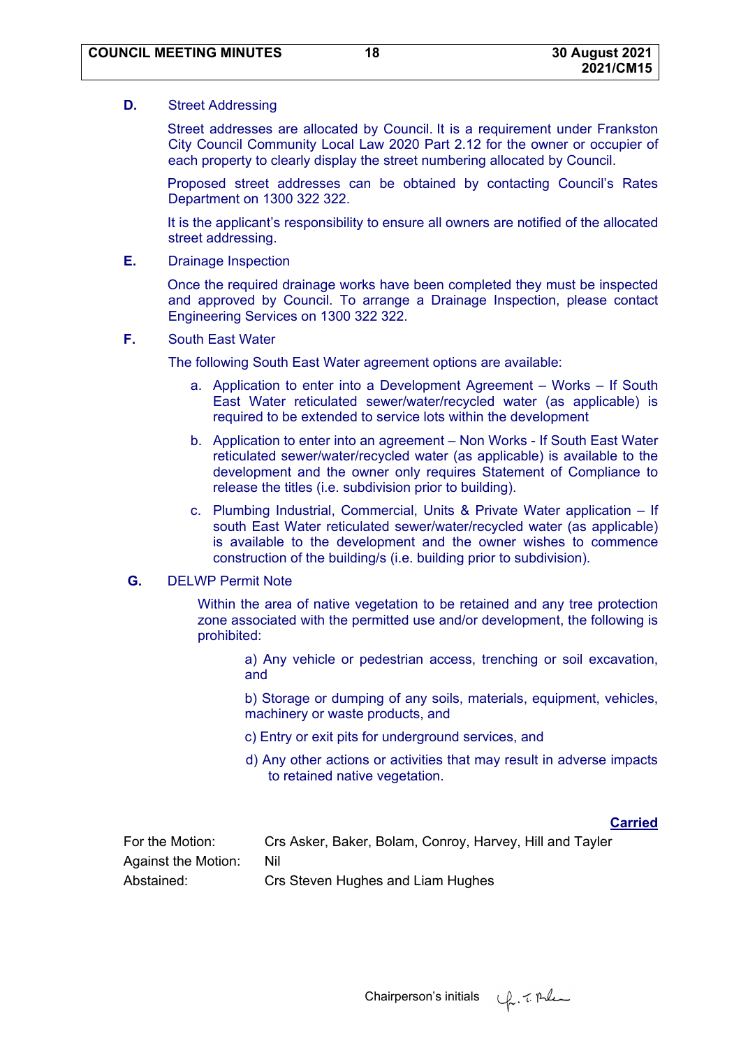**D.** Street Addressing

Street addresses are allocated by Council. It is a requirement under Frankston City Council Community Local Law 2020 Part 2.12 for the owner or occupier of each property to clearly display the street numbering allocated by Council.

Proposed street addresses can be obtained by contacting Council's Rates Department on 1300 322 322.

It is the applicant's responsibility to ensure all owners are notified of the allocated street addressing.

**E.** Drainage Inspection

Once the required drainage works have been completed they must be inspected and approved by Council. To arrange a Drainage Inspection, please contact Engineering Services on 1300 322 322.

**F.** South East Water

The following South East Water agreement options are available:

a. Application to enter into a Development Agreement – Works – If South East Water reticulated sewer/water/recycled water (as applicable) is required to be extended to service lots within the development

b. Application to enter into an agreement – Non Works - If South East Water reticulated sewer/water/recycled water (as applicable) is available to the development and the owner only requires Statement of Compliance to release the titles (i.e. subdivision prior to building).

c. Plumbing Industrial, Commercial, Units & Private Water application – If south East Water reticulated sewer/water/recycled water (as applicable) is available to the development and the owner wishes to commence construction of the building/s (i.e. building prior to subdivision).

**G.** DELWP Permit Note

Within the area of native vegetation to be retained and any tree protection zone associated with the permitted use and/or development, the following is prohibited:

a) Any vehicle or pedestrian access, trenching or soil excavation, and

b) Storage or dumping of any soils, materials, equipment, vehicles, machinery or waste products, and

c) Entry or exit pits for underground services, and

d) Any other actions or activities that may result in adverse impacts to retained native vegetation.

**Carried**

For the Motion: Crs Asker, Baker, Bolam, Conroy, Harvey, Hill and Tayler

Against the Motion: Nil

Abstained: Crs Steven Hughes and Liam Hughes

Chairperson's initials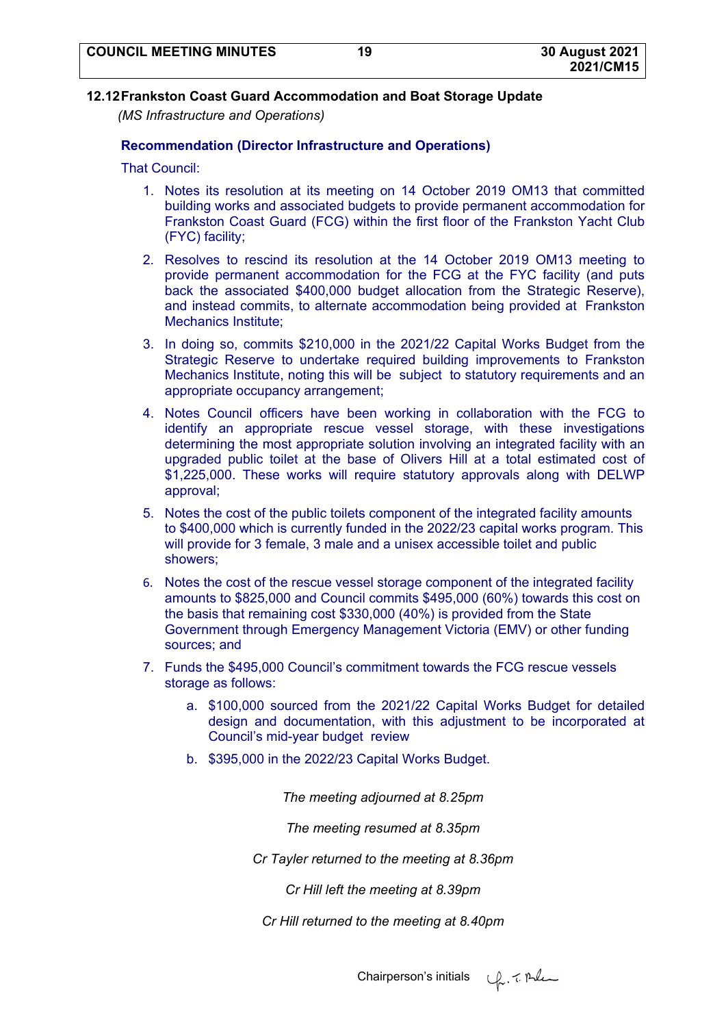## 12.12 Frankston Coast Guard Accommodation and Boat Storage Update

*(MS Infrastructure and Operations)*

### Recommendation (Director Infrastructure and Operations)

That Council:

1. Notes its resolution at its meeting on 14 October 2019 OM13 that committed building works and associated budgets to provide permanent accommodation for Frankston Coast Guard (FCG) within the first floor of the Frankston Yacht Club (FYC) facility;
2. Resolves to rescind its resolution at the 14 October 2019 OM13 meeting to provide permanent accommodation for the FCG at the FYC facility (and puts back the associated $400,000 budget allocation from the Strategic Reserve), and instead commits, to alternate accommodation being provided at Frankston Mechanics Institute;
3. In doing so, commits $210,000 in the 2021/22 Capital Works Budget from the Strategic Reserve to undertake required building improvements to Frankston Mechanics Institute, noting this will be subject to statutory requirements and an appropriate occupancy arrangement;
4. Notes Council officers have been working in collaboration with the FCG to identify an appropriate rescue vessel storage, with these investigations determining the most appropriate solution involving an integrated facility with an upgraded public toilet at the base of Olivers Hill at a total estimated cost of $1,225,000. These works will require statutory approvals along with DELWP approval;
5. Notes the cost of the public toilets component of the integrated facility amounts to $400,000 which is currently funded in the 2022/23 capital works program. This will provide for 3 female, 3 male and a unisex accessible toilet and public showers;
6. Notes the cost of the rescue vessel storage component of the integrated facility amounts to $825,000 and Council commits $495,000 (60%) towards this cost on the basis that remaining cost $330,000 (40%) is provided from the State Government through Emergency Management Victoria (EMV) or other funding sources; and
7. Funds the $495,000 Council's commitment towards the FCG rescue vessels storage as follows:
   a. $100,000 sourced from the 2021/22 Capital Works Budget for detailed design and documentation, with this adjustment to be incorporated at Council's mid-year budget review
   b. $395,000 in the 2022/23 Capital Works Budget.

*The meeting adjourned at 8.25pm*

*The meeting resumed at 8.35pm*

*Cr Tayler returned to the meeting at 8.36pm*

*Cr Hill left the meeting at 8.39pm*

*Cr Hill returned to the meeting at 8.40pm*

Chairperson's initials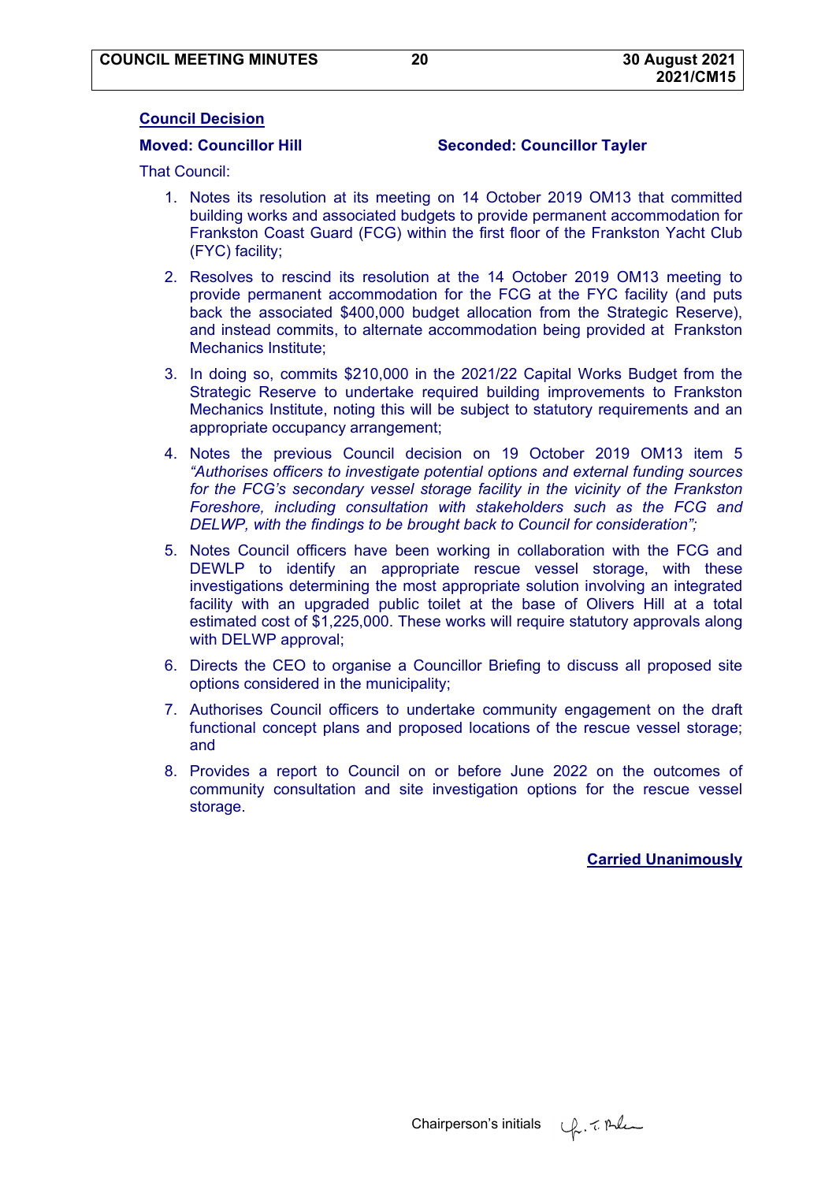**Council Decision**

**Moved: Councillor Hill** **Seconded: Councillor Tayler**

That Council:

1. Notes its resolution at its meeting on 14 October 2019 OM13 that committed building works and associated budgets to provide permanent accommodation for Frankston Coast Guard (FCG) within the first floor of the Frankston Yacht Club (FYC) facility;

2. Resolves to rescind its resolution at the 14 October 2019 OM13 meeting to provide permanent accommodation for the FCG at the FYC facility (and puts back the associated $400,000 budget allocation from the Strategic Reserve), and instead commits, to alternate accommodation being provided at Frankston Mechanics Institute;

3. In doing so, commits $210,000 in the 2021/22 Capital Works Budget from the Strategic Reserve to undertake required building improvements to Frankston Mechanics Institute, noting this will be subject to statutory requirements and an appropriate occupancy arrangement;

4. Notes the previous Council decision on 19 October 2019 OM13 item 5 *"Authorises officers to investigate potential options and external funding sources for the FCG's secondary vessel storage facility in the vicinity of the Frankston Foreshore, including consultation with stakeholders such as the FCG and DELWP, with the findings to be brought back to Council for consideration";*

5. Notes Council officers have been working in collaboration with the FCG and DEWLP to identify an appropriate rescue vessel storage, with these investigations determining the most appropriate solution involving an integrated facility with an upgraded public toilet at the base of Olivers Hill at a total estimated cost of $1,225,000. These works will require statutory approvals along with DELWP approval;

6. Directs the CEO to organise a Councillor Briefing to discuss all proposed site options considered in the municipality;

7. Authorises Council officers to undertake community engagement on the draft functional concept plans and proposed locations of the rescue vessel storage; and

8. Provides a report to Council on or before June 2022 on the outcomes of community consultation and site investigation options for the rescue vessel storage.

**Carried Unanimously**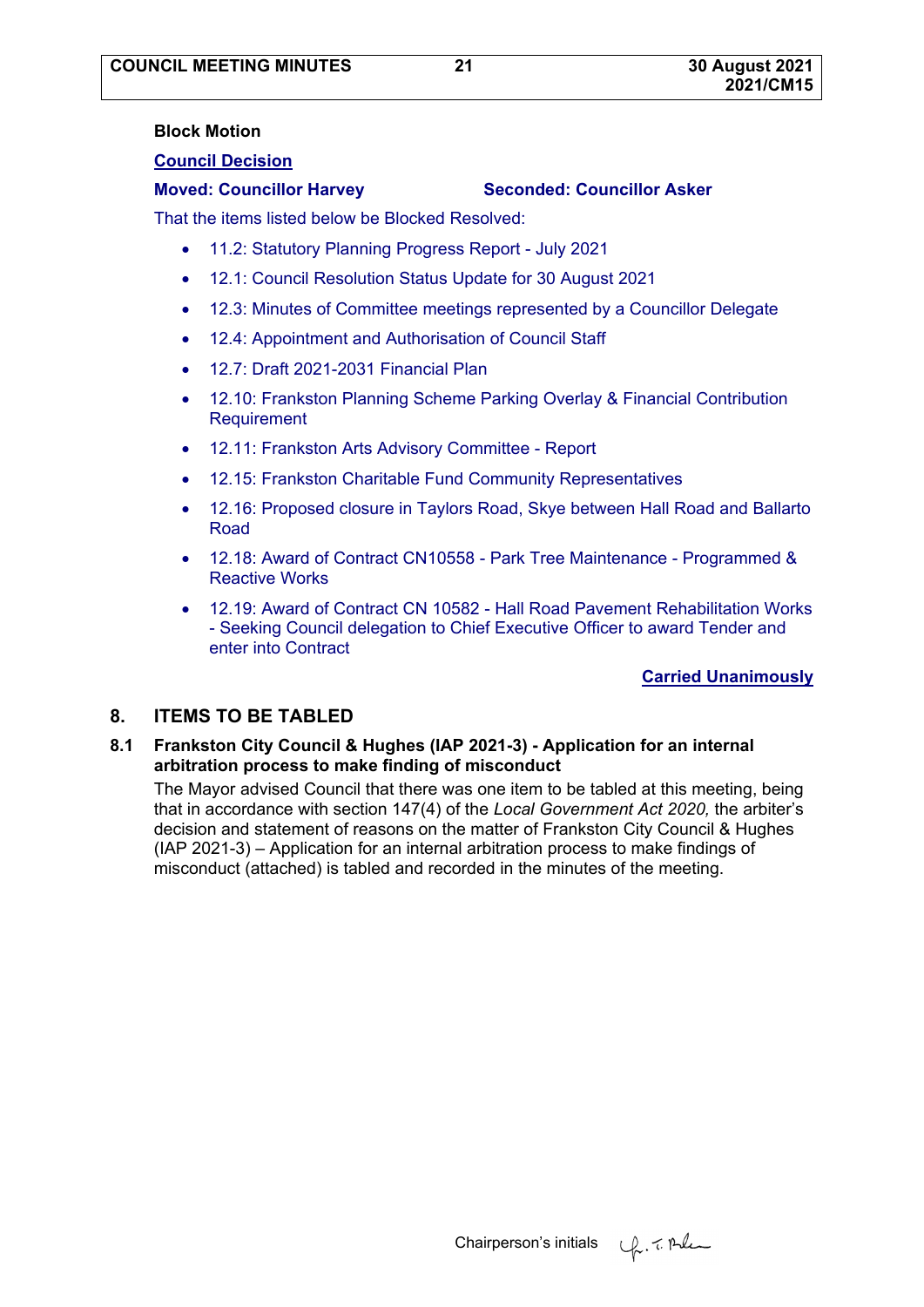**Block Motion**

**Council Decision**

**Moved: Councillor Harvey** **Seconded: Councillor Asker**

That the items listed below be Blocked Resolved:

- 11.2: Statutory Planning Progress Report - July 2021
- 12.1: Council Resolution Status Update for 30 August 2021
- 12.3: Minutes of Committee meetings represented by a Councillor Delegate
- 12.4: Appointment and Authorisation of Council Staff
- 12.7: Draft 2021-2031 Financial Plan
- 12.10: Frankston Planning Scheme Parking Overlay & Financial Contribution Requirement
- 12.11: Frankston Arts Advisory Committee - Report
- 12.15: Frankston Charitable Fund Community Representatives
- 12.16: Proposed closure in Taylors Road, Skye between Hall Road and Ballarto Road
- 12.18: Award of Contract CN10558 - Park Tree Maintenance - Programmed & Reactive Works
- 12.19: Award of Contract CN 10582 - Hall Road Pavement Rehabilitation Works - Seeking Council delegation to Chief Executive Officer to award Tender and enter into Contract

**Carried Unanimously**

## 8. ITEMS TO BE TABLED

### 8.1 Frankston City Council & Hughes (IAP 2021-3) - Application for an internal arbitration process to make finding of misconduct

The Mayor advised Council that there was one item to be tabled at this meeting, being that in accordance with section 147(4) of the *Local Government Act 2020,* the arbiter's decision and statement of reasons on the matter of Frankston City Council & Hughes (IAP 2021-3) – Application for an internal arbitration process to make findings of misconduct (attached) is tabled and recorded in the minutes of the meeting.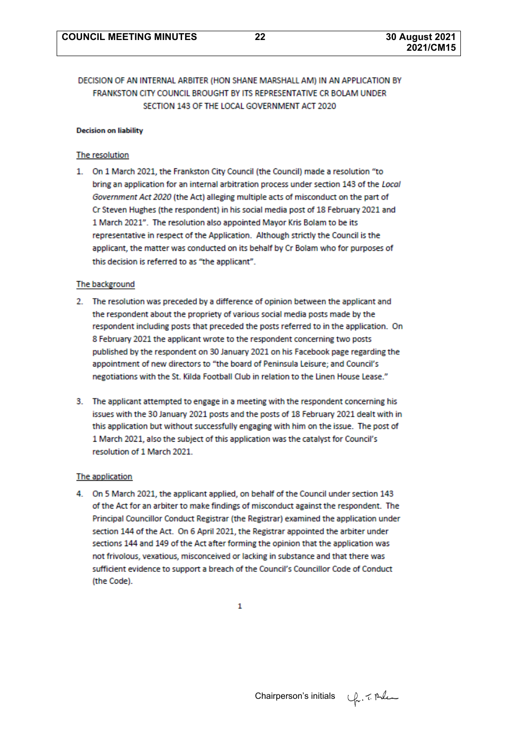DECISION OF AN INTERNAL ARBITER (HON SHANE MARSHALL AM) IN AN APPLICATION BY FRANKSTON CITY COUNCIL BROUGHT BY ITS REPRESENTATIVE CR BOLAM UNDER SECTION 143 OF THE LOCAL GOVERNMENT ACT 2020

**Decision on liability**

<u>The resolution</u>

1. On 1 March 2021, the Frankston City Council (the Council) made a resolution "to bring an application for an internal arbitration process under section 143 of the *Local Government Act 2020* (the Act) alleging multiple acts of misconduct on the part of Cr Steven Hughes (the respondent) in his social media post of 18 February 2021 and 1 March 2021". The resolution also appointed Mayor Kris Bolam to be its representative in respect of the Application. Although strictly the Council is the applicant, the matter was conducted on its behalf by Cr Bolam who for purposes of this decision is referred to as "the applicant".

<u>The background</u>

2. The resolution was preceded by a difference of opinion between the applicant and the respondent about the propriety of various social media posts made by the respondent including posts that preceded the posts referred to in the application. On 8 February 2021 the applicant wrote to the respondent concerning two posts published by the respondent on 30 January 2021 on his Facebook page regarding the appointment of new directors to "the board of Peninsula Leisure; and Council's negotiations with the St. Kilda Football Club in relation to the Linen House Lease."

3. The applicant attempted to engage in a meeting with the respondent concerning his issues with the 30 January 2021 posts and the posts of 18 February 2021 dealt with in this application but without successfully engaging with him on the issue. The post of 1 March 2021, also the subject of this application was the catalyst for Council's resolution of 1 March 2021.

<u>The application</u>

4. On 5 March 2021, the applicant applied, on behalf of the Council under section 143 of the Act for an arbiter to make findings of misconduct against the respondent. The Principal Councillor Conduct Registrar (the Registrar) examined the application under section 144 of the Act. On 6 April 2021, the Registrar appointed the arbiter under sections 144 and 149 of the Act after forming the opinion that the application was not frivolous, vexatious, misconceived or lacking in substance and that there was sufficient evidence to support a breach of the Council's Councillor Code of Conduct (the Code).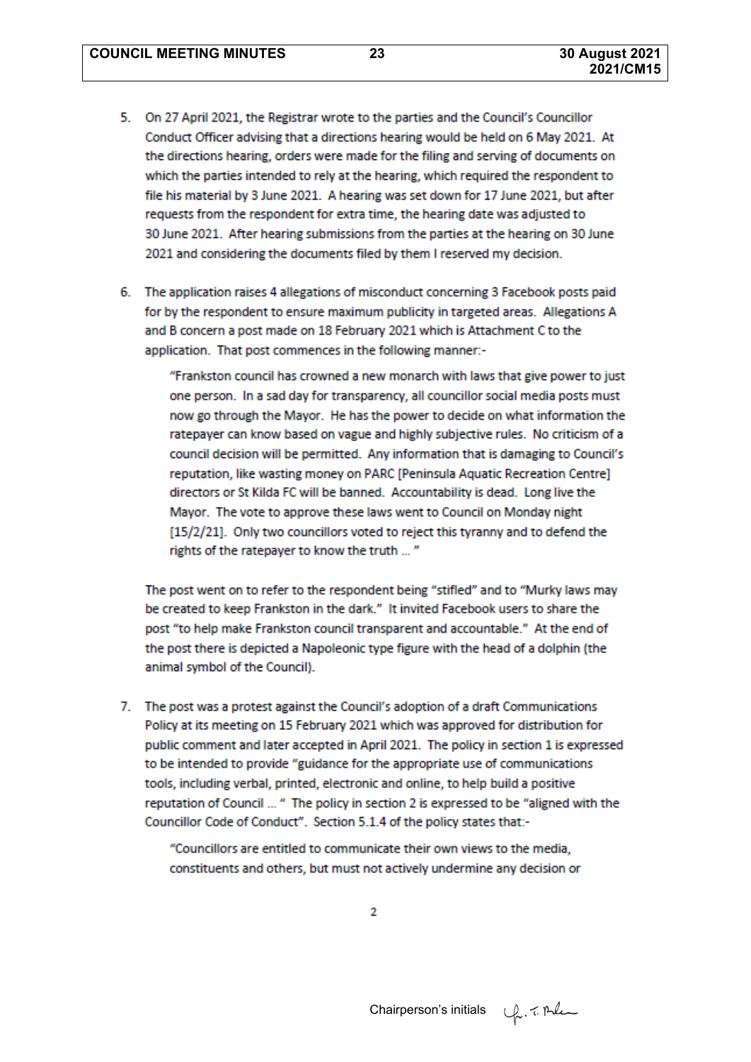5. On 27 April 2021, the Registrar wrote to the parties and the Council's Councillor Conduct Officer advising that a directions hearing would be held on 6 May 2021. At the directions hearing, orders were made for the filing and serving of documents on which the parties intended to rely at the hearing, which required the respondent to file his material by 3 June 2021. A hearing was set down for 17 June 2021, but after requests from the respondent for extra time, the hearing date was adjusted to 30 June 2021. After hearing submissions from the parties at the hearing on 30 June 2021 and considering the documents filed by them I reserved my decision.

6. The application raises 4 allegations of misconduct concerning 3 Facebook posts paid for by the respondent to ensure maximum publicity in targeted areas. Allegations A and B concern a post made on 18 February 2021 which is Attachment C to the application. That post commences in the following manner:-

   > "Frankston council has crowned a new monarch with laws that give power to just one person. In a sad day for transparency, all councillor social media posts must now go through the Mayor. He has the power to decide on what information the ratepayer can know based on vague and highly subjective rules. No criticism of a council decision will be permitted. Any information that is damaging to Council's reputation, like wasting money on PARC [Peninsula Aquatic Recreation Centre] directors or St Kilda FC will be banned. Accountability is dead. Long live the Mayor. The vote to approve these laws went to Council on Monday night [15/2/21]. Only two councillors voted to reject this tyranny and to defend the rights of the ratepayer to know the truth ... "

   The post went on to refer to the respondent being "stifled" and to "Murky laws may be created to keep Frankston in the dark." It invited Facebook users to share the post "to help make Frankston council transparent and accountable." At the end of the post there is depicted a Napoleonic type figure with the head of a dolphin (the animal symbol of the Council).

7. The post was a protest against the Council's adoption of a draft Communications Policy at its meeting on 15 February 2021 which was approved for distribution for public comment and later accepted in April 2021. The policy in section 1 is expressed to be intended to provide "guidance for the appropriate use of communications tools, including verbal, printed, electronic and online, to help build a positive reputation of Council ... " The policy in section 2 is expressed to be "aligned with the Councillor Code of Conduct". Section 5.1.4 of the policy states that:-

   > "Councillors are entitled to communicate their own views to the media, constituents and others, but must not actively undermine any decision or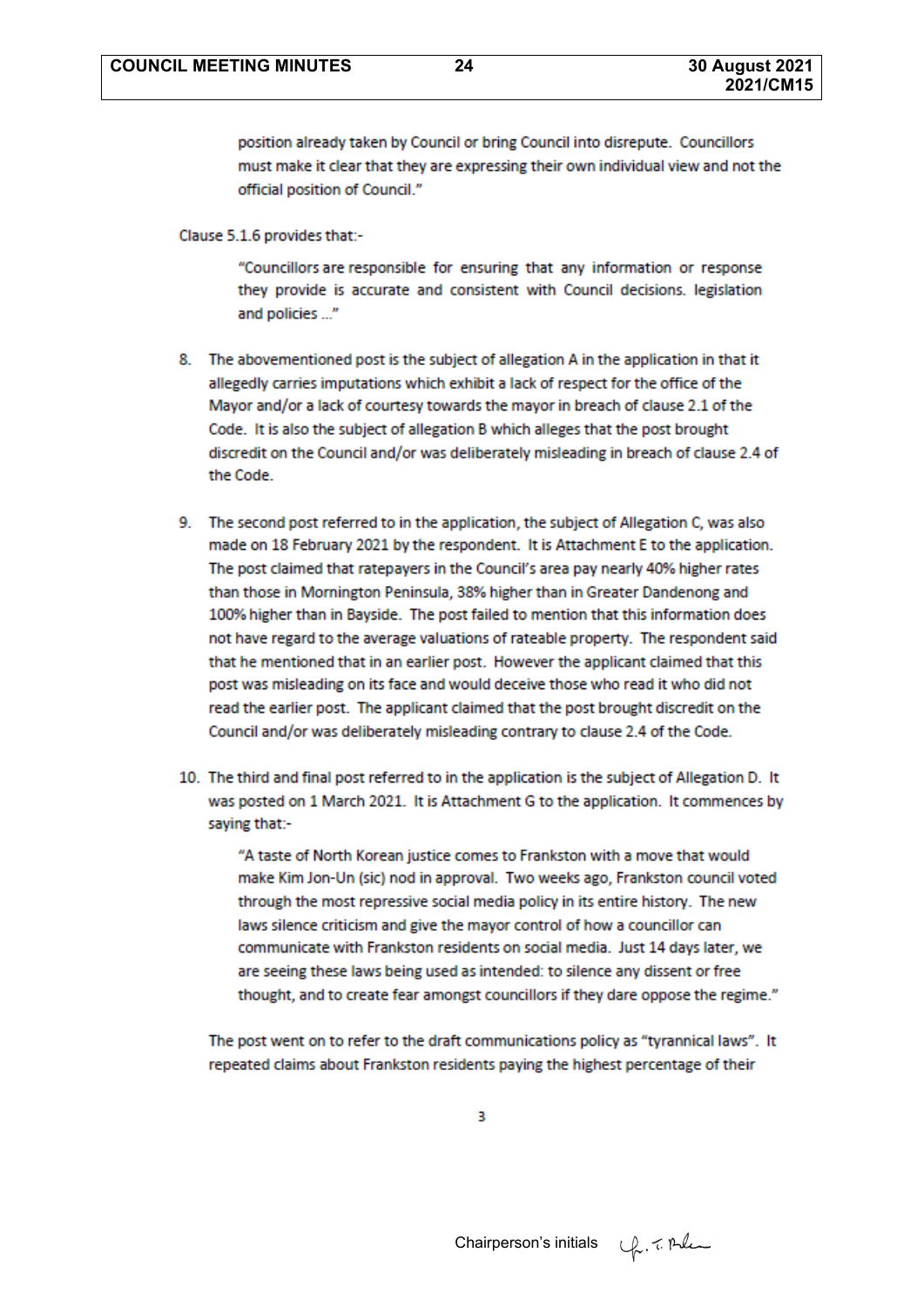position already taken by Council or bring Council into disrepute. Councillors must make it clear that they are expressing their own individual view and not the official position of Council."

Clause 5.1.6 provides that:-

> "Councillors are responsible for ensuring that any information or response they provide is accurate and consistent with Council decisions. legislation and policies ..."

8. The abovementioned post is the subject of allegation A in the application in that it allegedly carries imputations which exhibit a lack of respect for the office of the Mayor and/or a lack of courtesy towards the mayor in breach of clause 2.1 of the Code. It is also the subject of allegation B which alleges that the post brought discredit on the Council and/or was deliberately misleading in breach of clause 2.4 of the Code.

9. The second post referred to in the application, the subject of Allegation C, was also made on 18 February 2021 by the respondent. It is Attachment E to the application. The post claimed that ratepayers in the Council's area pay nearly 40% higher rates than those in Mornington Peninsula, 38% higher than in Greater Dandenong and 100% higher than in Bayside. The post failed to mention that this information does not have regard to the average valuations of rateable property. The respondent said that he mentioned that in an earlier post. However the applicant claimed that this post was misleading on its face and would deceive those who read it who did not read the earlier post. The applicant claimed that the post brought discredit on the Council and/or was deliberately misleading contrary to clause 2.4 of the Code.

10. The third and final post referred to in the application is the subject of Allegation D. It was posted on 1 March 2021. It is Attachment G to the application. It commences by saying that:-

    > "A taste of North Korean justice comes to Frankston with a move that would make Kim Jon-Un (sic) nod in approval. Two weeks ago, Frankston council voted through the most repressive social media policy in its entire history. The new laws silence criticism and give the mayor control of how a councillor can communicate with Frankston residents on social media. Just 14 days later, we are seeing these laws being used as intended: to silence any dissent or free thought, and to create fear amongst councillors if they dare oppose the regime."

    The post went on to refer to the draft communications policy as "tyrannical laws". It repeated claims about Frankston residents paying the highest percentage of their

Chairperson's initials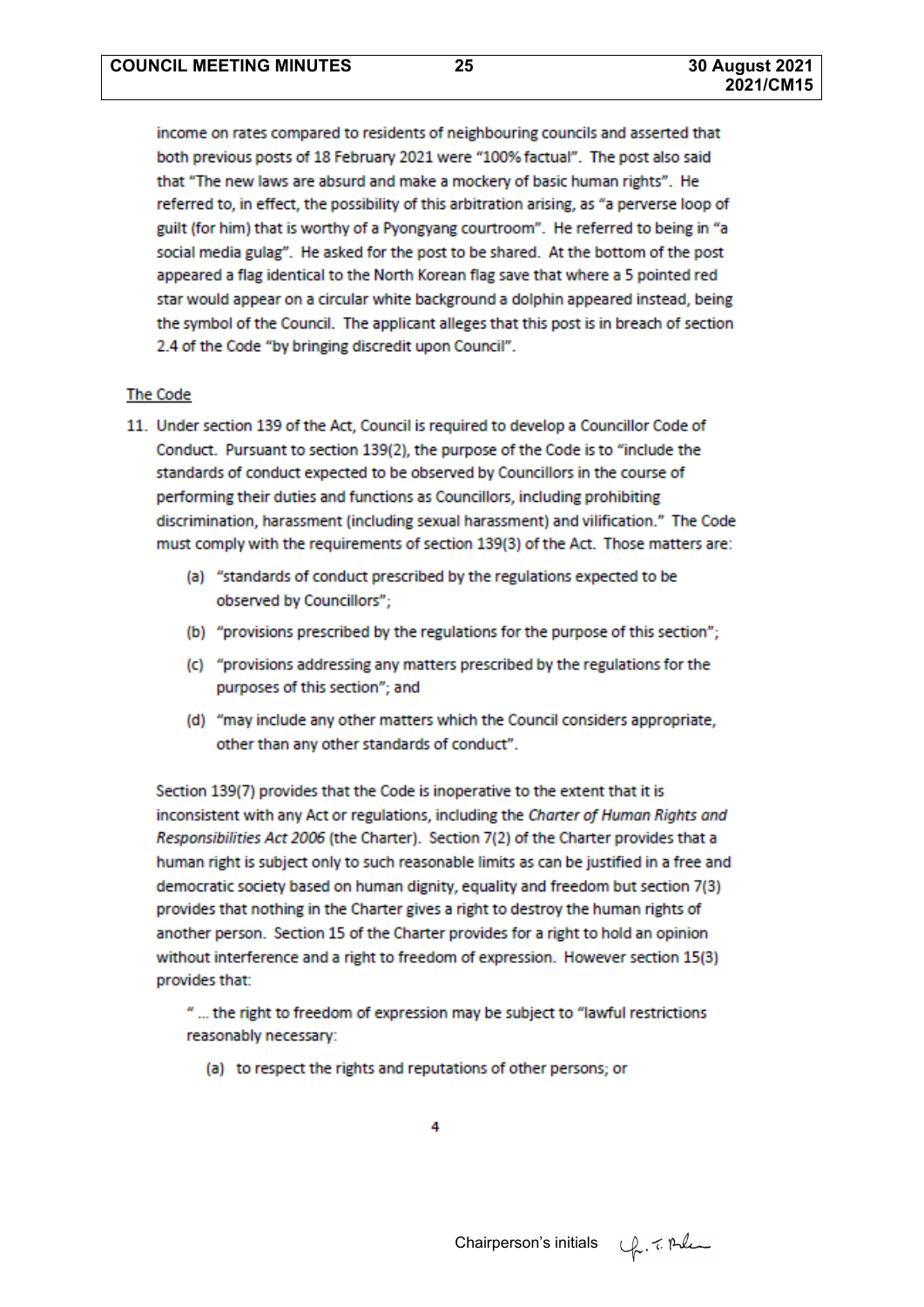income on rates compared to residents of neighbouring councils and asserted that both previous posts of 18 February 2021 were "100% factual". The post also said that "The new laws are absurd and make a mockery of basic human rights". He referred to, in effect, the possibility of this arbitration arising, as "a perverse loop of guilt (for him) that is worthy of a Pyongyang courtroom". He referred to being in "a social media gulag". He asked for the post to be shared. At the bottom of the post appeared a flag identical to the North Korean flag save that where a 5 pointed red star would appear on a circular white background a dolphin appeared instead, being the symbol of the Council. The applicant alleges that this post is in breach of section 2.4 of the Code "by bringing discredit upon Council".

The Code

11. Under section 139 of the Act, Council is required to develop a Councillor Code of Conduct. Pursuant to section 139(2), the purpose of the Code is to "include the standards of conduct expected to be observed by Councillors in the course of performing their duties and functions as Councillors, including prohibiting discrimination, harassment (including sexual harassment) and vilification." The Code must comply with the requirements of section 139(3) of the Act. Those matters are:

    (a) "standards of conduct prescribed by the regulations expected to be observed by Councillors";

    (b) "provisions prescribed by the regulations for the purpose of this section";

    (c) "provisions addressing any matters prescribed by the regulations for the purposes of this section"; and

    (d) "may include any other matters which the Council considers appropriate, other than any other standards of conduct".

    Section 139(7) provides that the Code is inoperative to the extent that it is inconsistent with any Act or regulations, including the *Charter of Human Rights and Responsibilities Act 2006* (the Charter). Section 7(2) of the Charter provides that a human right is subject only to such reasonable limits as can be justified in a free and democratic society based on human dignity, equality and freedom but section 7(3) provides that nothing in the Charter gives a right to destroy the human rights of another person. Section 15 of the Charter provides for a right to hold an opinion without interference and a right to freedom of expression. However section 15(3) provides that:

    " ... the right to freedom of expression may be subject to "lawful restrictions reasonably necessary:

    (a) to respect the rights and reputations of other persons; or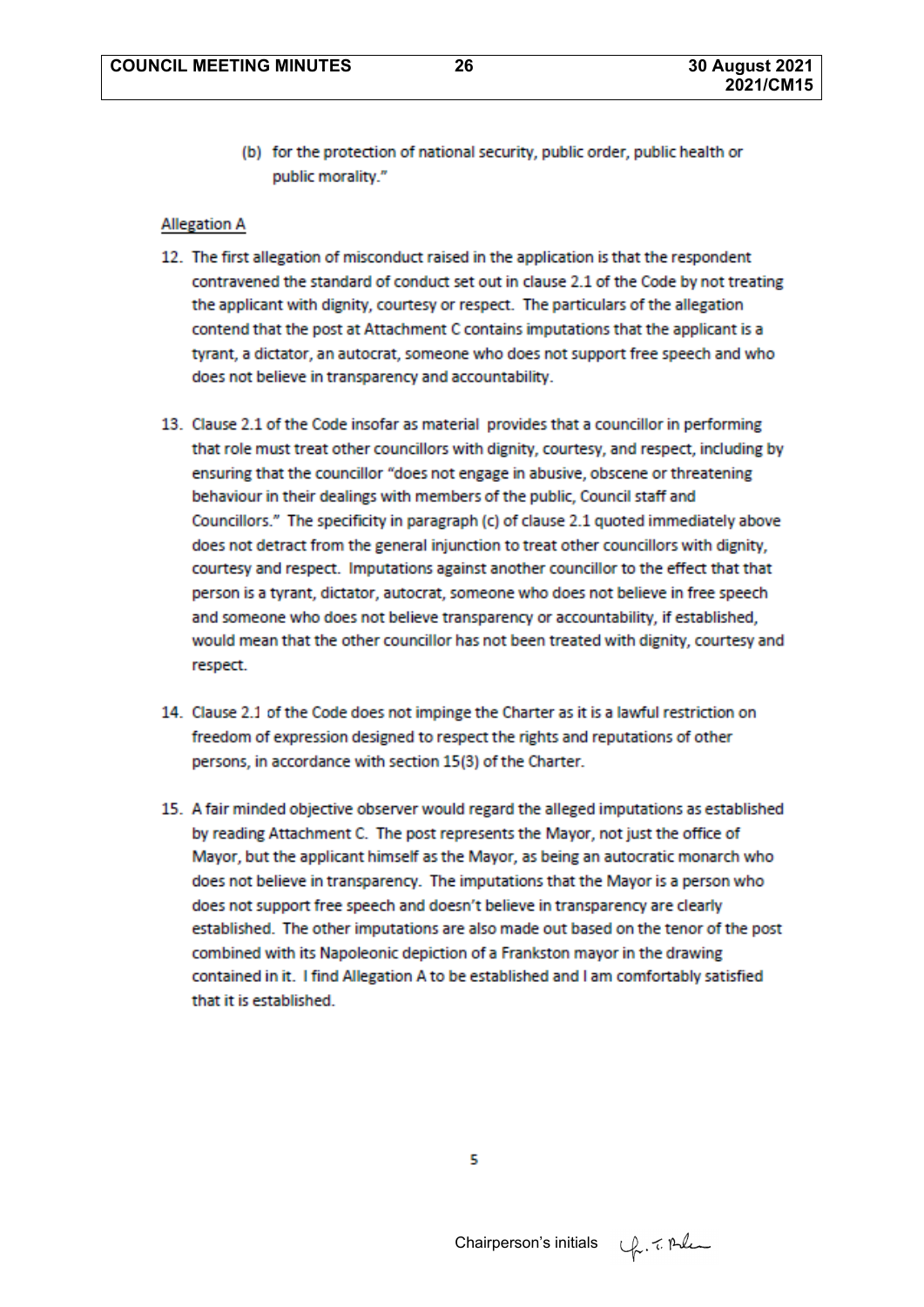(b) for the protection of national security, public order, public health or public morality."

<u>Allegation A</u>

12. The first allegation of misconduct raised in the application is that the respondent contravened the standard of conduct set out in clause 2.1 of the Code by not treating the applicant with dignity, courtesy or respect. The particulars of the allegation contend that the post at Attachment C contains imputations that the applicant is a tyrant, a dictator, an autocrat, someone who does not support free speech and who does not believe in transparency and accountability.

13. Clause 2.1 of the Code insofar as material provides that a councillor in performing that role must treat other councillors with dignity, courtesy, and respect, including by ensuring that the councillor "does not engage in abusive, obscene or threatening behaviour in their dealings with members of the public, Council staff and Councillors." The specificity in paragraph (c) of clause 2.1 quoted immediately above does not detract from the general injunction to treat other councillors with dignity, courtesy and respect. Imputations against another councillor to the effect that that person is a tyrant, dictator, autocrat, someone who does not believe in free speech and someone who does not believe transparency or accountability, if established, would mean that the other councillor has not been treated with dignity, courtesy and respect.

14. Clause 2.1 of the Code does not impinge the Charter as it is a lawful restriction on freedom of expression designed to respect the rights and reputations of other persons, in accordance with section 15(3) of the Charter.

15. A fair minded objective observer would regard the alleged imputations as established by reading Attachment C. The post represents the Mayor, not just the office of Mayor, but the applicant himself as the Mayor, as being an autocratic monarch who does not believe in transparency. The imputations that the Mayor is a person who does not support free speech and doesn't believe in transparency are clearly established. The other imputations are also made out based on the tenor of the post combined with its Napoleonic depiction of a Frankston mayor in the drawing contained in it. I find Allegation A to be established and I am comfortably satisfied that it is established.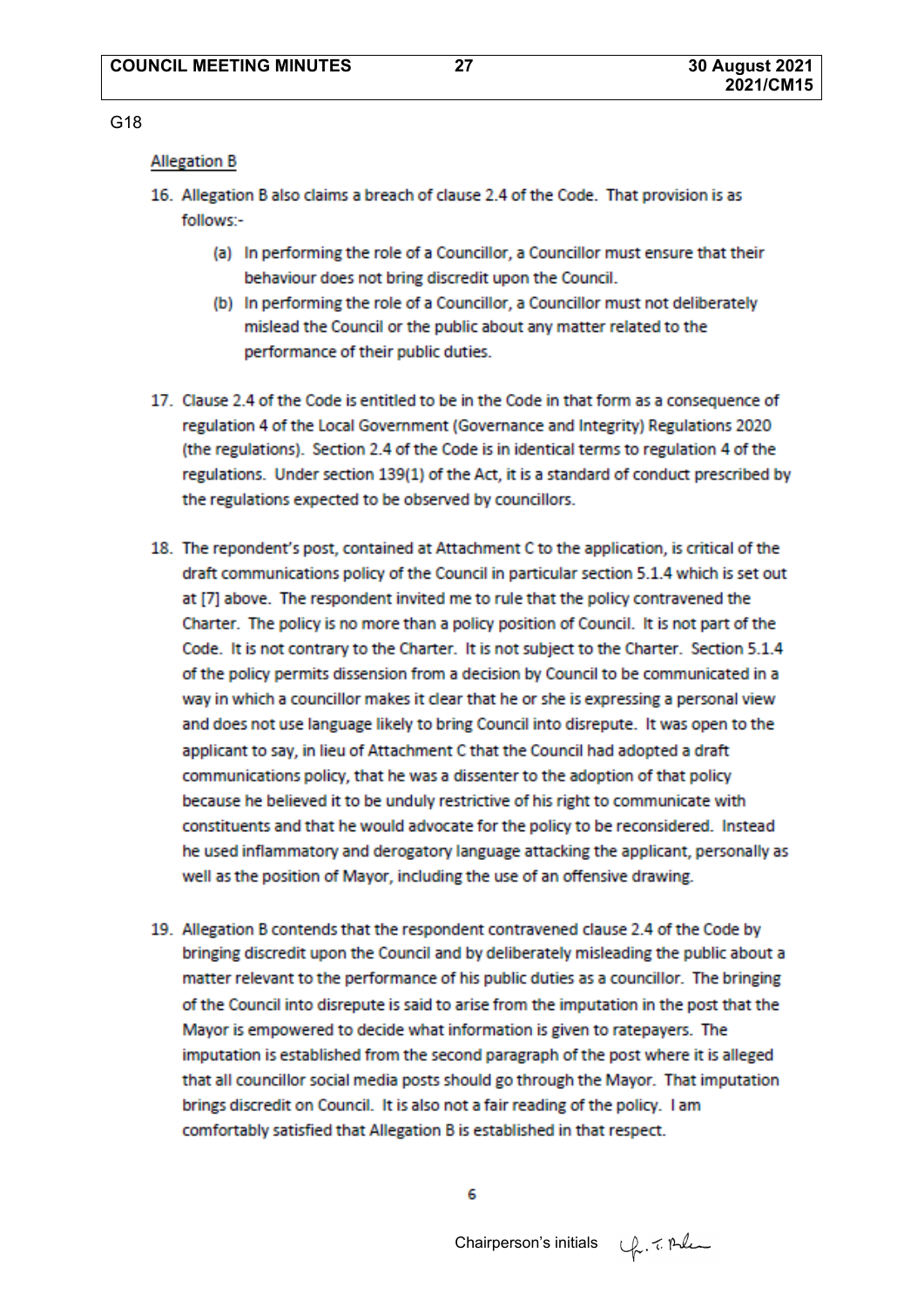G18

Allegation B

16. Allegation B also claims a breach of clause 2.4 of the Code. That provision is as follows:-

    (a) In performing the role of a Councillor, a Councillor must ensure that their behaviour does not bring discredit upon the Council.

    (b) In performing the role of a Councillor, a Councillor must not deliberately mislead the Council or the public about any matter related to the performance of their public duties.

17. Clause 2.4 of the Code is entitled to be in the Code in that form as a consequence of regulation 4 of the Local Government (Governance and Integrity) Regulations 2020 (the regulations). Section 2.4 of the Code is in identical terms to regulation 4 of the regulations. Under section 139(1) of the Act, it is a standard of conduct prescribed by the regulations expected to be observed by councillors.

18. The repondent's post, contained at Attachment C to the application, is critical of the draft communications policy of the Council in particular section 5.1.4 which is set out at [7] above. The respondent invited me to rule that the policy contravened the Charter. The policy is no more than a policy position of Council. It is not part of the Code. It is not contrary to the Charter. It is not subject to the Charter. Section 5.1.4 of the policy permits dissension from a decision by Council to be communicated in a way in which a councillor makes it clear that he or she is expressing a personal view and does not use language likely to bring Council into disrepute. It was open to the applicant to say, in lieu of Attachment C that the Council had adopted a draft communications policy, that he was a dissenter to the adoption of that policy because he believed it to be unduly restrictive of his right to communicate with constituents and that he would advocate for the policy to be reconsidered. Instead he used inflammatory and derogatory language attacking the applicant, personally as well as the position of Mayor, including the use of an offensive drawing.

19. Allegation B contends that the respondent contravened clause 2.4 of the Code by bringing discredit upon the Council and by deliberately misleading the public about a matter relevant to the performance of his public duties as a councillor. The bringing of the Council into disrepute is said to arise from the imputation in the post that the Mayor is empowered to decide what information is given to ratepayers. The imputation is established from the second paragraph of the post where it is alleged that all councillor social media posts should go through the Mayor. That imputation brings discredit on Council. It is also not a fair reading of the policy. I am comfortably satisfied that Allegation B is established in that respect.

6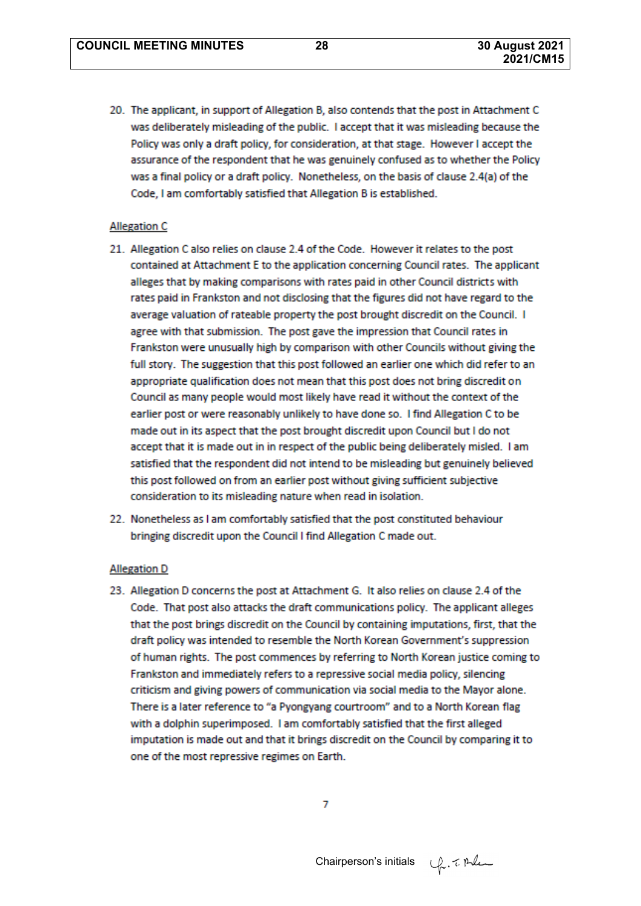20. The applicant, in support of Allegation B, also contends that the post in Attachment C was deliberately misleading of the public. I accept that it was misleading because the Policy was only a draft policy, for consideration, at that stage. However I accept the assurance of the respondent that he was genuinely confused as to whether the Policy was a final policy or a draft policy. Nonetheless, on the basis of clause 2.4(a) of the Code, I am comfortably satisfied that Allegation B is established.

<u>Allegation C</u>

21. Allegation C also relies on clause 2.4 of the Code. However it relates to the post contained at Attachment E to the application concerning Council rates. The applicant alleges that by making comparisons with rates paid in other Council districts with rates paid in Frankston and not disclosing that the figures did not have regard to the average valuation of rateable property the post brought discredit on the Council. I agree with that submission. The post gave the impression that Council rates in Frankston were unusually high by comparison with other Councils without giving the full story. The suggestion that this post followed an earlier one which did refer to an appropriate qualification does not mean that this post does not bring discredit on Council as many people would most likely have read it without the context of the earlier post or were reasonably unlikely to have done so. I find Allegation C to be made out in its aspect that the post brought discredit upon Council but I do not accept that it is made out in in respect of the public being deliberately misled. I am satisfied that the respondent did not intend to be misleading but genuinely believed this post followed on from an earlier post without giving sufficient subjective consideration to its misleading nature when read in isolation.

22. Nonetheless as I am comfortably satisfied that the post constituted behaviour bringing discredit upon the Council I find Allegation C made out.

<u>Allegation D</u>

23. Allegation D concerns the post at Attachment G. It also relies on clause 2.4 of the Code. That post also attacks the draft communications policy. The applicant alleges that the post brings discredit on the Council by containing imputations, first, that the draft policy was intended to resemble the North Korean Government's suppression of human rights. The post commences by referring to North Korean justice coming to Frankston and immediately refers to a repressive social media policy, silencing criticism and giving powers of communication via social media to the Mayor alone. There is a later reference to "a Pyongyang courtroom" and to a North Korean flag with a dolphin superimposed. I am comfortably satisfied that the first alleged imputation is made out and that it brings discredit on the Council by comparing it to one of the most repressive regimes on Earth.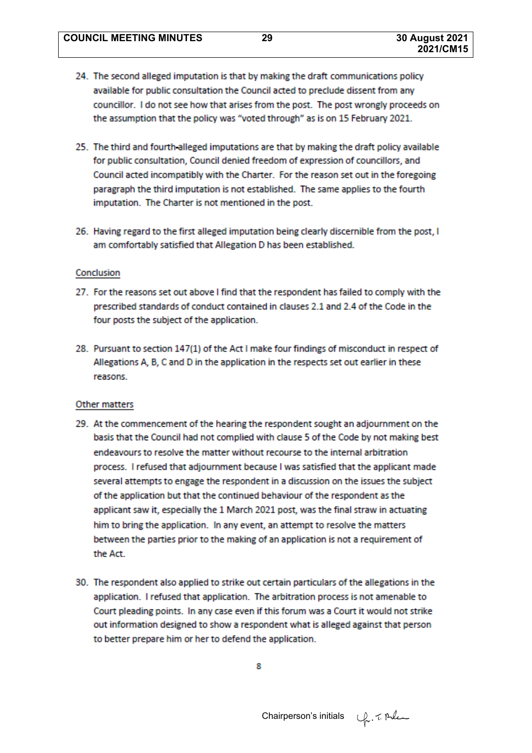24. The second alleged imputation is that by making the draft communications policy available for public consultation the Council acted to preclude dissent from any councillor. I do not see how that arises from the post. The post wrongly proceeds on the assumption that the policy was "voted through" as is on 15 February 2021.

25. The third and fourth alleged imputations are that by making the draft policy available for public consultation, Council denied freedom of expression of councillors, and Council acted incompatibly with the Charter. For the reason set out in the foregoing paragraph the third imputation is not established. The same applies to the fourth imputation. The Charter is not mentioned in the post.

26. Having regard to the first alleged imputation being clearly discernible from the post, I am comfortably satisfied that Allegation D has been established.

<u>Conclusion</u>

27. For the reasons set out above I find that the respondent has failed to comply with the prescribed standards of conduct contained in clauses 2.1 and 2.4 of the Code in the four posts the subject of the application.

28. Pursuant to section 147(1) of the Act I make four findings of misconduct in respect of Allegations A, B, C and D in the application in the respects set out earlier in these reasons.

<u>Other matters</u>

29. At the commencement of the hearing the respondent sought an adjournment on the basis that the Council had not complied with clause 5 of the Code by not making best endeavours to resolve the matter without recourse to the internal arbitration process. I refused that adjournment because I was satisfied that the applicant made several attempts to engage the respondent in a discussion on the issues the subject of the application but that the continued behaviour of the respondent as the applicant saw it, especially the 1 March 2021 post, was the final straw in actuating him to bring the application. In any event, an attempt to resolve the matters between the parties prior to the making of an application is not a requirement of the Act.

30. The respondent also applied to strike out certain particulars of the allegations in the application. I refused that application. The arbitration process is not amenable to Court pleading points. In any case even if this forum was a Court it would not strike out information designed to show a respondent what is alleged against that person to better prepare him or her to defend the application.

Chairperson's initials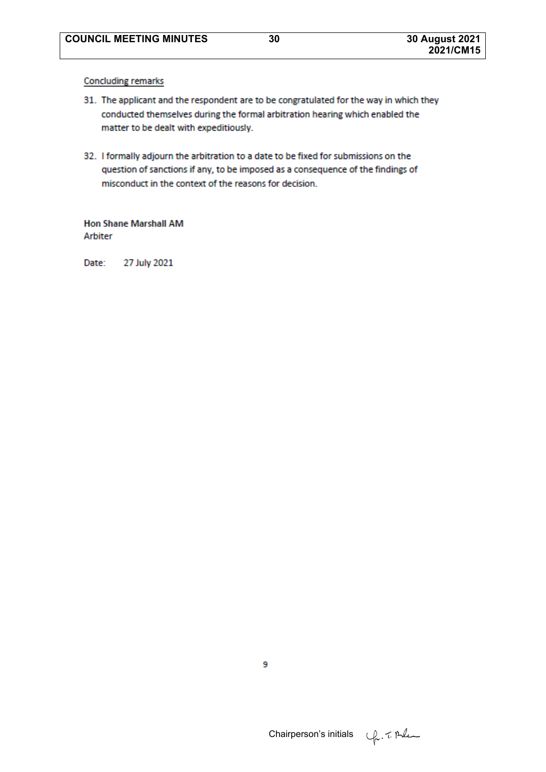Concluding remarks

31. The applicant and the respondent are to be congratulated for the way in which they conducted themselves during the formal arbitration hearing which enabled the matter to be dealt with expeditiously.

32. I formally adjourn the arbitration to a date to be fixed for submissions on the question of sanctions if any, to be imposed as a consequence of the findings of misconduct in the context of the reasons for decision.

**Hon Shane Marshall AM**
Arbiter

Date: 27 July 2021

Chairperson's initials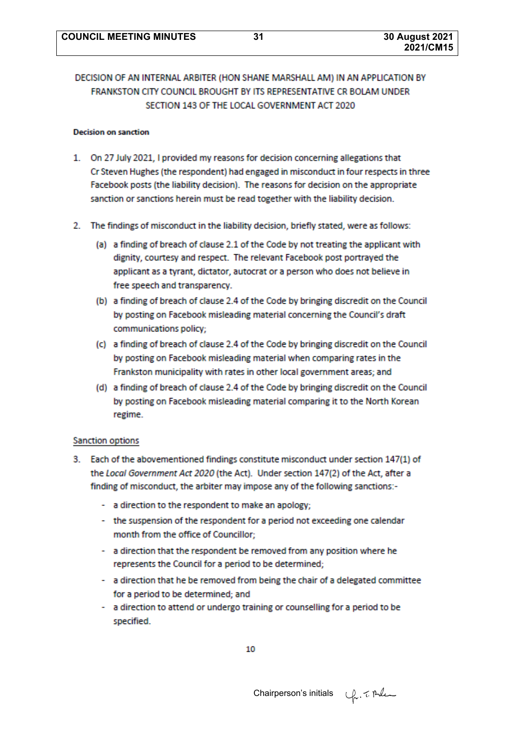DECISION OF AN INTERNAL ARBITER (HON SHANE MARSHALL AM) IN AN APPLICATION BY FRANKSTON CITY COUNCIL BROUGHT BY ITS REPRESENTATIVE CR BOLAM UNDER SECTION 143 OF THE LOCAL GOVERNMENT ACT 2020

**Decision on sanction**

1. On 27 July 2021, I provided my reasons for decision concerning allegations that Cr Steven Hughes (the respondent) had engaged in misconduct in four respects in three Facebook posts (the liability decision). The reasons for decision on the appropriate sanction or sanctions herein must be read together with the liability decision.

2. The findings of misconduct in the liability decision, briefly stated, were as follows:
   (a) a finding of breach of clause 2.1 of the Code by not treating the applicant with dignity, courtesy and respect. The relevant Facebook post portrayed the applicant as a tyrant, dictator, autocrat or a person who does not believe in free speech and transparency.
   (b) a finding of breach of clause 2.4 of the Code by bringing discredit on the Council by posting on Facebook misleading material concerning the Council's draft communications policy;
   (c) a finding of breach of clause 2.4 of the Code by bringing discredit on the Council by posting on Facebook misleading material when comparing rates in the Frankston municipality with rates in other local government areas; and
   (d) a finding of breach of clause 2.4 of the Code by bringing discredit on the Council by posting on Facebook misleading material comparing it to the North Korean regime.

Sanction options

3. Each of the abovementioned findings constitute misconduct under section 147(1) of the *Local Government Act 2020* (the Act). Under section 147(2) of the Act, after a finding of misconduct, the arbiter may impose any of the following sanctions:-
   - a direction to the respondent to make an apology;
   - the suspension of the respondent for a period not exceeding one calendar month from the office of Councillor;
   - a direction that the respondent be removed from any position where he represents the Council for a period to be determined;
   - a direction that he be removed from being the chair of a delegated committee for a period to be determined; and
   - a direction to attend or undergo training or counselling for a period to be specified.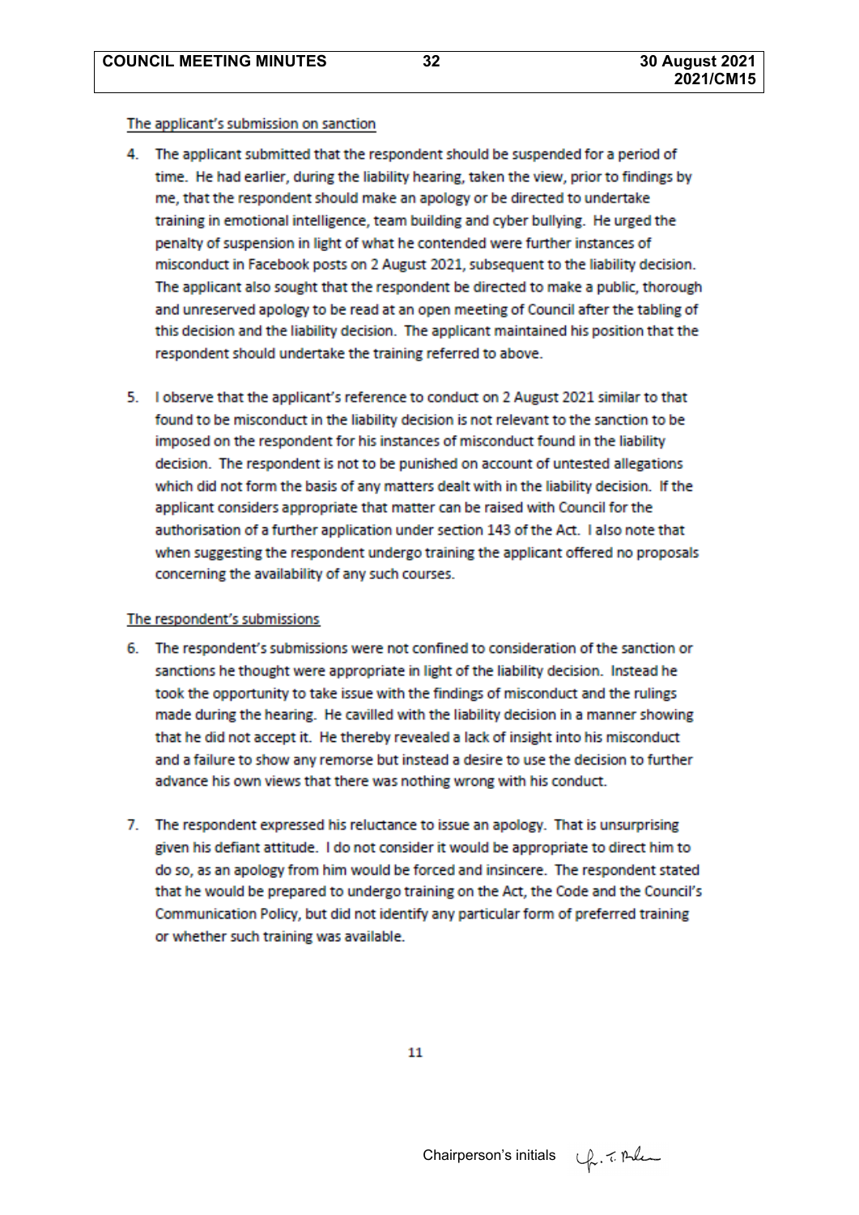<u>The applicant's submission on sanction</u>

4. The applicant submitted that the respondent should be suspended for a period of time. He had earlier, during the liability hearing, taken the view, prior to findings by me, that the respondent should make an apology or be directed to undertake training in emotional intelligence, team building and cyber bullying. He urged the penalty of suspension in light of what he contended were further instances of misconduct in Facebook posts on 2 August 2021, subsequent to the liability decision. The applicant also sought that the respondent be directed to make a public, thorough and unreserved apology to be read at an open meeting of Council after the tabling of this decision and the liability decision. The applicant maintained his position that the respondent should undertake the training referred to above.

5. I observe that the applicant's reference to conduct on 2 August 2021 similar to that found to be misconduct in the liability decision is not relevant to the sanction to be imposed on the respondent for his instances of misconduct found in the liability decision. The respondent is not to be punished on account of untested allegations which did not form the basis of any matters dealt with in the liability decision. If the applicant considers appropriate that matter can be raised with Council for the authorisation of a further application under section 143 of the Act. I also note that when suggesting the respondent undergo training the applicant offered no proposals concerning the availability of any such courses.

<u>The respondent's submissions</u>

6. The respondent's submissions were not confined to consideration of the sanction or sanctions he thought were appropriate in light of the liability decision. Instead he took the opportunity to take issue with the findings of misconduct and the rulings made during the hearing. He cavilled with the liability decision in a manner showing that he did not accept it. He thereby revealed a lack of insight into his misconduct and a failure to show any remorse but instead a desire to use the decision to further advance his own views that there was nothing wrong with his conduct.

7. The respondent expressed his reluctance to issue an apology. That is unsurprising given his defiant attitude. I do not consider it would be appropriate to direct him to do so, as an apology from him would be forced and insincere. The respondent stated that he would be prepared to undergo training on the Act, the Code and the Council's Communication Policy, but did not identify any particular form of preferred training or whether such training was available.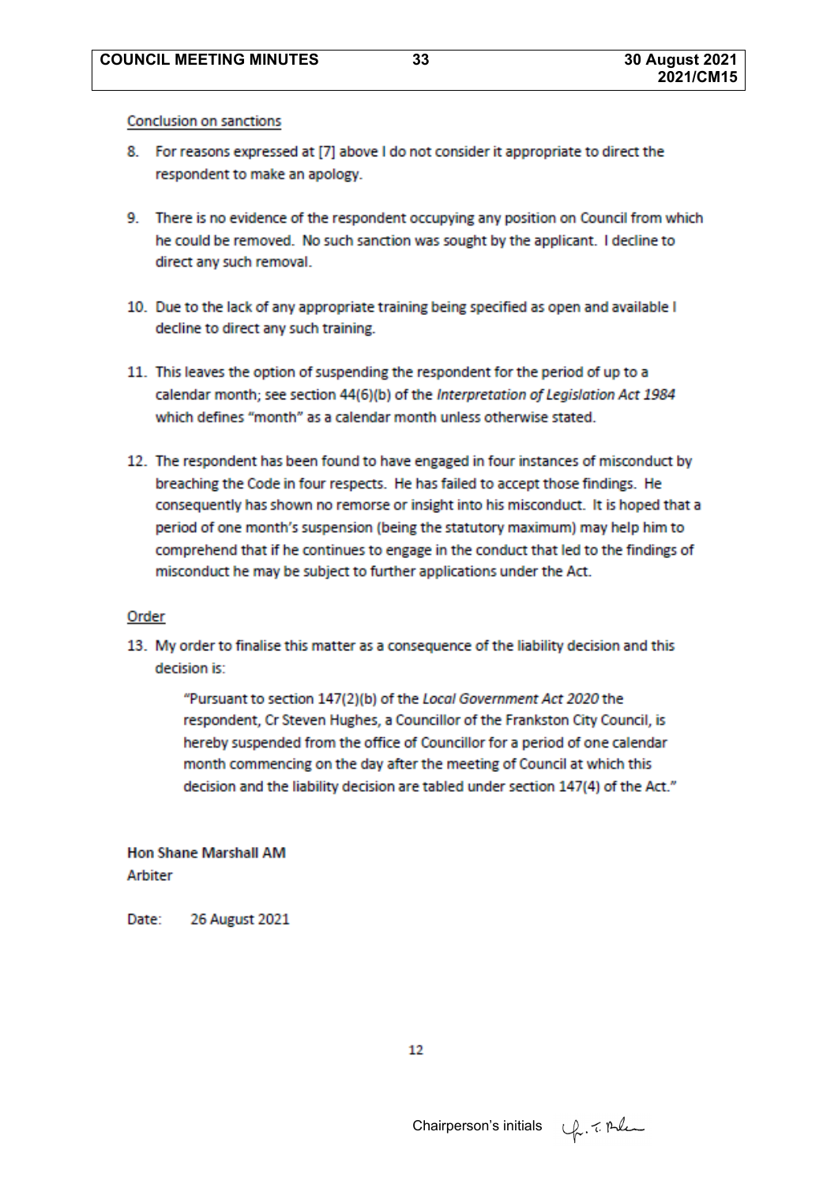Conclusion on sanctions

8. For reasons expressed at [7] above I do not consider it appropriate to direct the respondent to make an apology.

9. There is no evidence of the respondent occupying any position on Council from which he could be removed. No such sanction was sought by the applicant. I decline to direct any such removal.

10. Due to the lack of any appropriate training being specified as open and available I decline to direct any such training.

11. This leaves the option of suspending the respondent for the period of up to a calendar month; see section 44(6)(b) of the *Interpretation of Legislation Act 1984* which defines "month" as a calendar month unless otherwise stated.

12. The respondent has been found to have engaged in four instances of misconduct by breaching the Code in four respects. He has failed to accept those findings. He consequently has shown no remorse or insight into his misconduct. It is hoped that a period of one month's suspension (being the statutory maximum) may help him to comprehend that if he continues to engage in the conduct that led to the findings of misconduct he may be subject to further applications under the Act.

Order

13. My order to finalise this matter as a consequence of the liability decision and this decision is:

> "Pursuant to section 147(2)(b) of the *Local Government Act 2020* the respondent, Cr Steven Hughes, a Councillor of the Frankston City Council, is hereby suspended from the office of Councillor for a period of one calendar month commencing on the day after the meeting of Council at which this decision and the liability decision are tabled under section 147(4) of the Act."

**Hon Shane Marshall AM**
Arbiter

Date: 26 August 2021

Chairperson's initials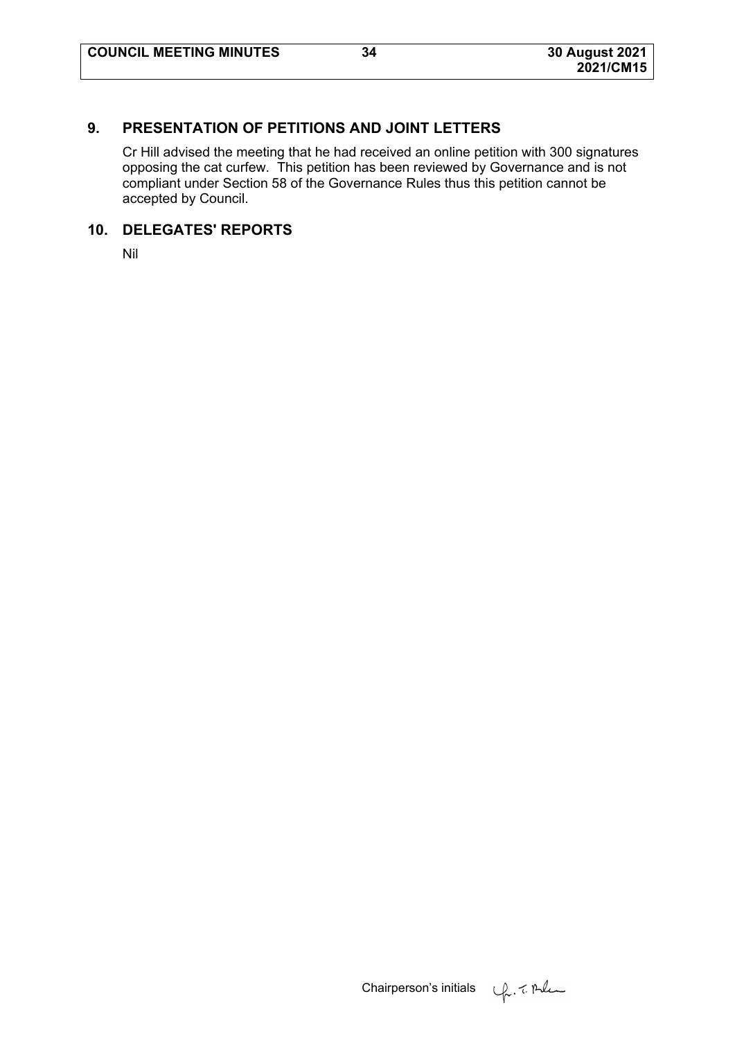## 9. PRESENTATION OF PETITIONS AND JOINT LETTERS

Cr Hill advised the meeting that he had received an online petition with 300 signatures opposing the cat curfew. This petition has been reviewed by Governance and is not compliant under Section 58 of the Governance Rules thus this petition cannot be accepted by Council.

## 10. DELEGATES' REPORTS

Nil

Chairperson's initials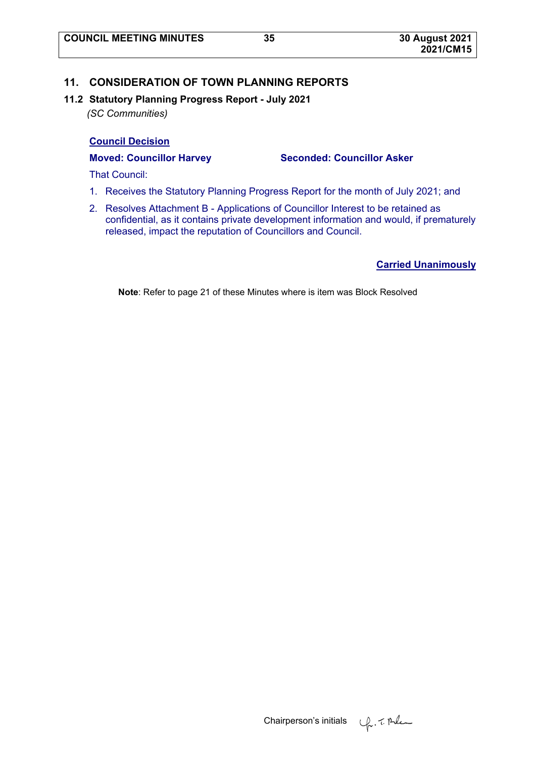## 11. CONSIDERATION OF TOWN PLANNING REPORTS

### 11.2 Statutory Planning Progress Report - July 2021

*(SC Communities)*

**Council Decision**

**Moved: Councillor Harvey** **Seconded: Councillor Asker**

That Council:

1. Receives the Statutory Planning Progress Report for the month of July 2021; and
2. Resolves Attachment B - Applications of Councillor Interest to be retained as confidential, as it contains private development information and would, if prematurely released, impact the reputation of Councillors and Council.

**Carried Unanimously**

**Note**: Refer to page 21 of these Minutes where is item was Block Resolved

Chairperson's initials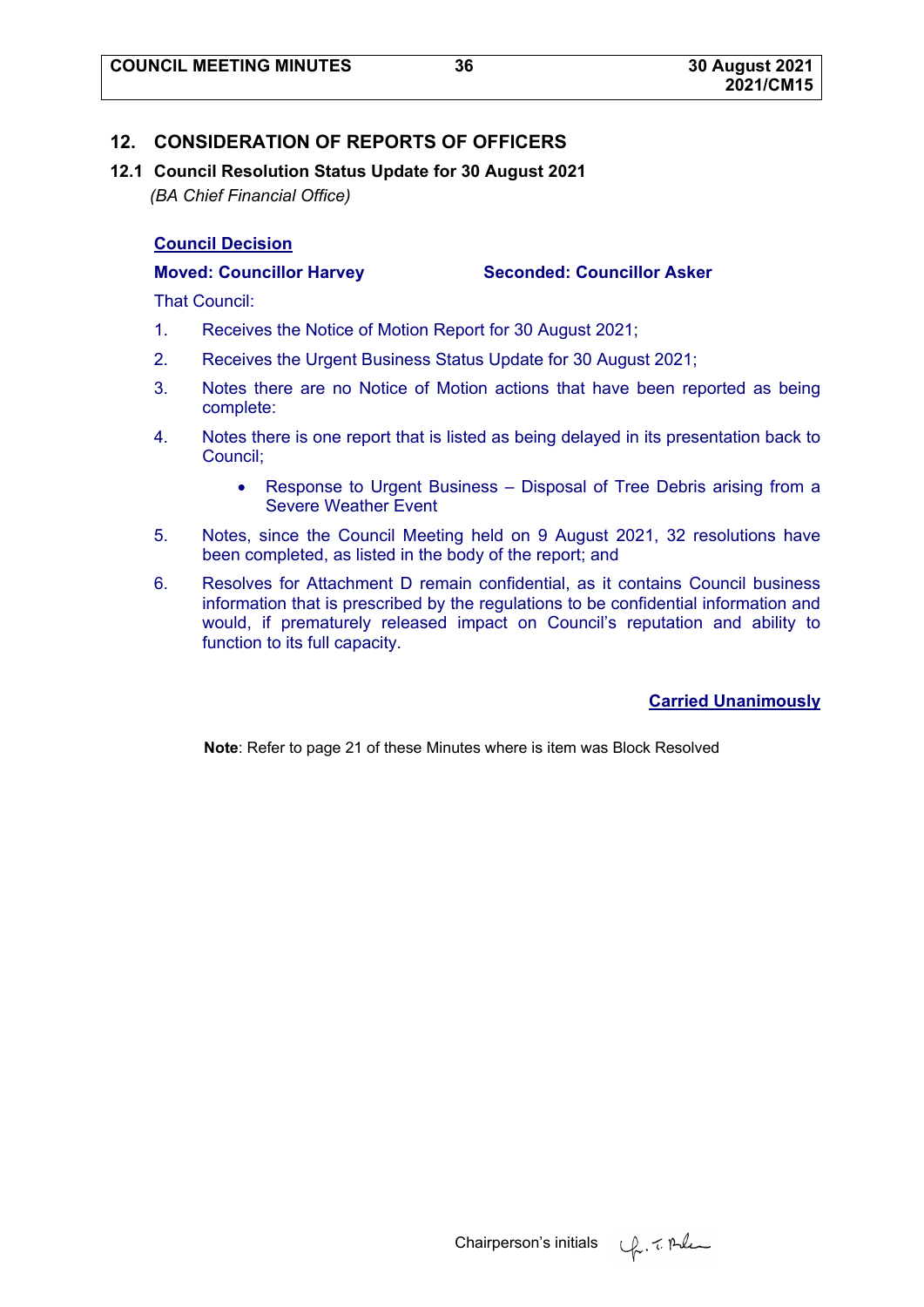## 12. CONSIDERATION OF REPORTS OF OFFICERS

### 12.1 Council Resolution Status Update for 30 August 2021

*(BA Chief Financial Office)*

**Council Decision**

**Moved: Councillor Harvey** **Seconded: Councillor Asker**

That Council:

1. Receives the Notice of Motion Report for 30 August 2021;
2. Receives the Urgent Business Status Update for 30 August 2021;
3. Notes there are no Notice of Motion actions that have been reported as being complete:
4. Notes there is one report that is listed as being delayed in its presentation back to Council;
   - Response to Urgent Business – Disposal of Tree Debris arising from a Severe Weather Event
5. Notes, since the Council Meeting held on 9 August 2021, 32 resolutions have been completed, as listed in the body of the report; and
6. Resolves for Attachment D remain confidential, as it contains Council business information that is prescribed by the regulations to be confidential information and would, if prematurely released impact on Council's reputation and ability to function to its full capacity.

**Carried Unanimously**

**Note**: Refer to page 21 of these Minutes where is item was Block Resolved

Chairperson's initials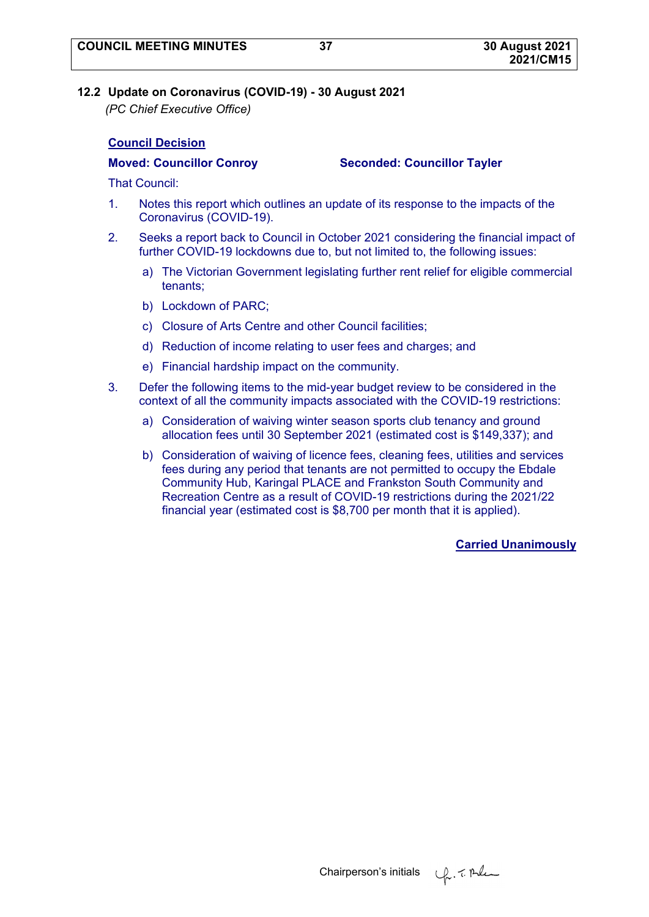## 12.2 Update on Coronavirus (COVID-19) - 30 August 2021

*(PC Chief Executive Office)*

**Council Decision**

**Moved: Councillor Conroy** **Seconded: Councillor Tayler**

That Council:

1. Notes this report which outlines an update of its response to the impacts of the Coronavirus (COVID-19).
2. Seeks a report back to Council in October 2021 considering the financial impact of further COVID-19 lockdowns due to, but not limited to, the following issues:
   a) The Victorian Government legislating further rent relief for eligible commercial tenants;
   b) Lockdown of PARC;
   c) Closure of Arts Centre and other Council facilities;
   d) Reduction of income relating to user fees and charges; and
   e) Financial hardship impact on the community.
3. Defer the following items to the mid-year budget review to be considered in the context of all the community impacts associated with the COVID-19 restrictions:
   a) Consideration of waiving winter season sports club tenancy and ground allocation fees until 30 September 2021 (estimated cost is $149,337); and
   b) Consideration of waiving of licence fees, cleaning fees, utilities and services fees during any period that tenants are not permitted to occupy the Ebdale Community Hub, Karingal PLACE and Frankston South Community and Recreation Centre as a result of COVID-19 restrictions during the 2021/22 financial year (estimated cost is $8,700 per month that it is applied).

**Carried Unanimously**

Chairperson's initials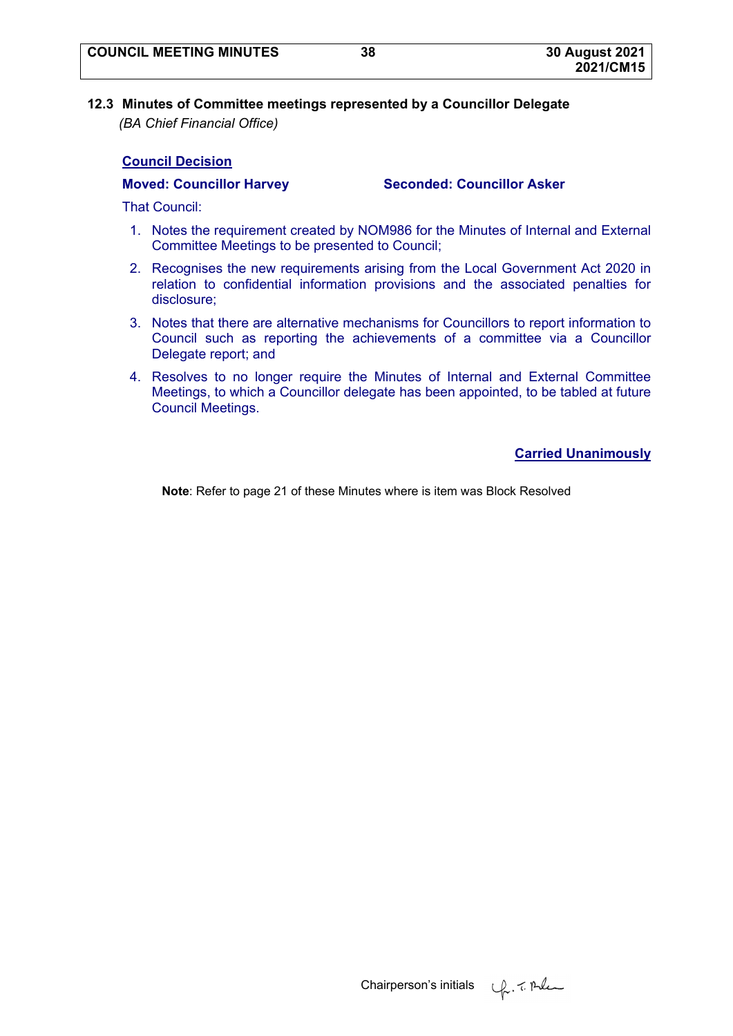## 12.3 Minutes of Committee meetings represented by a Councillor Delegate

*(BA Chief Financial Office)*

**Council Decision**

**Moved: Councillor Harvey** **Seconded: Councillor Asker**

That Council:

1. Notes the requirement created by NOM986 for the Minutes of Internal and External Committee Meetings to be presented to Council;
2. Recognises the new requirements arising from the Local Government Act 2020 in relation to confidential information provisions and the associated penalties for disclosure;
3. Notes that there are alternative mechanisms for Councillors to report information to Council such as reporting the achievements of a committee via a Councillor Delegate report; and
4. Resolves to no longer require the Minutes of Internal and External Committee Meetings, to which a Councillor delegate has been appointed, to be tabled at future Council Meetings.

**Carried Unanimously**

**Note**: Refer to page 21 of these Minutes where is item was Block Resolved

Chairperson's initials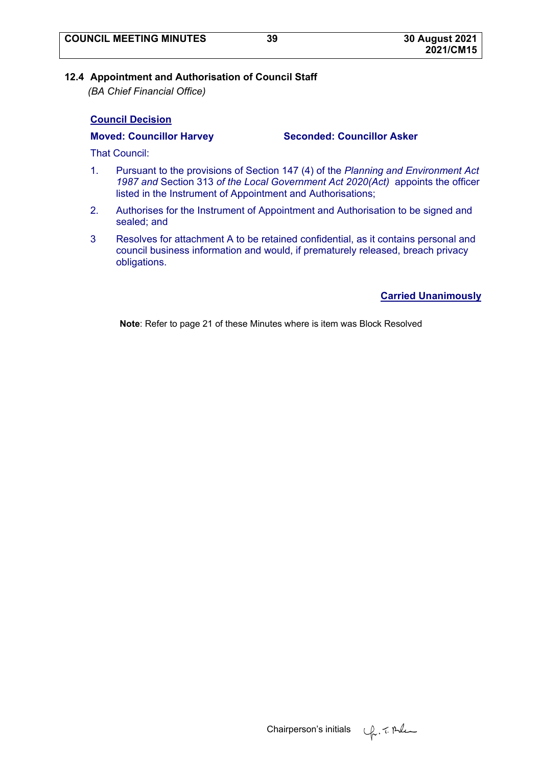## 12.4 Appointment and Authorisation of Council Staff

*(BA Chief Financial Office)*

**Council Decision**

**Moved: Councillor Harvey** **Seconded: Councillor Asker**

That Council:

1. Pursuant to the provisions of Section 147 (4) of the *Planning and Environment Act 1987 and* Section 313 *of the Local Government Act 2020(Act)* appoints the officer listed in the Instrument of Appointment and Authorisations;
2. Authorises for the Instrument of Appointment and Authorisation to be signed and sealed; and
3. Resolves for attachment A to be retained confidential, as it contains personal and council business information and would, if prematurely released, breach privacy obligations.

**Carried Unanimously**

**Note**: Refer to page 21 of these Minutes where is item was Block Resolved

Chairperson's initials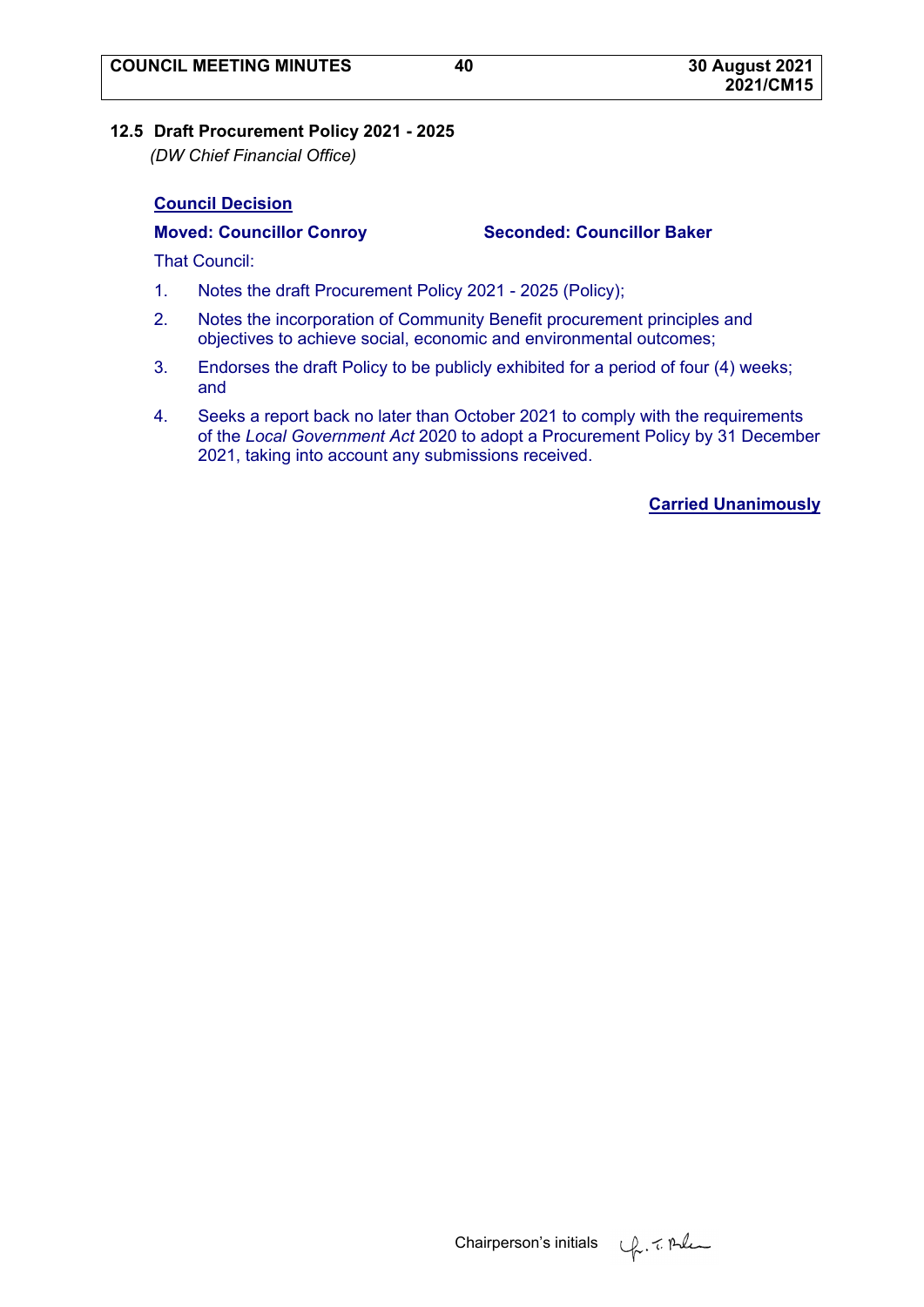## 12.5 Draft Procurement Policy 2021 - 2025

*(DW Chief Financial Office)*

**Council Decision**

**Moved: Councillor Conroy** **Seconded: Councillor Baker**

That Council:

1. Notes the draft Procurement Policy 2021 - 2025 (Policy);
2. Notes the incorporation of Community Benefit procurement principles and objectives to achieve social, economic and environmental outcomes;
3. Endorses the draft Policy to be publicly exhibited for a period of four (4) weeks; and
4. Seeks a report back no later than October 2021 to comply with the requirements of the *Local Government Act* 2020 to adopt a Procurement Policy by 31 December 2021, taking into account any submissions received.

**Carried Unanimously**

Chairperson's initials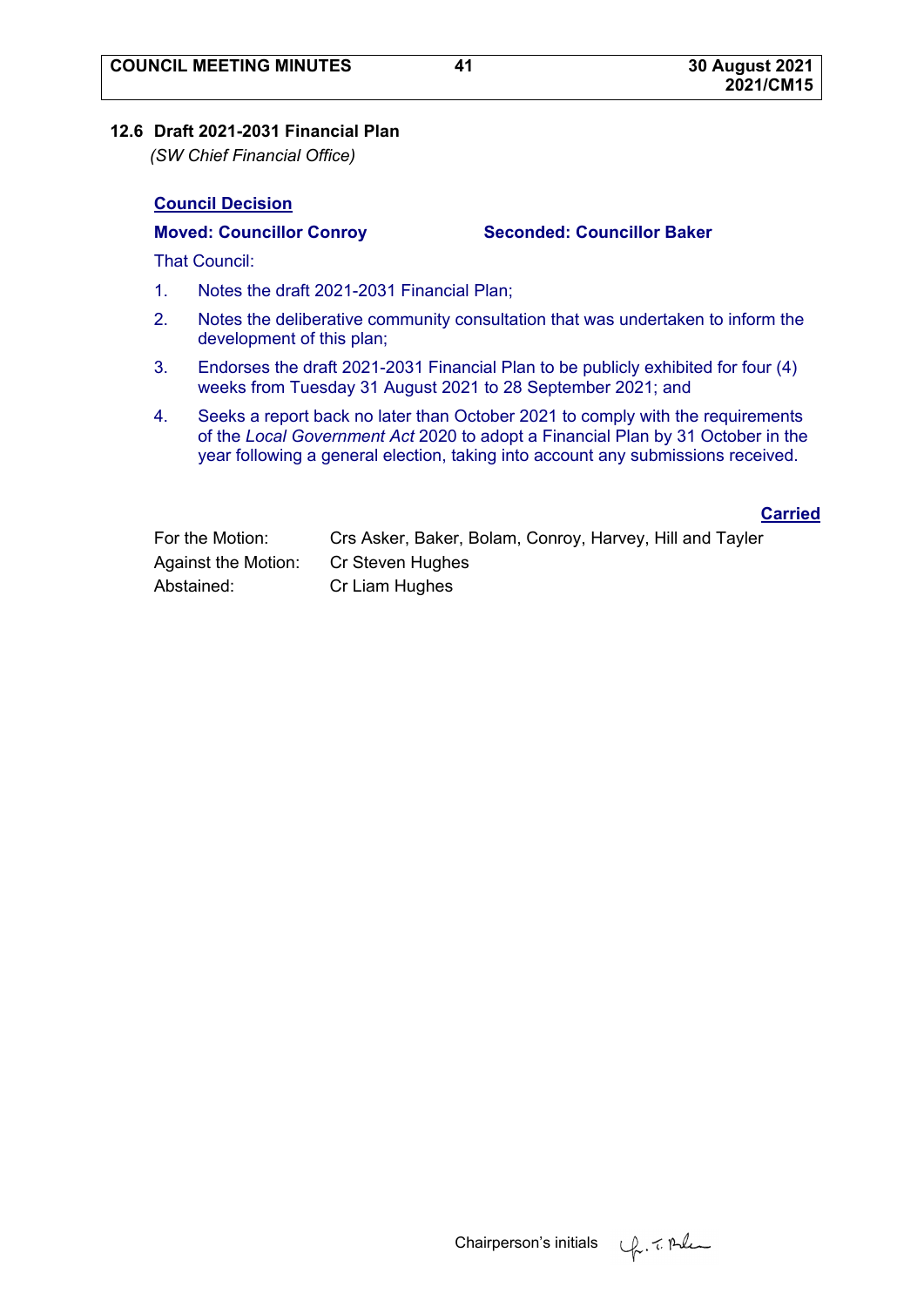## 12.6 Draft 2021-2031 Financial Plan

*(SW Chief Financial Office)*

**Council Decision**

**Moved: Councillor Conroy** **Seconded: Councillor Baker**

That Council:

1. Notes the draft 2021-2031 Financial Plan;
2. Notes the deliberative community consultation that was undertaken to inform the development of this plan;
3. Endorses the draft 2021-2031 Financial Plan to be publicly exhibited for four (4) weeks from Tuesday 31 August 2021 to 28 September 2021; and
4. Seeks a report back no later than October 2021 to comply with the requirements of the *Local Government Act* 2020 to adopt a Financial Plan by 31 October in the year following a general election, taking into account any submissions received.

**Carried**

For the Motion: Crs Asker, Baker, Bolam, Conroy, Harvey, Hill and Tayler
Against the Motion: Cr Steven Hughes
Abstained: Cr Liam Hughes

Chairperson's initials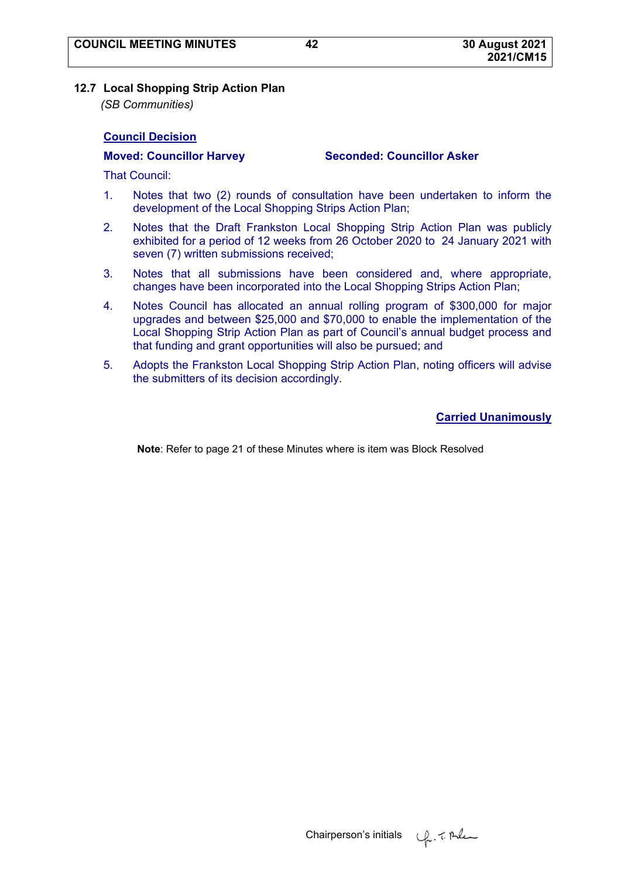## 12.7 Local Shopping Strip Action Plan

*(SB Communities)*

**Council Decision**

**Moved: Councillor Harvey** **Seconded: Councillor Asker**

That Council:

1. Notes that two (2) rounds of consultation have been undertaken to inform the development of the Local Shopping Strips Action Plan;
2. Notes that the Draft Frankston Local Shopping Strip Action Plan was publicly exhibited for a period of 12 weeks from 26 October 2020 to 24 January 2021 with seven (7) written submissions received;
3. Notes that all submissions have been considered and, where appropriate, changes have been incorporated into the Local Shopping Strips Action Plan;
4. Notes Council has allocated an annual rolling program of $300,000 for major upgrades and between $25,000 and $70,000 to enable the implementation of the Local Shopping Strip Action Plan as part of Council's annual budget process and that funding and grant opportunities will also be pursued; and
5. Adopts the Frankston Local Shopping Strip Action Plan, noting officers will advise the submitters of its decision accordingly.

**Carried Unanimously**

**Note**: Refer to page 21 of these Minutes where is item was Block Resolved

Chairperson's initials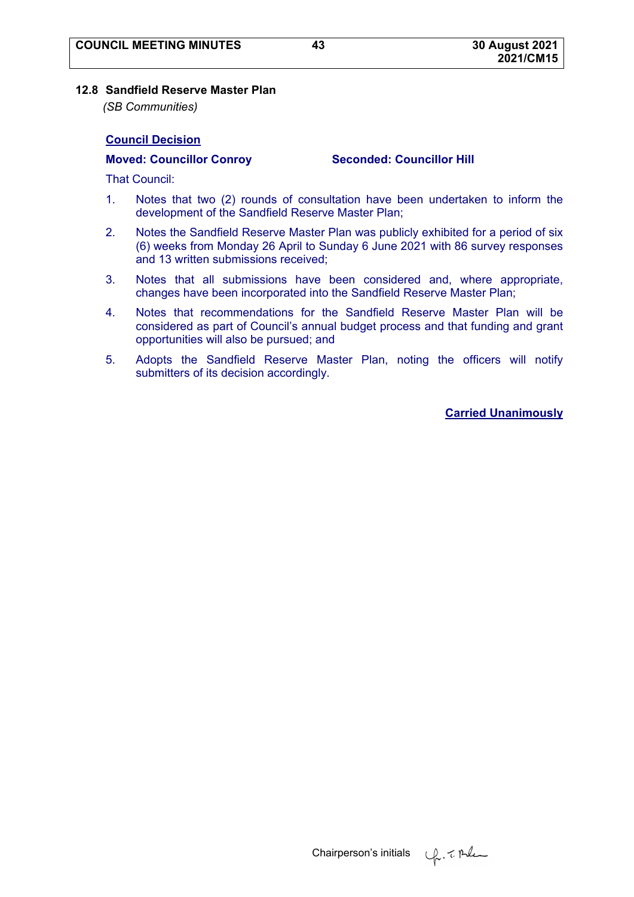### 12.8 Sandfield Reserve Master Plan

*(SB Communities)*

**Council Decision**

**Moved: Councillor Conroy** **Seconded: Councillor Hill**

That Council:

1. Notes that two (2) rounds of consultation have been undertaken to inform the development of the Sandfield Reserve Master Plan;
2. Notes the Sandfield Reserve Master Plan was publicly exhibited for a period of six (6) weeks from Monday 26 April to Sunday 6 June 2021 with 86 survey responses and 13 written submissions received;
3. Notes that all submissions have been considered and, where appropriate, changes have been incorporated into the Sandfield Reserve Master Plan;
4. Notes that recommendations for the Sandfield Reserve Master Plan will be considered as part of Council's annual budget process and that funding and grant opportunities will also be pursued; and
5. Adopts the Sandfield Reserve Master Plan, noting the officers will notify submitters of its decision accordingly.

**Carried Unanimously**

Chairperson's initials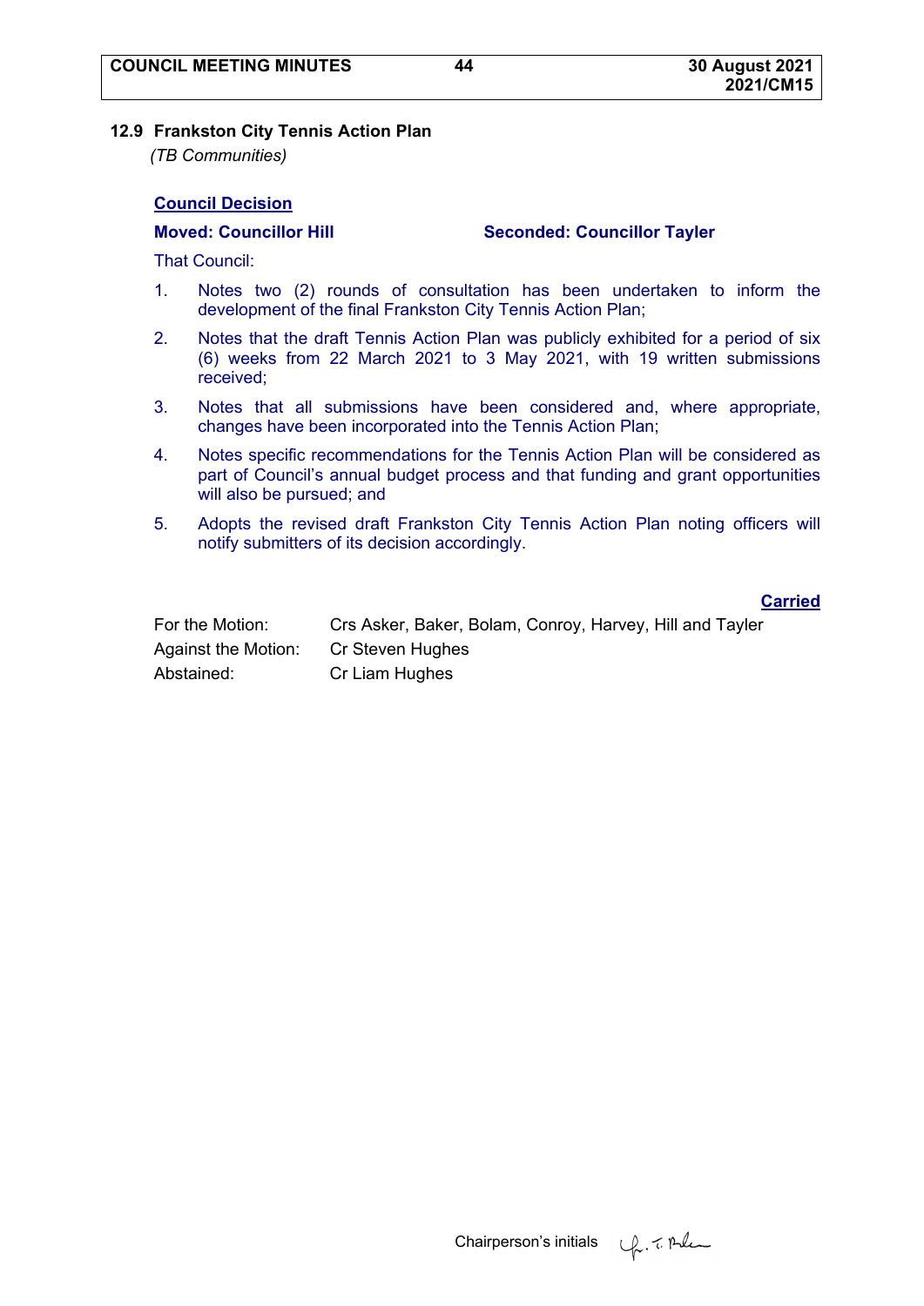## 12.9 Frankston City Tennis Action Plan

*(TB Communities)*

**Council Decision**

**Moved: Councillor Hill** **Seconded: Councillor Tayler**

That Council:

1. Notes two (2) rounds of consultation has been undertaken to inform the development of the final Frankston City Tennis Action Plan;
2. Notes that the draft Tennis Action Plan was publicly exhibited for a period of six (6) weeks from 22 March 2021 to 3 May 2021, with 19 written submissions received;
3. Notes that all submissions have been considered and, where appropriate, changes have been incorporated into the Tennis Action Plan;
4. Notes specific recommendations for the Tennis Action Plan will be considered as part of Council's annual budget process and that funding and grant opportunities will also be pursued; and
5. Adopts the revised draft Frankston City Tennis Action Plan noting officers will notify submitters of its decision accordingly.

**Carried**

| | |
|---|---|
| For the Motion: | Crs Asker, Baker, Bolam, Conroy, Harvey, Hill and Tayler |
| Against the Motion: | Cr Steven Hughes |
| Abstained: | Cr Liam Hughes |

Chairperson's initials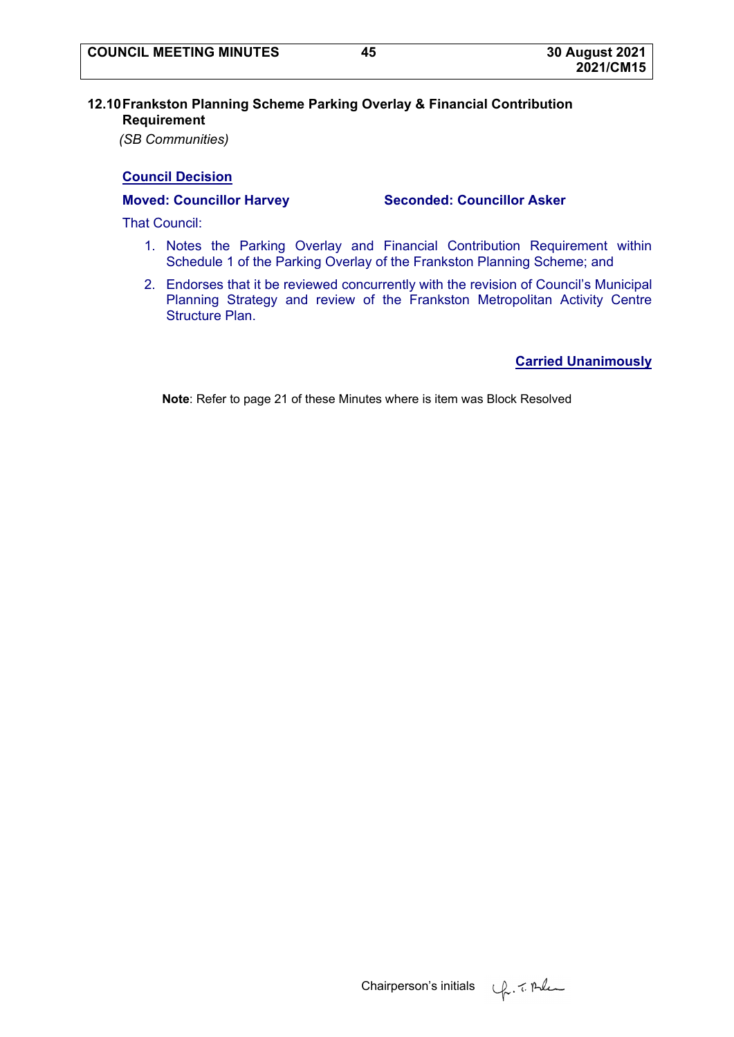## 12.10 Frankston Planning Scheme Parking Overlay & Financial Contribution Requirement

*(SB Communities)*

**Council Decision**

**Moved: Councillor Harvey** **Seconded: Councillor Asker**

That Council:

1. Notes the Parking Overlay and Financial Contribution Requirement within Schedule 1 of the Parking Overlay of the Frankston Planning Scheme; and
2. Endorses that it be reviewed concurrently with the revision of Council's Municipal Planning Strategy and review of the Frankston Metropolitan Activity Centre Structure Plan.

**Carried Unanimously**

**Note**: Refer to page 21 of these Minutes where is item was Block Resolved

Chairperson's initials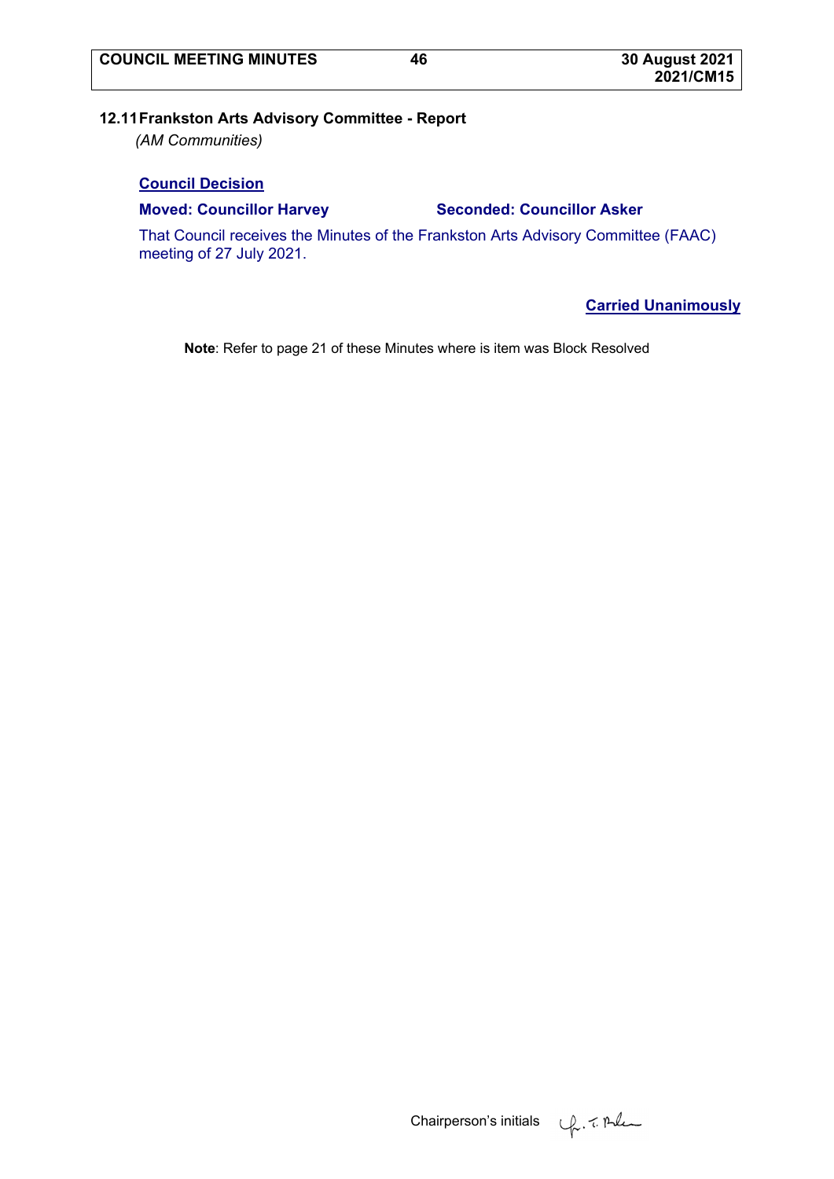## 12.11 Frankston Arts Advisory Committee - Report

*(AM Communities)*

**Council Decision**

**Moved: Councillor Harvey** **Seconded: Councillor Asker**

That Council receives the Minutes of the Frankston Arts Advisory Committee (FAAC) meeting of 27 July 2021.

**Carried Unanimously**

**Note**: Refer to page 21 of these Minutes where is item was Block Resolved

Chairperson's initials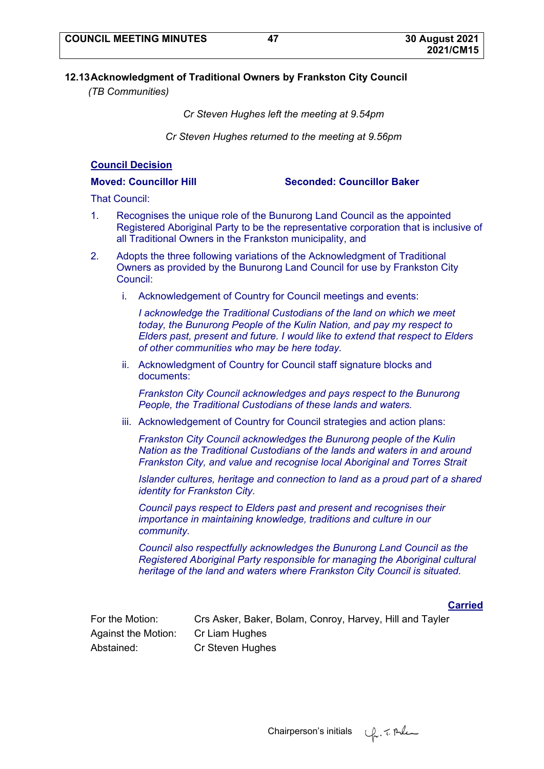## 12.13 Acknowledgment of Traditional Owners by Frankston City Council

*(TB Communities)*

*Cr Steven Hughes left the meeting at 9.54pm*

*Cr Steven Hughes returned to the meeting at 9.56pm*

**Council Decision**

**Moved: Councillor Hill** **Seconded: Councillor Baker**

That Council:

1. Recognises the unique role of the Bunurong Land Council as the appointed Registered Aboriginal Party to be the representative corporation that is inclusive of all Traditional Owners in the Frankston municipality, and
2. Adopts the three following variations of the Acknowledgment of Traditional Owners as provided by the Bunurong Land Council for use by Frankston City Council:
   1. Acknowledgement of Country for Council meetings and events:

      *I acknowledge the Traditional Custodians of the land on which we meet today, the Bunurong People of the Kulin Nation, and pay my respect to Elders past, present and future. I would like to extend that respect to Elders of other communities who may be here today.*

   2. Acknowledgment of Country for Council staff signature blocks and documents:

      *Frankston City Council acknowledges and pays respect to the Bunurong People, the Traditional Custodians of these lands and waters.*

   3. Acknowledgement of Country for Council strategies and action plans:

      *Frankston City Council acknowledges the Bunurong people of the Kulin Nation as the Traditional Custodians of the lands and waters in and around Frankston City, and value and recognise local Aboriginal and Torres Strait Islander cultures, heritage and connection to land as a proud part of a shared identity for Frankston City.*

      *Council pays respect to Elders past and present and recognises their importance in maintaining knowledge, traditions and culture in our community.*

      *Council also respectfully acknowledges the Bunurong Land Council as the Registered Aboriginal Party responsible for managing the Aboriginal cultural heritage of the land and waters where Frankston City Council is situated.*

**Carried**

| | |
|---|---|
| For the Motion: | Crs Asker, Baker, Bolam, Conroy, Harvey, Hill and Tayler |
| Against the Motion: | Cr Liam Hughes |
| Abstained: | Cr Steven Hughes |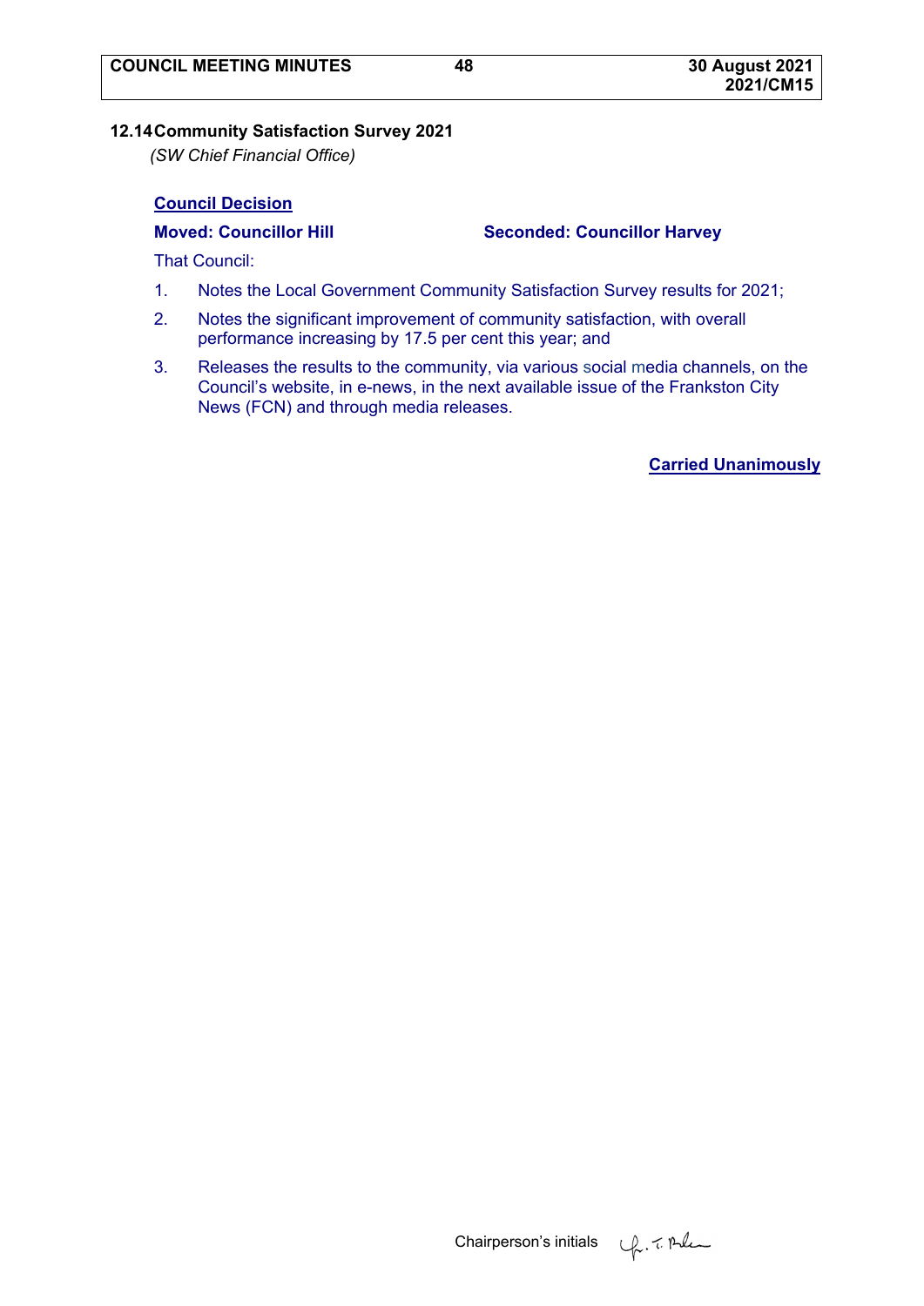### 12.14 Community Satisfaction Survey 2021

*(SW Chief Financial Office)*

**Council Decision**

**Moved: Councillor Hill** **Seconded: Councillor Harvey**

That Council:

1. Notes the Local Government Community Satisfaction Survey results for 2021;
2. Notes the significant improvement of community satisfaction, with overall performance increasing by 17.5 per cent this year; and
3. Releases the results to the community, via various social media channels, on the Council's website, in e-news, in the next available issue of the Frankston City News (FCN) and through media releases.

**Carried Unanimously**

Chairperson's initials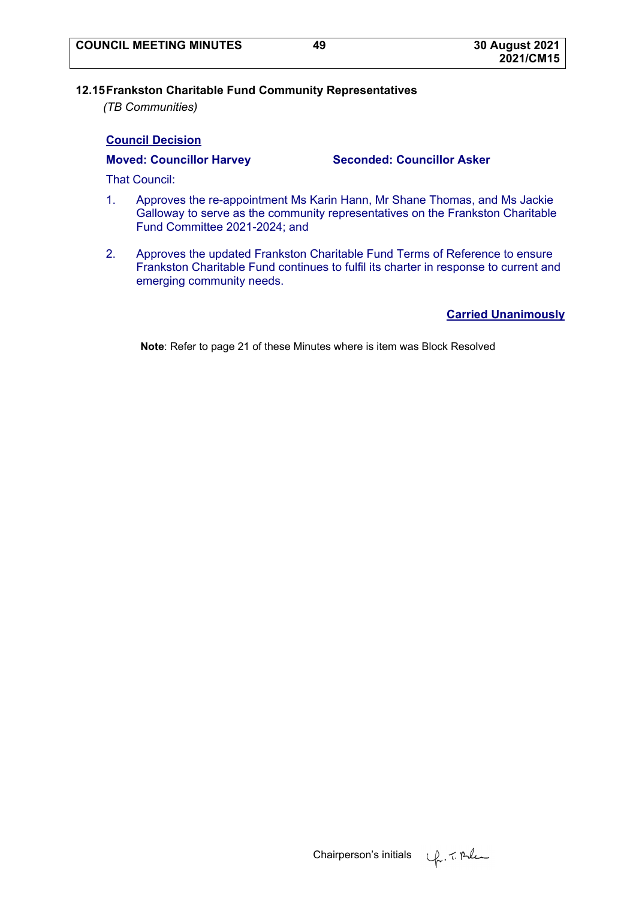## 12.15 Frankston Charitable Fund Community Representatives

*(TB Communities)*

**Council Decision**

**Moved: Councillor Harvey** **Seconded: Councillor Asker**

That Council:

1. Approves the re-appointment Ms Karin Hann, Mr Shane Thomas, and Ms Jackie Galloway to serve as the community representatives on the Frankston Charitable Fund Committee 2021-2024; and

2. Approves the updated Frankston Charitable Fund Terms of Reference to ensure Frankston Charitable Fund continues to fulfil its charter in response to current and emerging community needs.

**Carried Unanimously**

**Note**: Refer to page 21 of these Minutes where is item was Block Resolved

Chairperson's initials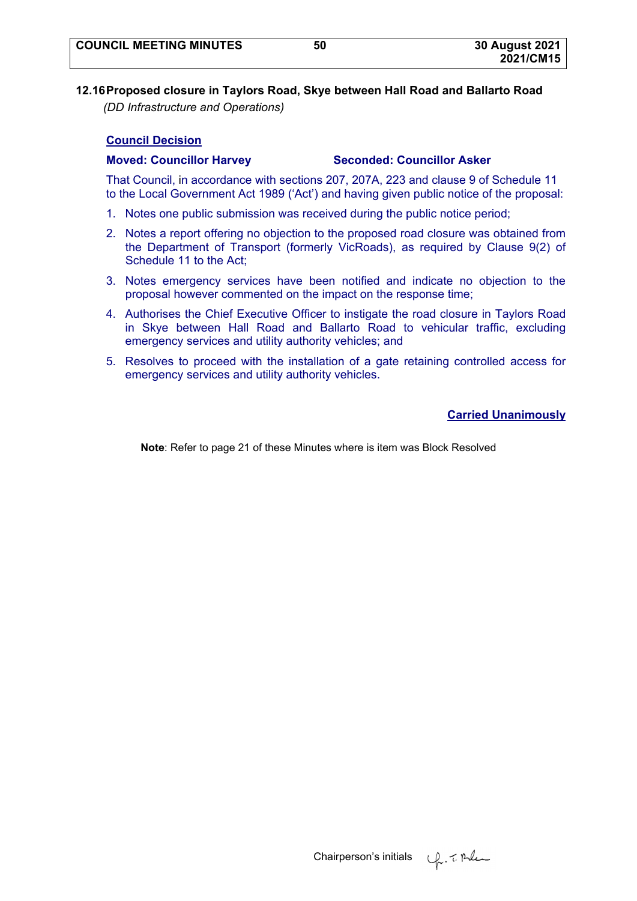## 12.16 Proposed closure in Taylors Road, Skye between Hall Road and Ballarto Road

*(DD Infrastructure and Operations)*

### Council Decision

**Moved: Councillor Harvey** **Seconded: Councillor Asker**

That Council, in accordance with sections 207, 207A, 223 and clause 9 of Schedule 11 to the Local Government Act 1989 ('Act') and having given public notice of the proposal:

1. Notes one public submission was received during the public notice period;
2. Notes a report offering no objection to the proposed road closure was obtained from the Department of Transport (formerly VicRoads), as required by Clause 9(2) of Schedule 11 to the Act;
3. Notes emergency services have been notified and indicate no objection to the proposal however commented on the impact on the response time;
4. Authorises the Chief Executive Officer to instigate the road closure in Taylors Road in Skye between Hall Road and Ballarto Road to vehicular traffic, excluding emergency services and utility authority vehicles; and
5. Resolves to proceed with the installation of a gate retaining controlled access for emergency services and utility authority vehicles.

**Carried Unanimously**

**Note**: Refer to page 21 of these Minutes where is item was Block Resolved

Chairperson's initials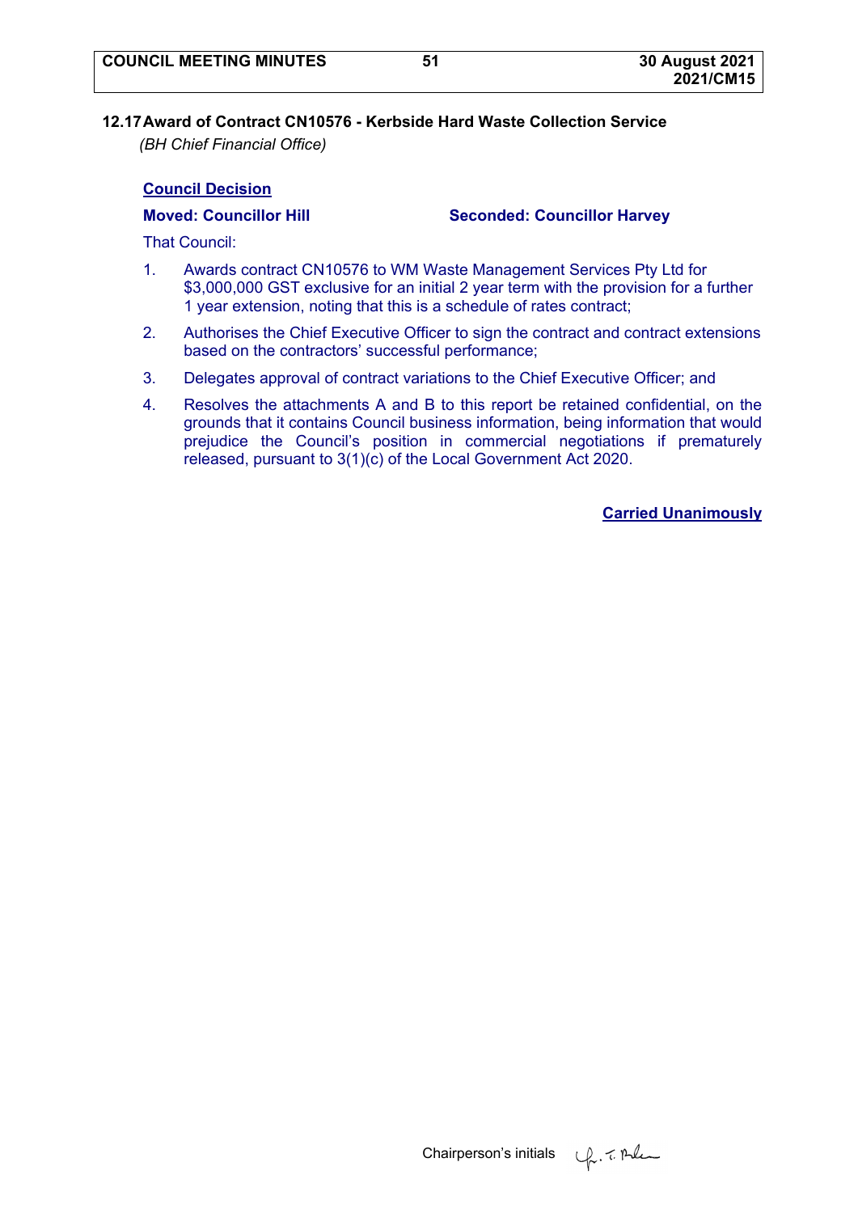## 12.17 Award of Contract CN10576 - Kerbside Hard Waste Collection Service

*(BH Chief Financial Office)*

**Council Decision**

**Moved: Councillor Hill** **Seconded: Councillor Harvey**

That Council:

1. Awards contract CN10576 to WM Waste Management Services Pty Ltd for $3,000,000 GST exclusive for an initial 2 year term with the provision for a further 1 year extension, noting that this is a schedule of rates contract;
2. Authorises the Chief Executive Officer to sign the contract and contract extensions based on the contractors' successful performance;
3. Delegates approval of contract variations to the Chief Executive Officer; and
4. Resolves the attachments A and B to this report be retained confidential, on the grounds that it contains Council business information, being information that would prejudice the Council's position in commercial negotiations if prematurely released, pursuant to 3(1)(c) of the Local Government Act 2020.

**Carried Unanimously**

Chairperson's initials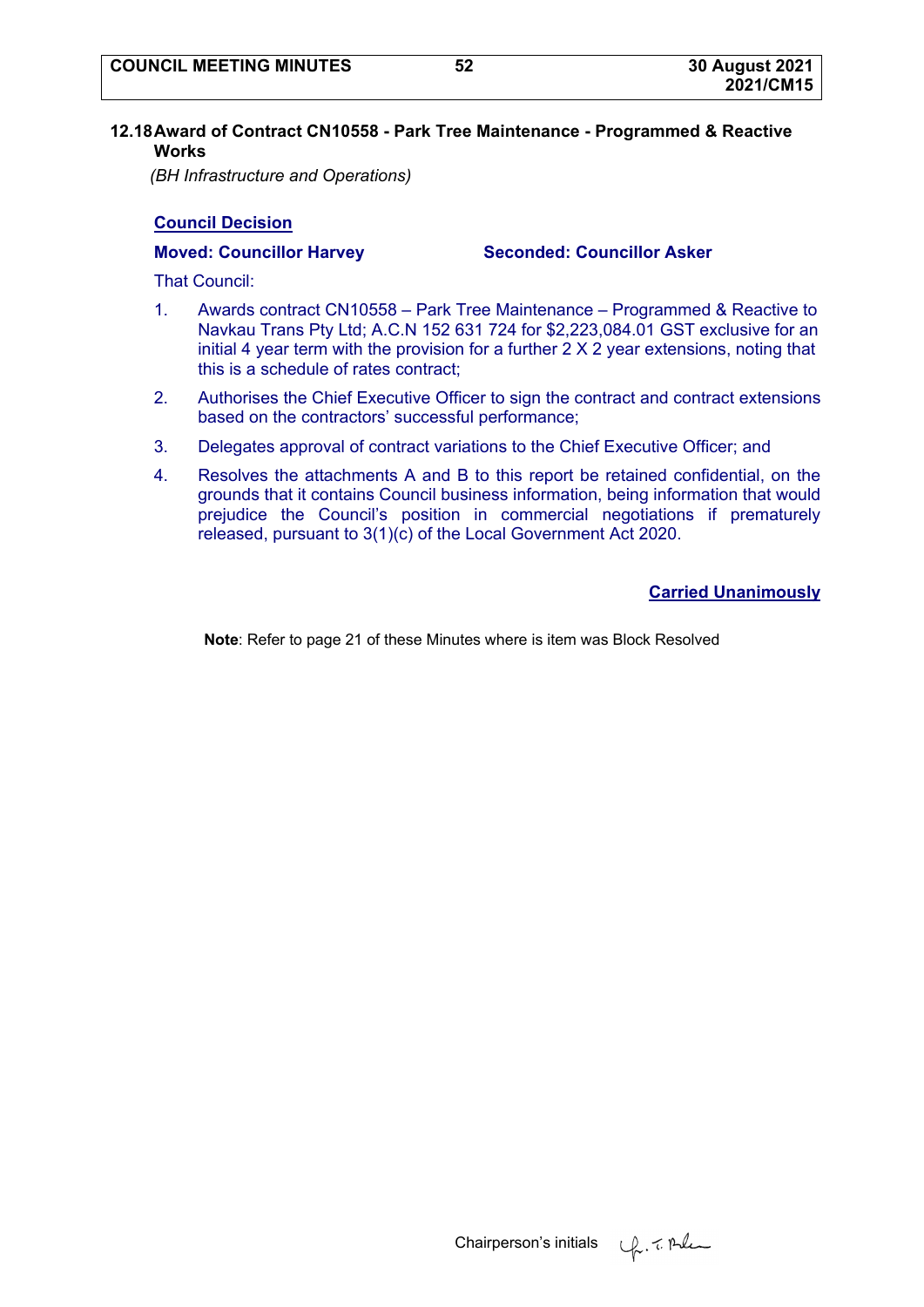## 12.18 Award of Contract CN10558 - Park Tree Maintenance - Programmed & Reactive Works

*(BH Infrastructure and Operations)*

**Council Decision**

**Moved: Councillor Harvey** **Seconded: Councillor Asker**

That Council:

1. Awards contract CN10558 – Park Tree Maintenance – Programmed & Reactive to Navkau Trans Pty Ltd; A.C.N 152 631 724 for $2,223,084.01 GST exclusive for an initial 4 year term with the provision for a further 2 X 2 year extensions, noting that this is a schedule of rates contract;
2. Authorises the Chief Executive Officer to sign the contract and contract extensions based on the contractors' successful performance;
3. Delegates approval of contract variations to the Chief Executive Officer; and
4. Resolves the attachments A and B to this report be retained confidential, on the grounds that it contains Council business information, being information that would prejudice the Council's position in commercial negotiations if prematurely released, pursuant to 3(1)(c) of the Local Government Act 2020.

**Carried Unanimously**

**Note**: Refer to page 21 of these Minutes where is item was Block Resolved

Chairperson's initials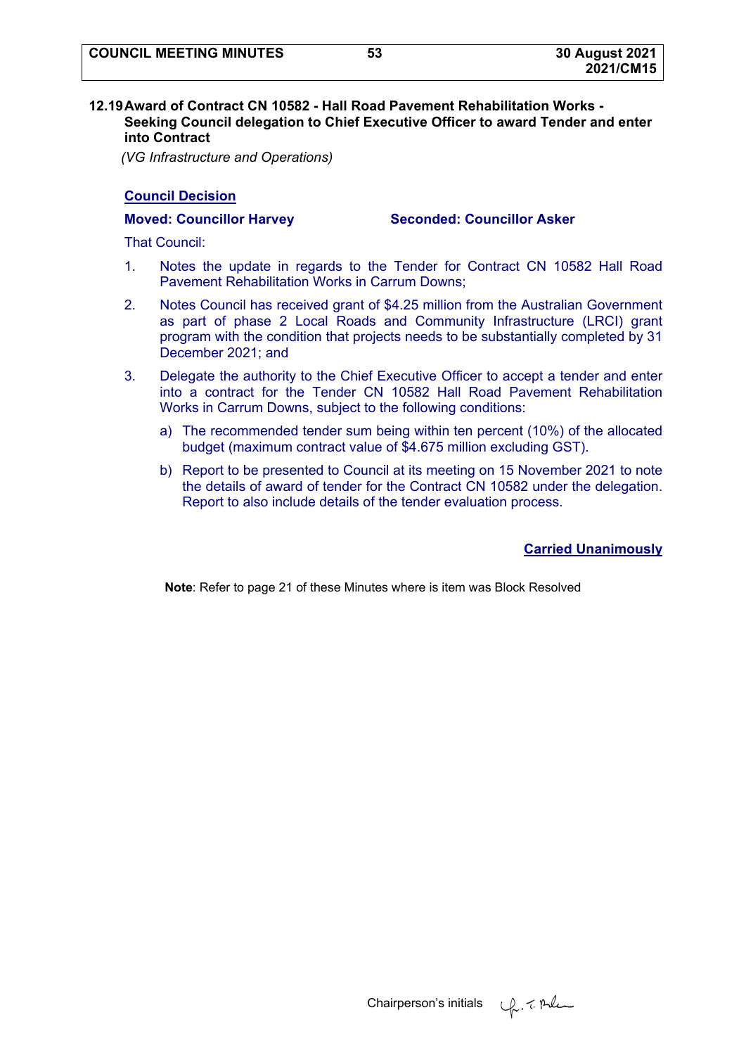## 12.19 Award of Contract CN 10582 - Hall Road Pavement Rehabilitation Works - Seeking Council delegation to Chief Executive Officer to award Tender and enter into Contract

*(VG Infrastructure and Operations)*

**Council Decision**

**Moved: Councillor Harvey** **Seconded: Councillor Asker**

That Council:

1. Notes the update in regards to the Tender for Contract CN 10582 Hall Road Pavement Rehabilitation Works in Carrum Downs;
2. Notes Council has received grant of $4.25 million from the Australian Government as part of phase 2 Local Roads and Community Infrastructure (LRCI) grant program with the condition that projects needs to be substantially completed by 31 December 2021; and
3. Delegate the authority to the Chief Executive Officer to accept a tender and enter into a contract for the Tender CN 10582 Hall Road Pavement Rehabilitation Works in Carrum Downs, subject to the following conditions:
   a) The recommended tender sum being within ten percent (10%) of the allocated budget (maximum contract value of $4.675 million excluding GST).
   b) Report to be presented to Council at its meeting on 15 November 2021 to note the details of award of tender for the Contract CN 10582 under the delegation. Report to also include details of the tender evaluation process.

**Carried Unanimously**

**Note**: Refer to page 21 of these Minutes where is item was Block Resolved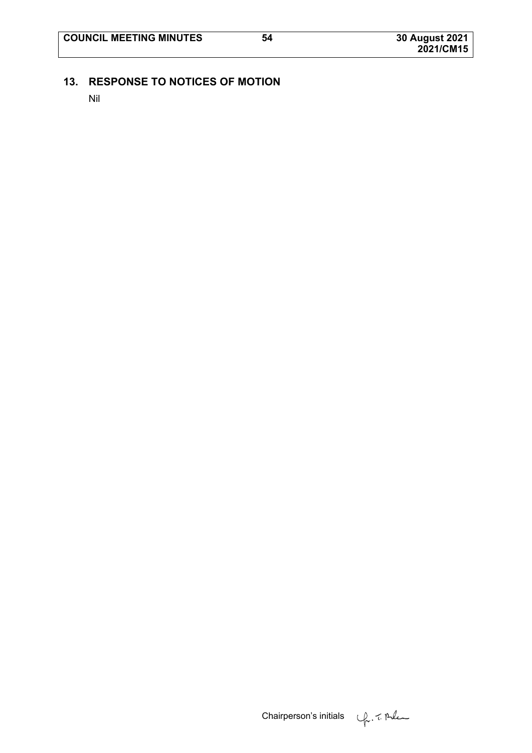## 13. RESPONSE TO NOTICES OF MOTION

Nil

Chairperson's initials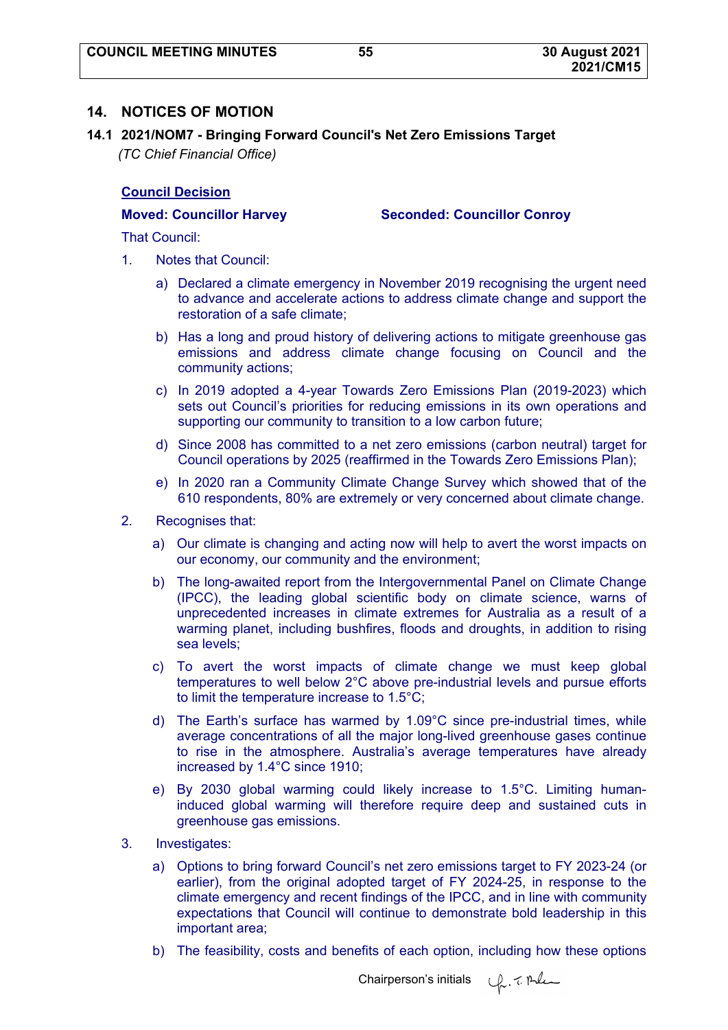## 14. NOTICES OF MOTION

### 14.1 2021/NOM7 - Bringing Forward Council's Net Zero Emissions Target

*(TC Chief Financial Office)*

**Council Decision**

**Moved: Councillor Harvey** **Seconded: Councillor Conroy**

That Council:

1. Notes that Council:

   a) Declared a climate emergency in November 2019 recognising the urgent need to advance and accelerate actions to address climate change and support the restoration of a safe climate;

   b) Has a long and proud history of delivering actions to mitigate greenhouse gas emissions and address climate change focusing on Council and the community actions;

   c) In 2019 adopted a 4-year Towards Zero Emissions Plan (2019-2023) which sets out Council's priorities for reducing emissions in its own operations and supporting our community to transition to a low carbon future;

   d) Since 2008 has committed to a net zero emissions (carbon neutral) target for Council operations by 2025 (reaffirmed in the Towards Zero Emissions Plan);

   e) In 2020 ran a Community Climate Change Survey which showed that of the 610 respondents, 80% are extremely or very concerned about climate change.

2. Recognises that:

   a) Our climate is changing and acting now will help to avert the worst impacts on our economy, our community and the environment;

   b) The long-awaited report from the Intergovernmental Panel on Climate Change (IPCC), the leading global scientific body on climate science, warns of unprecedented increases in climate extremes for Australia as a result of a warming planet, including bushfires, floods and droughts, in addition to rising sea levels;

   c) To avert the worst impacts of climate change we must keep global temperatures to well below 2°C above pre-industrial levels and pursue efforts to limit the temperature increase to 1.5°C;

   d) The Earth's surface has warmed by 1.09°C since pre-industrial times, while average concentrations of all the major long-lived greenhouse gases continue to rise in the atmosphere. Australia's average temperatures have already increased by 1.4°C since 1910;

   e) By 2030 global warming could likely increase to 1.5°C. Limiting human-induced global warming will therefore require deep and sustained cuts in greenhouse gas emissions.

3. Investigates:

   a) Options to bring forward Council's net zero emissions target to FY 2023-24 (or earlier), from the original adopted target of FY 2024-25, in response to the climate emergency and recent findings of the IPCC, and in line with community expectations that Council will continue to demonstrate bold leadership in this important area;

   b) The feasibility, costs and benefits of each option, including how these options

Chairperson's initials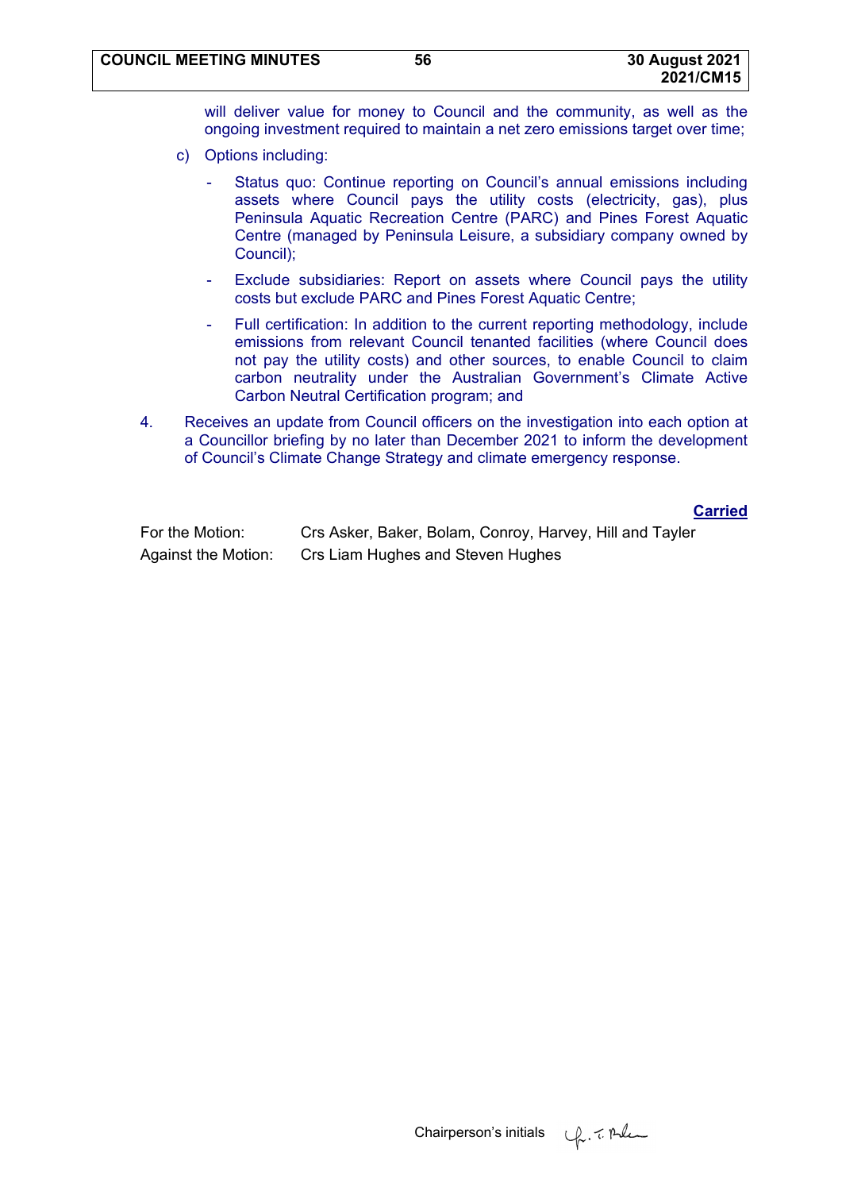will deliver value for money to Council and the community, as well as the ongoing investment required to maintain a net zero emissions target over time;

c) Options including:

- Status quo: Continue reporting on Council's annual emissions including assets where Council pays the utility costs (electricity, gas), plus Peninsula Aquatic Recreation Centre (PARC) and Pines Forest Aquatic Centre (managed by Peninsula Leisure, a subsidiary company owned by Council);
- Exclude subsidiaries: Report on assets where Council pays the utility costs but exclude PARC and Pines Forest Aquatic Centre;
- Full certification: In addition to the current reporting methodology, include emissions from relevant Council tenanted facilities (where Council does not pay the utility costs) and other sources, to enable Council to claim carbon neutrality under the Australian Government's Climate Active Carbon Neutral Certification program; and

4. Receives an update from Council officers on the investigation into each option at a Councillor briefing by no later than December 2021 to inform the development of Council's Climate Change Strategy and climate emergency response.

**Carried**

For the Motion: Crs Asker, Baker, Bolam, Conroy, Harvey, Hill and Tayler

Against the Motion: Crs Liam Hughes and Steven Hughes

Chairperson's initials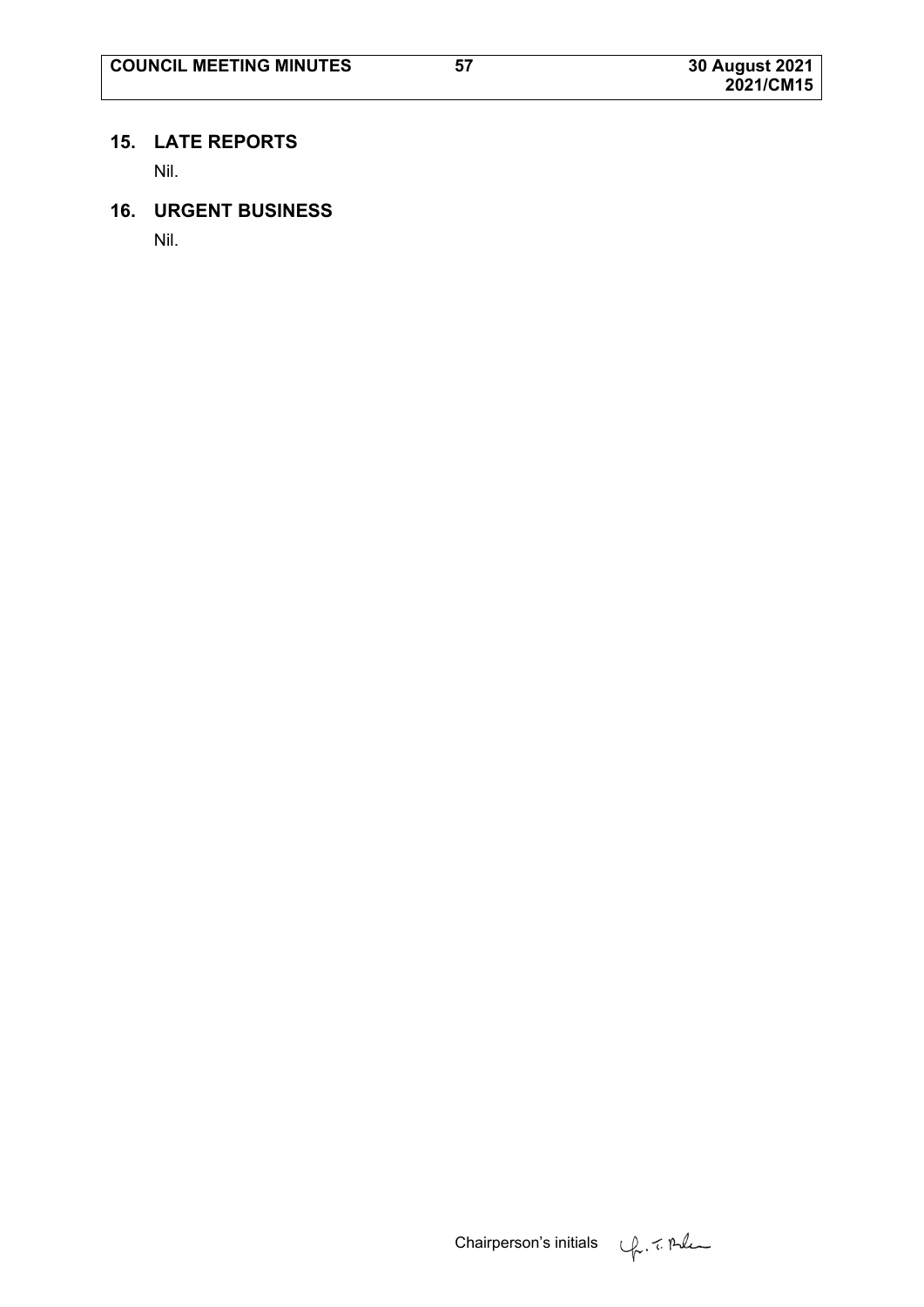## 15. LATE REPORTS

Nil.

## 16. URGENT BUSINESS

Nil.

Chairperson's initials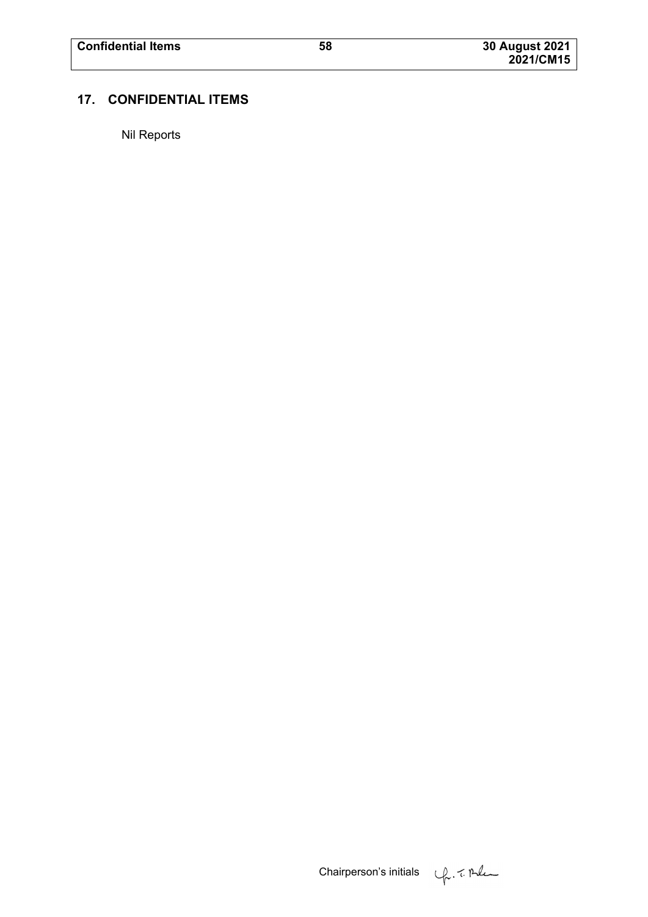## 17. CONFIDENTIAL ITEMS

Nil Reports

Chairperson's initials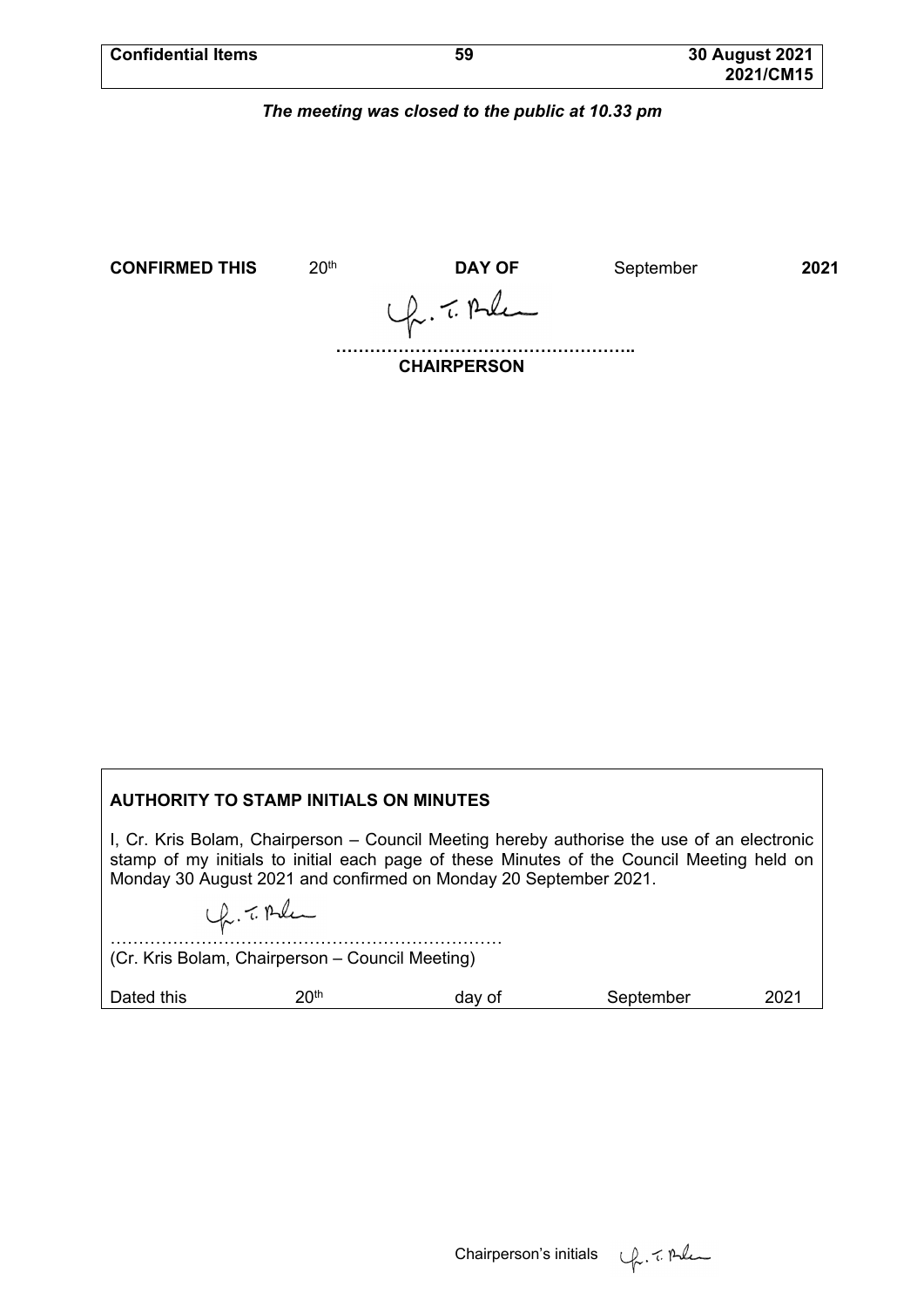*The meeting was closed to the public at 10.33 pm*

**CONFIRMED THIS** 20th **DAY OF** September **2021**

……………………………………………..
**CHAIRPERSON**

**AUTHORITY TO STAMP INITIALS ON MINUTES**

I, Cr. Kris Bolam, Chairperson – Council Meeting hereby authorise the use of an electronic stamp of my initials to initial each page of these Minutes of the Council Meeting held on Monday 30 August 2021 and confirmed on Monday 20 September 2021.

……………………………………………………………
(Cr. Kris Bolam, Chairperson – Council Meeting)

Dated this 20th day of September 2021

Chairperson's initials